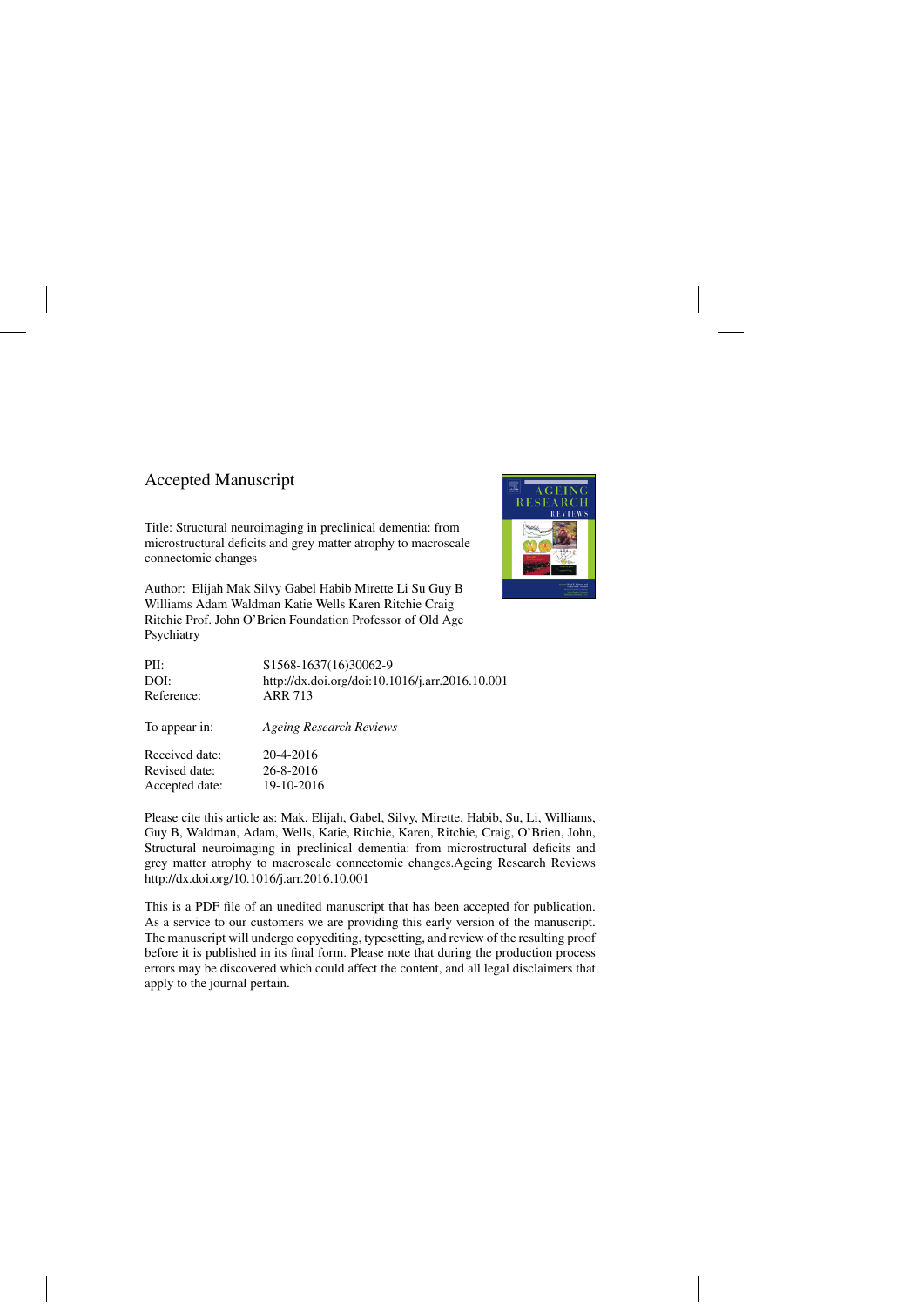Accepted Manuscript

Title: Structural neuroimaging in preclinical dementia: from microstructural deficits and grey matter atrophy to macroscale connectomic changes

Author: Elijah Mak Silvy Gabel Habib Mirette Li Su Guy B Williams Adam Waldman Katie Wells Karen Ritchie Craig Ritchie Prof. John O'Brien Foundation Professor of Old Age Psychiatry

| | |
|---|---|
| PII: | S1568-1637(16)30062-9 |
| DOI: | http://dx.doi.org/doi:10.1016/j.arr.2016.10.001 |
| Reference: | ARR 713 |
| | |
| To appear in: | *Ageing Research Reviews* |
| | |
| Received date: | 20-4-2016 |
| Revised date: | 26-8-2016 |
| Accepted date: | 19-10-2016 |

Please cite this article as: Mak, Elijah, Gabel, Silvy, Mirette, Habib, Su, Li, Williams, Guy B, Waldman, Adam, Wells, Katie, Ritchie, Karen, Ritchie, Craig, O'Brien, John, Structural neuroimaging in preclinical dementia: from microstructural deficits and grey matter atrophy to macroscale connectomic changes.Ageing Research Reviews http://dx.doi.org/10.1016/j.arr.2016.10.001

This is a PDF file of an unedited manuscript that has been accepted for publication. As a service to our customers we are providing this early version of the manuscript. The manuscript will undergo copyediting, typesetting, and review of the resulting proof before it is published in its final form. Please note that during the production process errors may be discovered which could affect the content, and all legal disclaimers that apply to the journal pertain.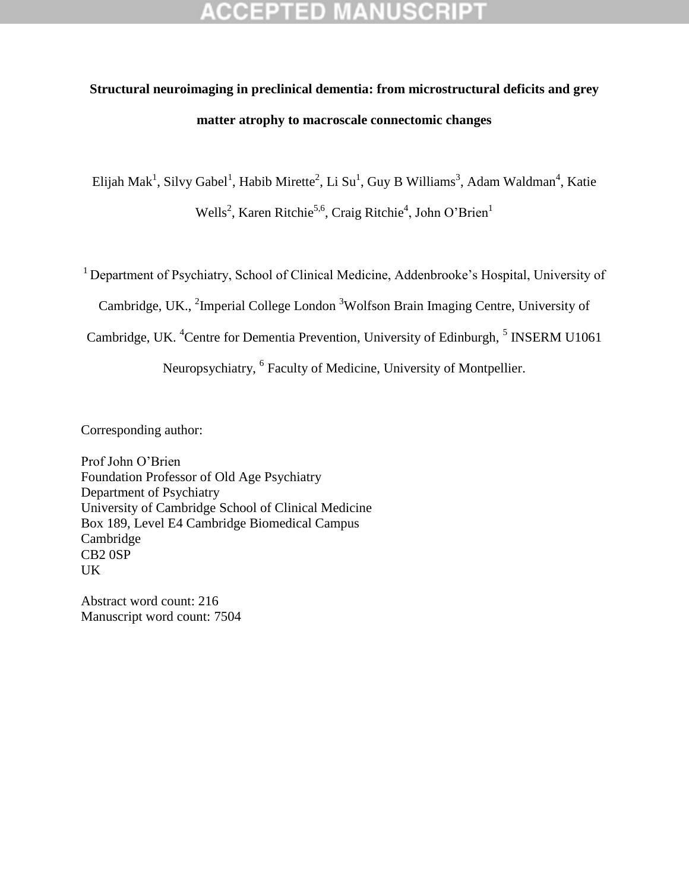**Structural neuroimaging in preclinical dementia: from microstructural deficits and grey matter atrophy to macroscale connectomic changes**

Elijah Mak[1], Silvy Gabel[1], Habib Mirette[2], Li Su[1], Guy B Williams[3], Adam Waldman[4], Katie Wells[2], Karen Ritchie[5,6], Craig Ritchie[4], John O'Brien[1]

[1] Department of Psychiatry, School of Clinical Medicine, Addenbrooke's Hospital, University of Cambridge, UK., [2]Imperial College London [3]Wolfson Brain Imaging Centre, University of Cambridge, UK. [4]Centre for Dementia Prevention, University of Edinburgh, [5] INSERM U1061 Neuropsychiatry, [6] Faculty of Medicine, University of Montpellier.

Corresponding author:

Prof John O'Brien
Foundation Professor of Old Age Psychiatry
Department of Psychiatry
University of Cambridge School of Clinical Medicine
Box 189, Level E4 Cambridge Biomedical Campus
Cambridge
CB2 0SP
UK

Abstract word count: 216
Manuscript word count: 7504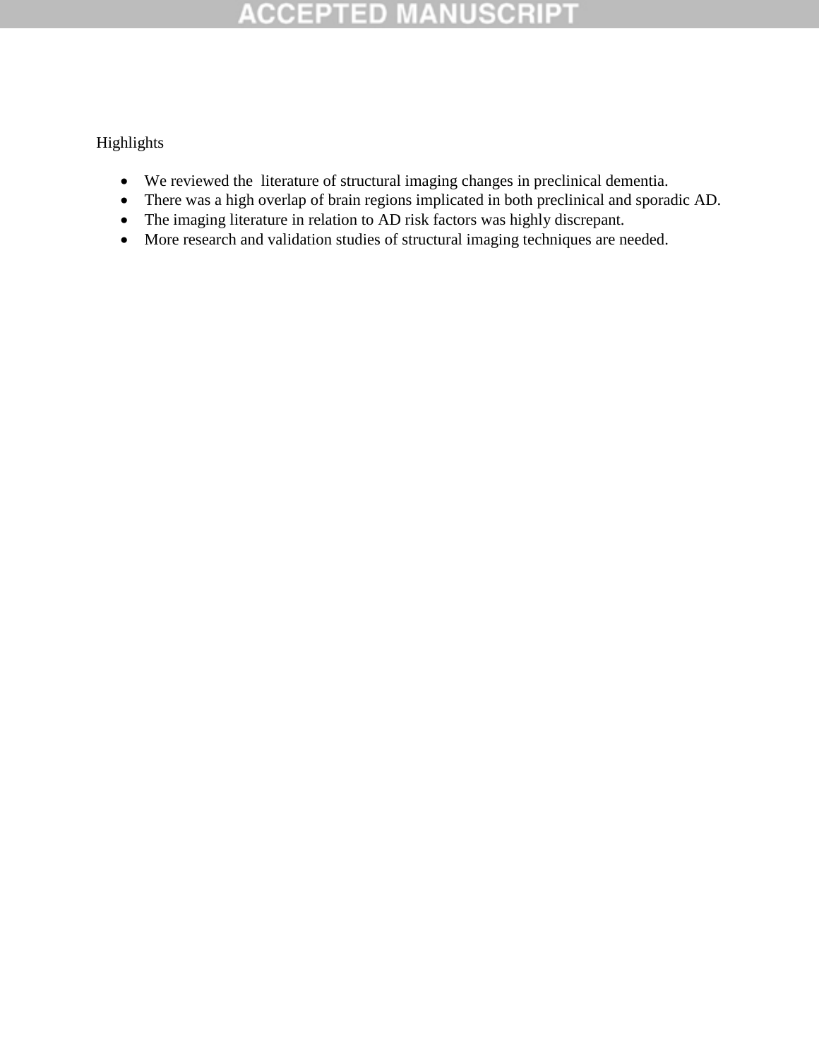Highlights

- We reviewed the literature of structural imaging changes in preclinical dementia.
- There was a high overlap of brain regions implicated in both preclinical and sporadic AD.
- The imaging literature in relation to AD risk factors was highly discrepant.
- More research and validation studies of structural imaging techniques are needed.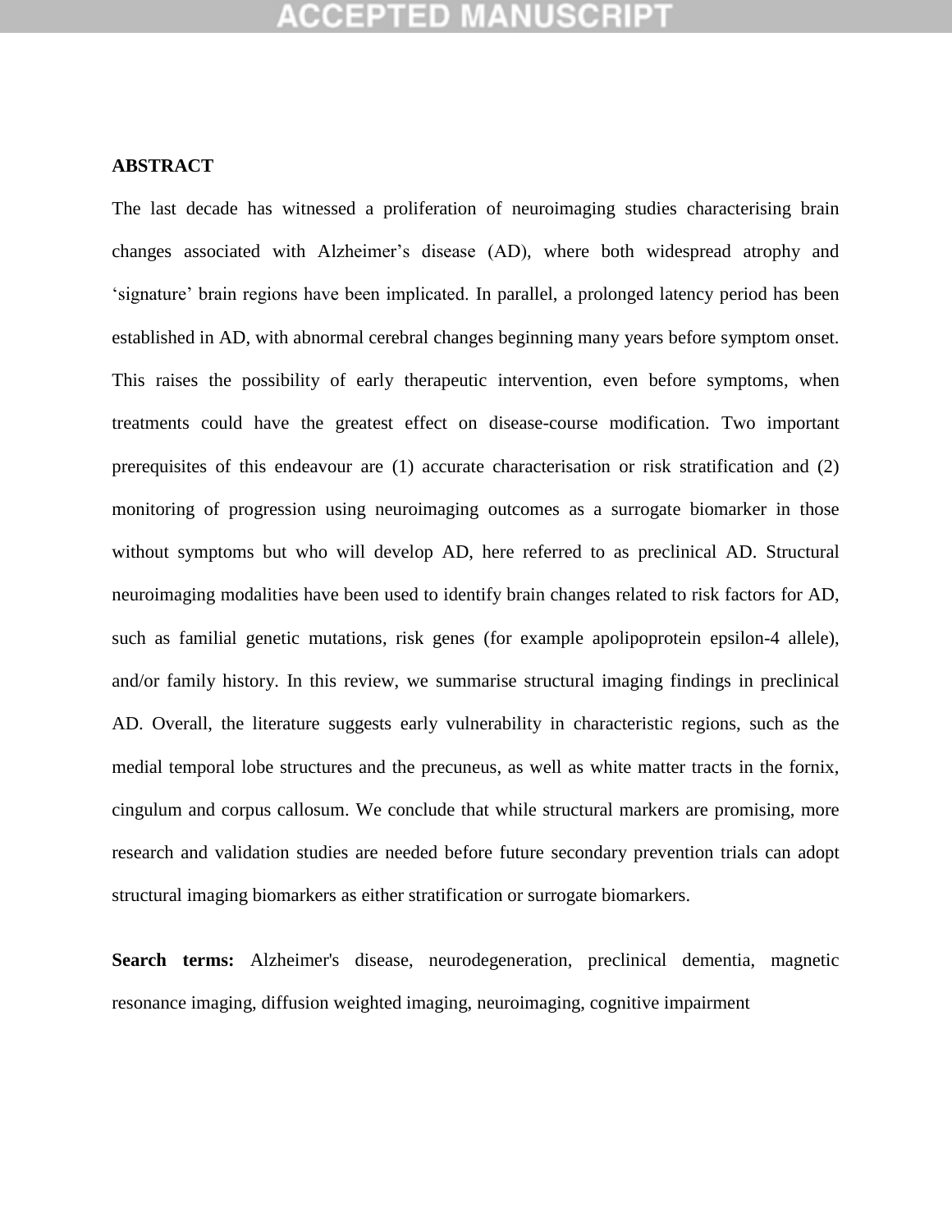## ABSTRACT

The last decade has witnessed a proliferation of neuroimaging studies characterising brain changes associated with Alzheimer's disease (AD), where both widespread atrophy and 'signature' brain regions have been implicated. In parallel, a prolonged latency period has been established in AD, with abnormal cerebral changes beginning many years before symptom onset. This raises the possibility of early therapeutic intervention, even before symptoms, when treatments could have the greatest effect on disease-course modification. Two important prerequisites of this endeavour are (1) accurate characterisation or risk stratification and (2) monitoring of progression using neuroimaging outcomes as a surrogate biomarker in those without symptoms but who will develop AD, here referred to as preclinical AD. Structural neuroimaging modalities have been used to identify brain changes related to risk factors for AD, such as familial genetic mutations, risk genes (for example apolipoprotein epsilon-4 allele), and/or family history. In this review, we summarise structural imaging findings in preclinical AD. Overall, the literature suggests early vulnerability in characteristic regions, such as the medial temporal lobe structures and the precuneus, as well as white matter tracts in the fornix, cingulum and corpus callosum. We conclude that while structural markers are promising, more research and validation studies are needed before future secondary prevention trials can adopt structural imaging biomarkers as either stratification or surrogate biomarkers.

**Search terms:** Alzheimer's disease, neurodegeneration, preclinical dementia, magnetic resonance imaging, diffusion weighted imaging, neuroimaging, cognitive impairment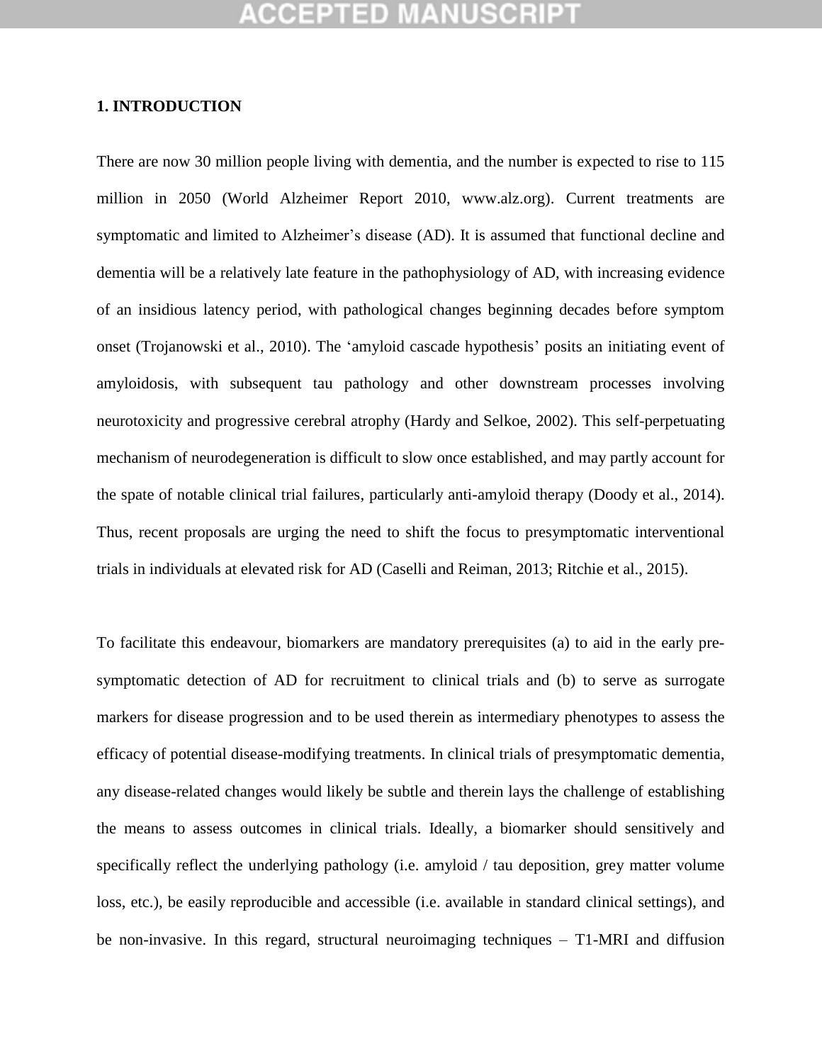## 1. INTRODUCTION

There are now 30 million people living with dementia, and the number is expected to rise to 115 million in 2050 (World Alzheimer Report 2010, www.alz.org). Current treatments are symptomatic and limited to Alzheimer's disease (AD). It is assumed that functional decline and dementia will be a relatively late feature in the pathophysiology of AD, with increasing evidence of an insidious latency period, with pathological changes beginning decades before symptom onset (Trojanowski et al., 2010). The 'amyloid cascade hypothesis' posits an initiating event of amyloidosis, with subsequent tau pathology and other downstream processes involving neurotoxicity and progressive cerebral atrophy (Hardy and Selkoe, 2002). This self-perpetuating mechanism of neurodegeneration is difficult to slow once established, and may partly account for the spate of notable clinical trial failures, particularly anti-amyloid therapy (Doody et al., 2014). Thus, recent proposals are urging the need to shift the focus to presymptomatic interventional trials in individuals at elevated risk for AD (Caselli and Reiman, 2013; Ritchie et al., 2015).

To facilitate this endeavour, biomarkers are mandatory prerequisites (a) to aid in the early pre-symptomatic detection of AD for recruitment to clinical trials and (b) to serve as surrogate markers for disease progression and to be used therein as intermediary phenotypes to assess the efficacy of potential disease-modifying treatments. In clinical trials of presymptomatic dementia, any disease-related changes would likely be subtle and therein lays the challenge of establishing the means to assess outcomes in clinical trials. Ideally, a biomarker should sensitively and specifically reflect the underlying pathology (i.e. amyloid / tau deposition, grey matter volume loss, etc.), be easily reproducible and accessible (i.e. available in standard clinical settings), and be non-invasive. In this regard, structural neuroimaging techniques – T1-MRI and diffusion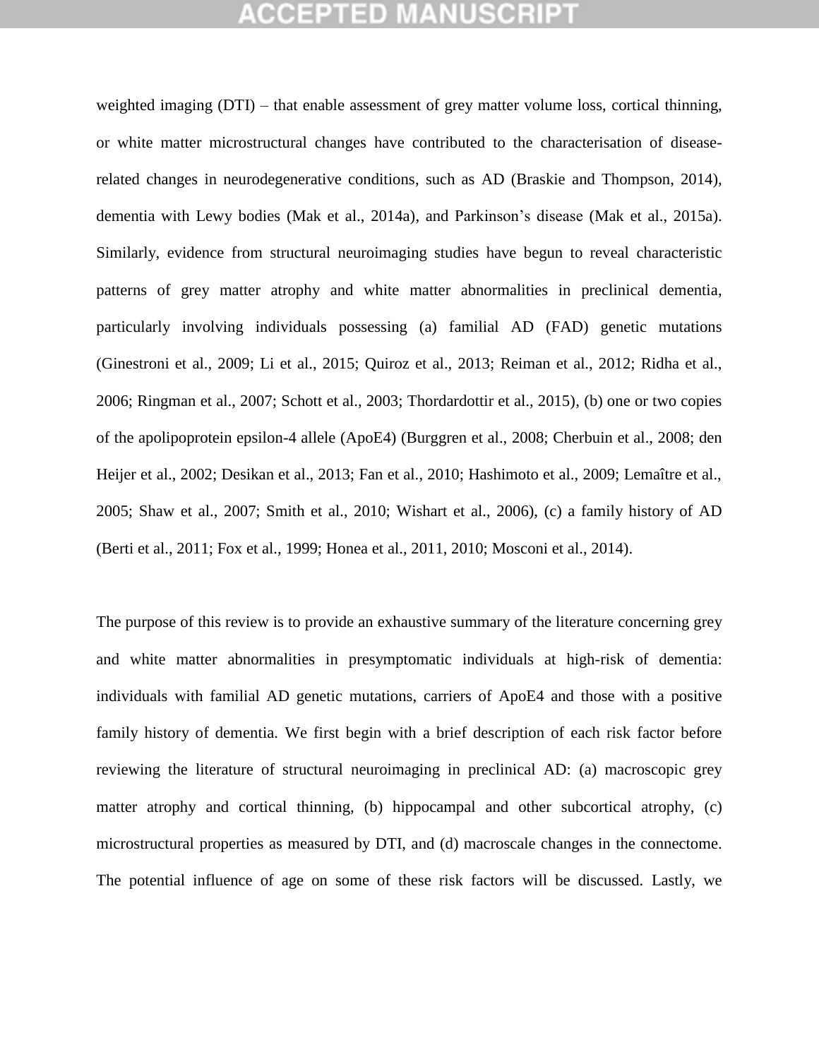weighted imaging (DTI) – that enable assessment of grey matter volume loss, cortical thinning, or white matter microstructural changes have contributed to the characterisation of disease-related changes in neurodegenerative conditions, such as AD (Braskie and Thompson, 2014), dementia with Lewy bodies (Mak et al., 2014a), and Parkinson's disease (Mak et al., 2015a). Similarly, evidence from structural neuroimaging studies have begun to reveal characteristic patterns of grey matter atrophy and white matter abnormalities in preclinical dementia, particularly involving individuals possessing (a) familial AD (FAD) genetic mutations (Ginestroni et al., 2009; Li et al., 2015; Quiroz et al., 2013; Reiman et al., 2012; Ridha et al., 2006; Ringman et al., 2007; Schott et al., 2003; Thordardottir et al., 2015), (b) one or two copies of the apolipoprotein epsilon-4 allele (ApoE4) (Burggren et al., 2008; Cherbuin et al., 2008; den Heijer et al., 2002; Desikan et al., 2013; Fan et al., 2010; Hashimoto et al., 2009; Lemaître et al., 2005; Shaw et al., 2007; Smith et al., 2010; Wishart et al., 2006), (c) a family history of AD (Berti et al., 2011; Fox et al., 1999; Honea et al., 2011, 2010; Mosconi et al., 2014).

The purpose of this review is to provide an exhaustive summary of the literature concerning grey and white matter abnormalities in presymptomatic individuals at high-risk of dementia: individuals with familial AD genetic mutations, carriers of ApoE4 and those with a positive family history of dementia. We first begin with a brief description of each risk factor before reviewing the literature of structural neuroimaging in preclinical AD: (a) macroscopic grey matter atrophy and cortical thinning, (b) hippocampal and other subcortical atrophy, (c) microstructural properties as measured by DTI, and (d) macroscale changes in the connectome. The potential influence of age on some of these risk factors will be discussed. Lastly, we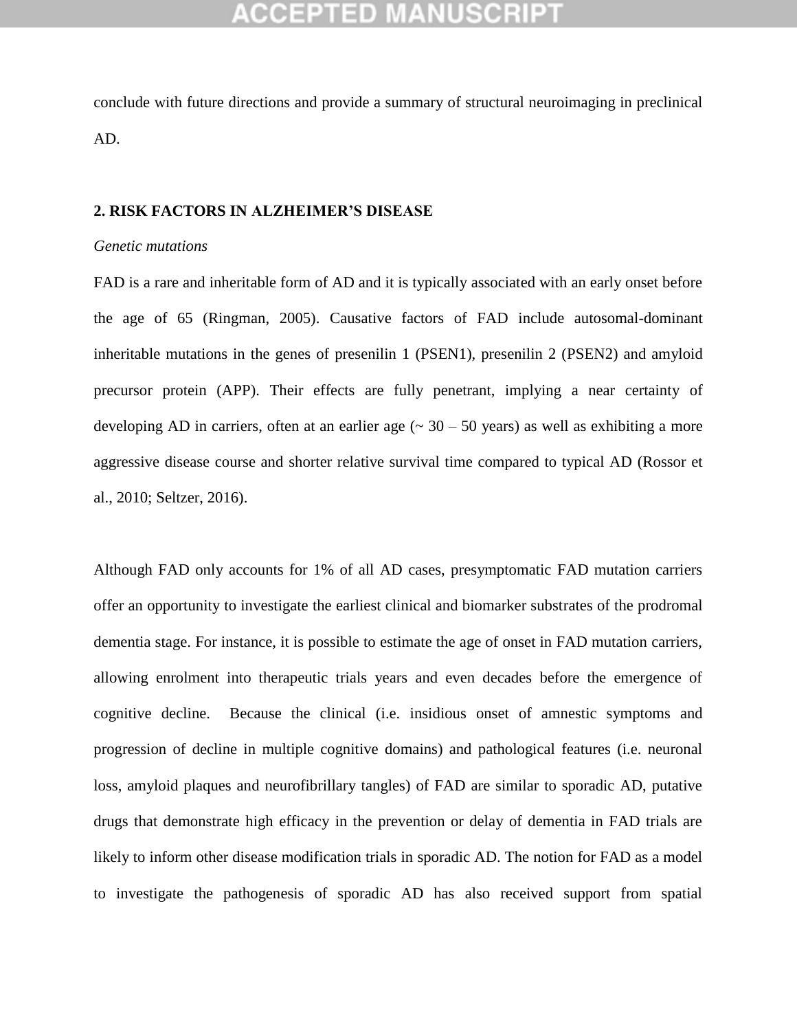conclude with future directions and provide a summary of structural neuroimaging in preclinical AD.

## 2. RISK FACTORS IN ALZHEIMER'S DISEASE

*Genetic mutations*

FAD is a rare and inheritable form of AD and it is typically associated with an early onset before the age of 65 (Ringman, 2005). Causative factors of FAD include autosomal-dominant inheritable mutations in the genes of presenilin 1 (PSEN1), presenilin 2 (PSEN2) and amyloid precursor protein (APP). Their effects are fully penetrant, implying a near certainty of developing AD in carriers, often at an earlier age (~ 30 – 50 years) as well as exhibiting a more aggressive disease course and shorter relative survival time compared to typical AD (Rossor et al., 2010; Seltzer, 2016).

Although FAD only accounts for 1% of all AD cases, presymptomatic FAD mutation carriers offer an opportunity to investigate the earliest clinical and biomarker substrates of the prodromal dementia stage. For instance, it is possible to estimate the age of onset in FAD mutation carriers, allowing enrolment into therapeutic trials years and even decades before the emergence of cognitive decline. Because the clinical (i.e. insidious onset of amnestic symptoms and progression of decline in multiple cognitive domains) and pathological features (i.e. neuronal loss, amyloid plaques and neurofibrillary tangles) of FAD are similar to sporadic AD, putative drugs that demonstrate high efficacy in the prevention or delay of dementia in FAD trials are likely to inform other disease modification trials in sporadic AD. The notion for FAD as a model to investigate the pathogenesis of sporadic AD has also received support from spatial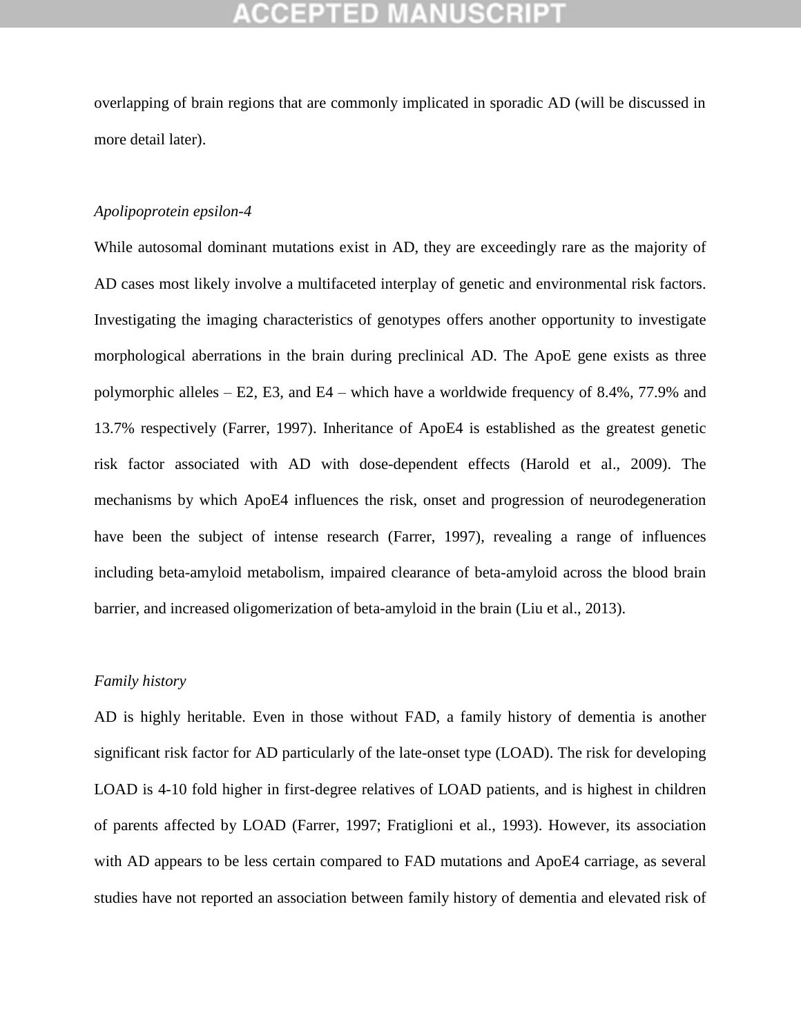overlapping of brain regions that are commonly implicated in sporadic AD (will be discussed in more detail later).

*Apolipoprotein epsilon-4*

While autosomal dominant mutations exist in AD, they are exceedingly rare as the majority of AD cases most likely involve a multifaceted interplay of genetic and environmental risk factors. Investigating the imaging characteristics of genotypes offers another opportunity to investigate morphological aberrations in the brain during preclinical AD. The ApoE gene exists as three polymorphic alleles – E2, E3, and E4 – which have a worldwide frequency of 8.4%, 77.9% and 13.7% respectively (Farrer, 1997). Inheritance of ApoE4 is established as the greatest genetic risk factor associated with AD with dose-dependent effects (Harold et al., 2009). The mechanisms by which ApoE4 influences the risk, onset and progression of neurodegeneration have been the subject of intense research (Farrer, 1997), revealing a range of influences including beta-amyloid metabolism, impaired clearance of beta-amyloid across the blood brain barrier, and increased oligomerization of beta-amyloid in the brain (Liu et al., 2013).

*Family history*

AD is highly heritable. Even in those without FAD, a family history of dementia is another significant risk factor for AD particularly of the late-onset type (LOAD). The risk for developing LOAD is 4-10 fold higher in first-degree relatives of LOAD patients, and is highest in children of parents affected by LOAD (Farrer, 1997; Fratiglioni et al., 1993). However, its association with AD appears to be less certain compared to FAD mutations and ApoE4 carriage, as several studies have not reported an association between family history of dementia and elevated risk of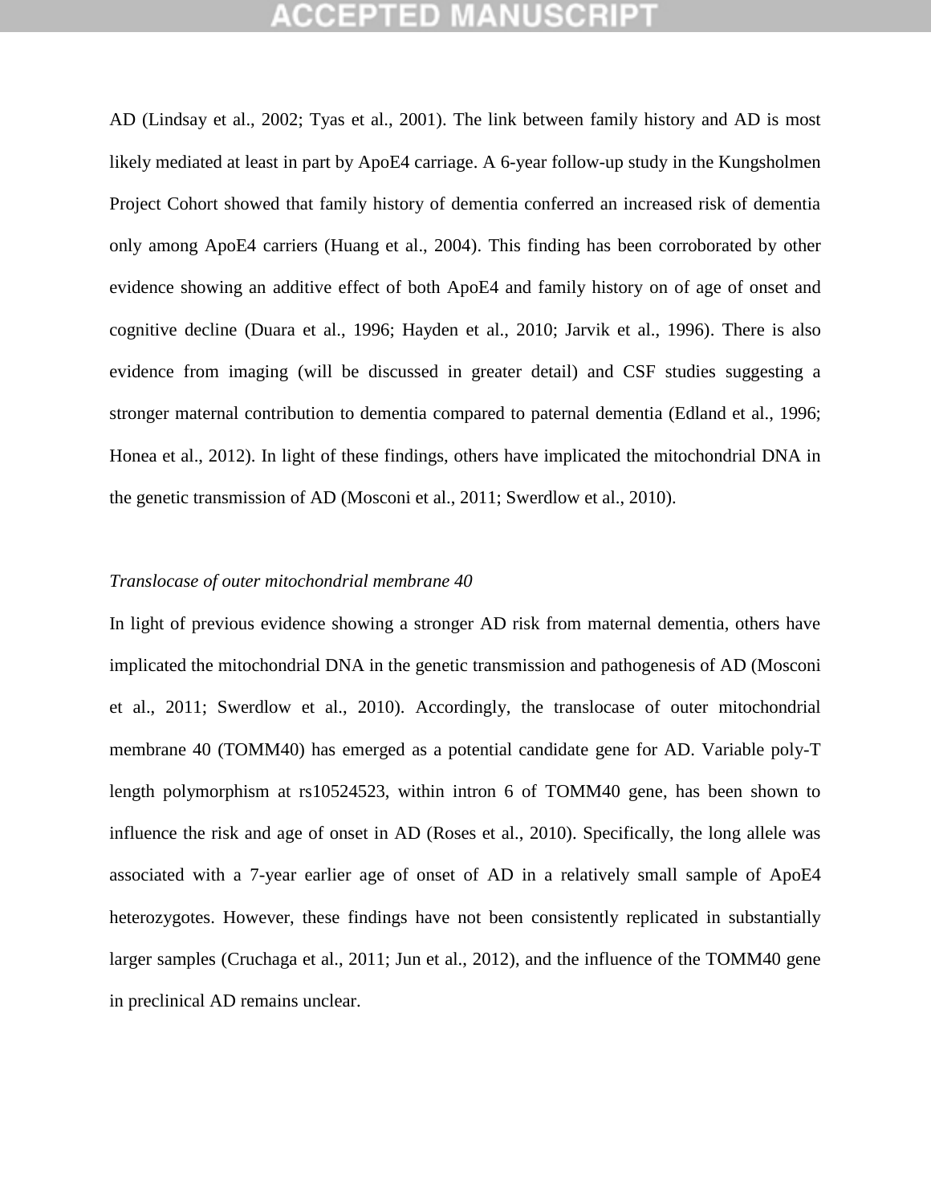AD (Lindsay et al., 2002; Tyas et al., 2001). The link between family history and AD is most likely mediated at least in part by ApoE4 carriage. A 6-year follow-up study in the Kungsholmen Project Cohort showed that family history of dementia conferred an increased risk of dementia only among ApoE4 carriers (Huang et al., 2004). This finding has been corroborated by other evidence showing an additive effect of both ApoE4 and family history on of age of onset and cognitive decline (Duara et al., 1996; Hayden et al., 2010; Jarvik et al., 1996). There is also evidence from imaging (will be discussed in greater detail) and CSF studies suggesting a stronger maternal contribution to dementia compared to paternal dementia (Edland et al., 1996; Honea et al., 2012). In light of these findings, others have implicated the mitochondrial DNA in the genetic transmission of AD (Mosconi et al., 2011; Swerdlow et al., 2010).

*Translocase of outer mitochondrial membrane 40*

In light of previous evidence showing a stronger AD risk from maternal dementia, others have implicated the mitochondrial DNA in the genetic transmission and pathogenesis of AD (Mosconi et al., 2011; Swerdlow et al., 2010). Accordingly, the translocase of outer mitochondrial membrane 40 (TOMM40) has emerged as a potential candidate gene for AD. Variable poly-T length polymorphism at rs10524523, within intron 6 of TOMM40 gene, has been shown to influence the risk and age of onset in AD (Roses et al., 2010). Specifically, the long allele was associated with a 7-year earlier age of onset of AD in a relatively small sample of ApoE4 heterozygotes. However, these findings have not been consistently replicated in substantially larger samples (Cruchaga et al., 2011; Jun et al., 2012), and the influence of the TOMM40 gene in preclinical AD remains unclear.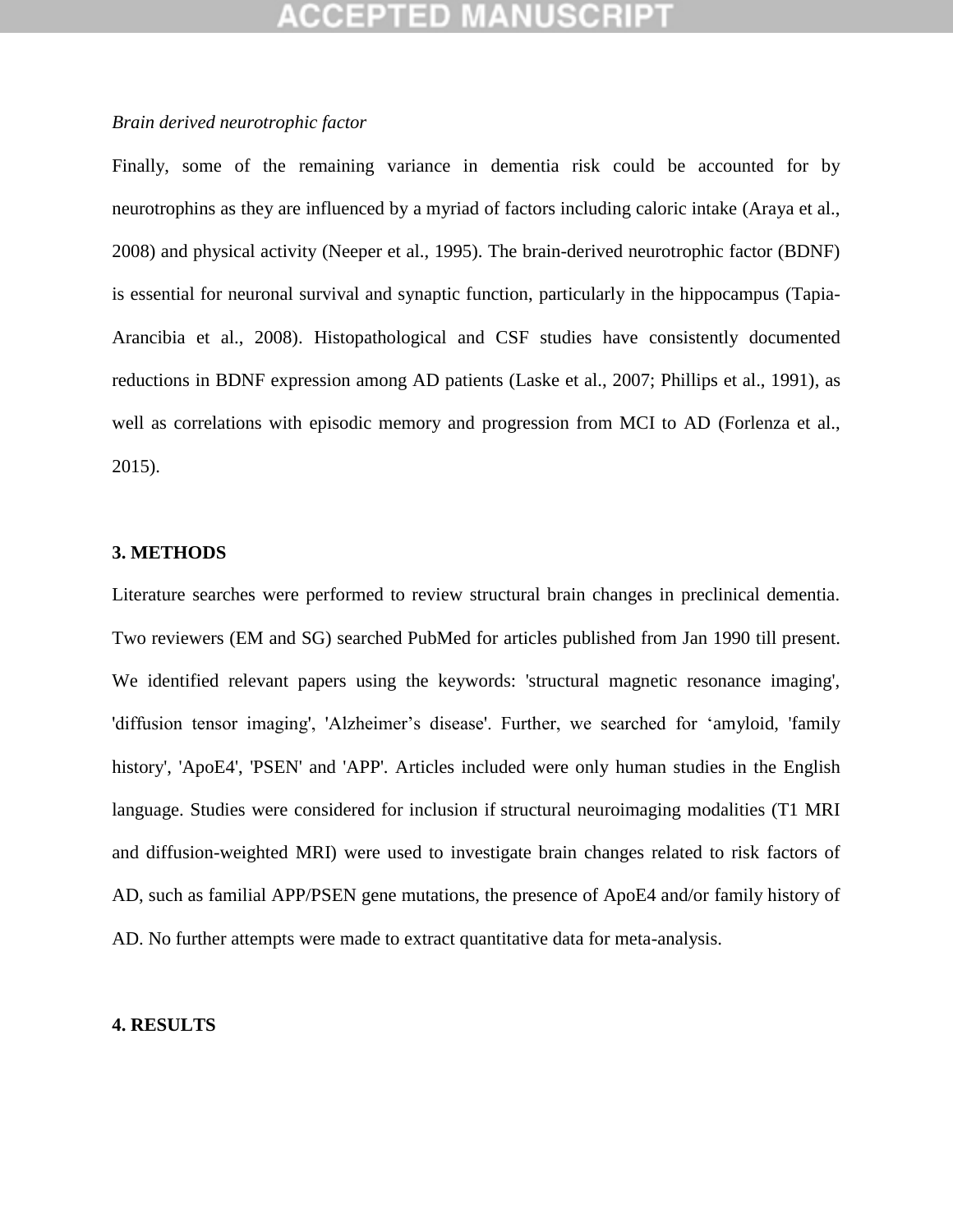*Brain derived neurotrophic factor*

Finally, some of the remaining variance in dementia risk could be accounted for by neurotrophins as they are influenced by a myriad of factors including caloric intake (Araya et al., 2008) and physical activity (Neeper et al., 1995). The brain-derived neurotrophic factor (BDNF) is essential for neuronal survival and synaptic function, particularly in the hippocampus (Tapia-Arancibia et al., 2008). Histopathological and CSF studies have consistently documented reductions in BDNF expression among AD patients (Laske et al., 2007; Phillips et al., 1991), as well as correlations with episodic memory and progression from MCI to AD (Forlenza et al., 2015).

## 3. METHODS

Literature searches were performed to review structural brain changes in preclinical dementia. Two reviewers (EM and SG) searched PubMed for articles published from Jan 1990 till present. We identified relevant papers using the keywords: 'structural magnetic resonance imaging', 'diffusion tensor imaging', 'Alzheimer's disease'. Further, we searched for 'amyloid, 'family history', 'ApoE4', 'PSEN' and 'APP'. Articles included were only human studies in the English language. Studies were considered for inclusion if structural neuroimaging modalities (T1 MRI and diffusion-weighted MRI) were used to investigate brain changes related to risk factors of AD, such as familial APP/PSEN gene mutations, the presence of ApoE4 and/or family history of AD. No further attempts were made to extract quantitative data for meta-analysis.

## 4. RESULTS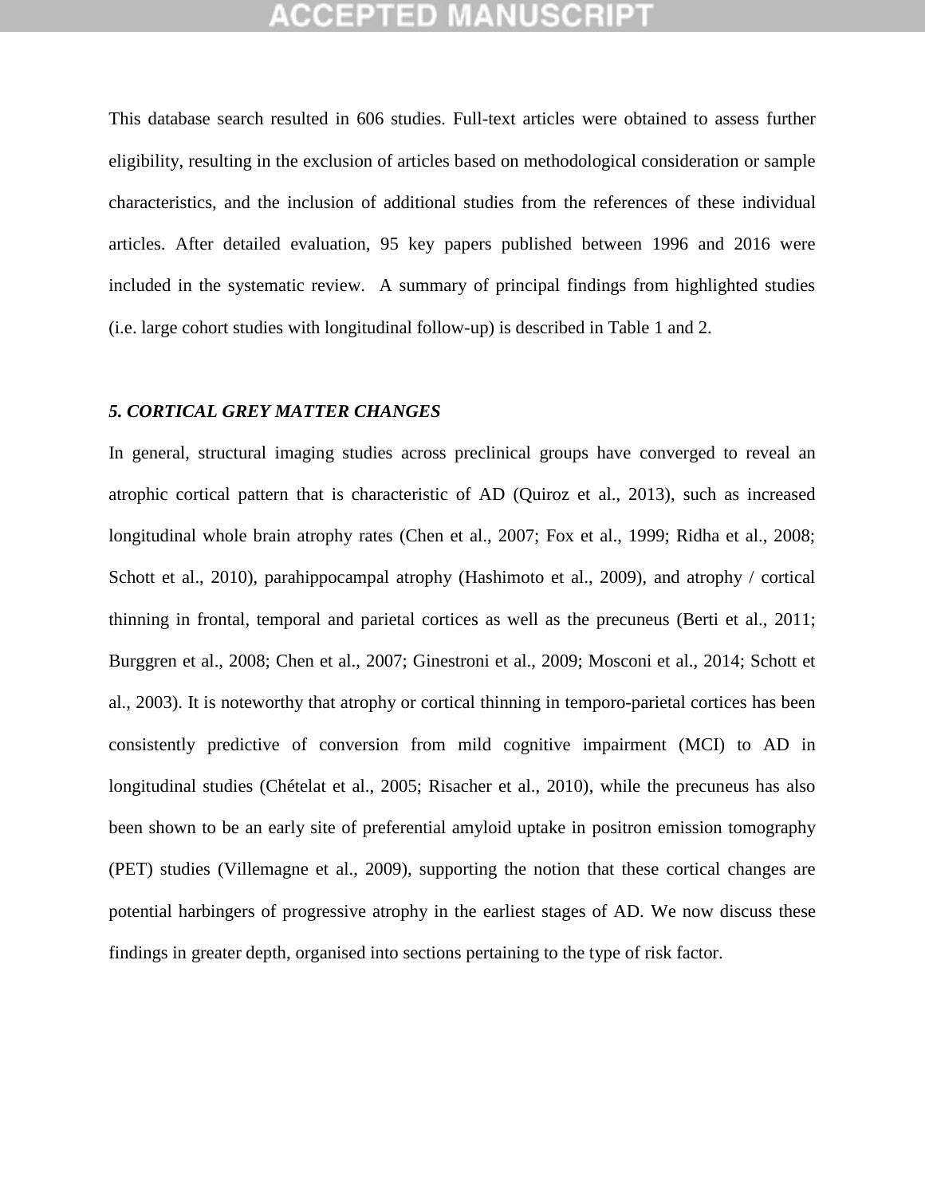This database search resulted in 606 studies. Full-text articles were obtained to assess further eligibility, resulting in the exclusion of articles based on methodological consideration or sample characteristics, and the inclusion of additional studies from the references of these individual articles. After detailed evaluation, 95 key papers published between 1996 and 2016 were included in the systematic review. A summary of principal findings from highlighted studies (i.e. large cohort studies with longitudinal follow-up) is described in Table 1 and 2.

### *5. CORTICAL GREY MATTER CHANGES*

In general, structural imaging studies across preclinical groups have converged to reveal an atrophic cortical pattern that is characteristic of AD (Quiroz et al., 2013), such as increased longitudinal whole brain atrophy rates (Chen et al., 2007; Fox et al., 1999; Ridha et al., 2008; Schott et al., 2010), parahippocampal atrophy (Hashimoto et al., 2009), and atrophy / cortical thinning in frontal, temporal and parietal cortices as well as the precuneus (Berti et al., 2011; Burggren et al., 2008; Chen et al., 2007; Ginestroni et al., 2009; Mosconi et al., 2014; Schott et al., 2003). It is noteworthy that atrophy or cortical thinning in temporo-parietal cortices has been consistently predictive of conversion from mild cognitive impairment (MCI) to AD in longitudinal studies (Chételat et al., 2005; Risacher et al., 2010), while the precuneus has also been shown to be an early site of preferential amyloid uptake in positron emission tomography (PET) studies (Villemagne et al., 2009), supporting the notion that these cortical changes are potential harbingers of progressive atrophy in the earliest stages of AD. We now discuss these findings in greater depth, organised into sections pertaining to the type of risk factor.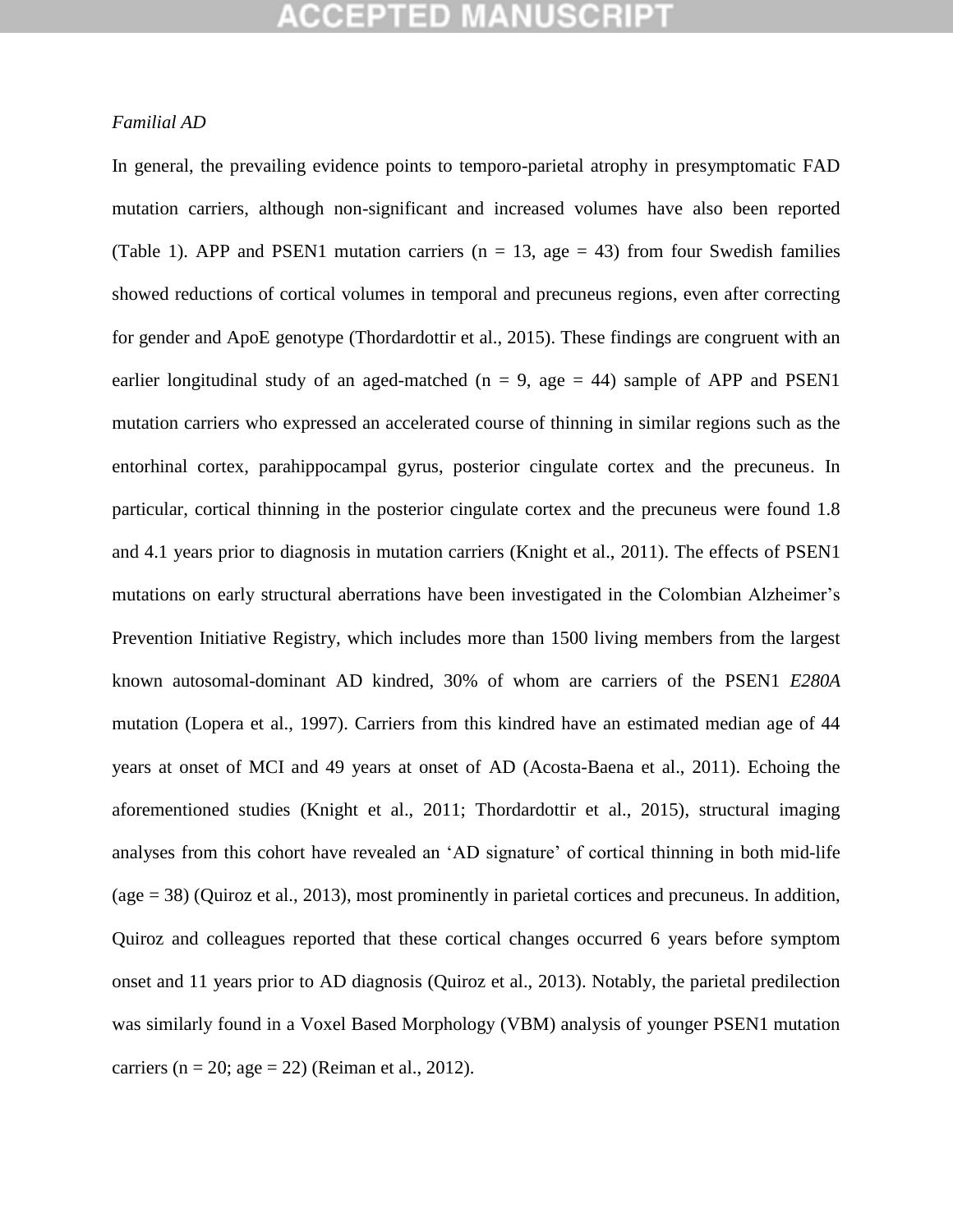*Familial AD*

In general, the prevailing evidence points to temporo-parietal atrophy in presymptomatic FAD mutation carriers, although non-significant and increased volumes have also been reported (Table 1). APP and PSEN1 mutation carriers (n = 13, age = 43) from four Swedish families showed reductions of cortical volumes in temporal and precuneus regions, even after correcting for gender and ApoE genotype (Thordardottir et al., 2015). These findings are congruent with an earlier longitudinal study of an aged-matched (n = 9, age = 44) sample of APP and PSEN1 mutation carriers who expressed an accelerated course of thinning in similar regions such as the entorhinal cortex, parahippocampal gyrus, posterior cingulate cortex and the precuneus. In particular, cortical thinning in the posterior cingulate cortex and the precuneus were found 1.8 and 4.1 years prior to diagnosis in mutation carriers (Knight et al., 2011). The effects of PSEN1 mutations on early structural aberrations have been investigated in the Colombian Alzheimer's Prevention Initiative Registry, which includes more than 1500 living members from the largest known autosomal-dominant AD kindred, 30% of whom are carriers of the PSEN1 *E280A* mutation (Lopera et al., 1997). Carriers from this kindred have an estimated median age of 44 years at onset of MCI and 49 years at onset of AD (Acosta-Baena et al., 2011). Echoing the aforementioned studies (Knight et al., 2011; Thordardottir et al., 2015), structural imaging analyses from this cohort have revealed an 'AD signature' of cortical thinning in both mid-life (age = 38) (Quiroz et al., 2013), most prominently in parietal cortices and precuneus. In addition, Quiroz and colleagues reported that these cortical changes occurred 6 years before symptom onset and 11 years prior to AD diagnosis (Quiroz et al., 2013). Notably, the parietal predilection was similarly found in a Voxel Based Morphology (VBM) analysis of younger PSEN1 mutation carriers (n = 20; age = 22) (Reiman et al., 2012).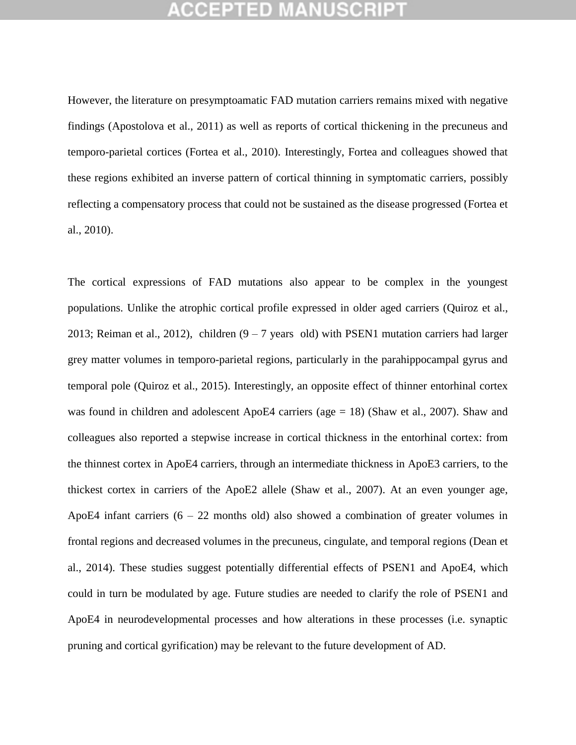However, the literature on presymptoamatic FAD mutation carriers remains mixed with negative findings (Apostolova et al., 2011) as well as reports of cortical thickening in the precuneus and temporo-parietal cortices (Fortea et al., 2010). Interestingly, Fortea and colleagues showed that these regions exhibited an inverse pattern of cortical thinning in symptomatic carriers, possibly reflecting a compensatory process that could not be sustained as the disease progressed (Fortea et al., 2010).

The cortical expressions of FAD mutations also appear to be complex in the youngest populations. Unlike the atrophic cortical profile expressed in older aged carriers (Quiroz et al., 2013; Reiman et al., 2012), children (9 – 7 years old) with PSEN1 mutation carriers had larger grey matter volumes in temporo-parietal regions, particularly in the parahippocampal gyrus and temporal pole (Quiroz et al., 2015). Interestingly, an opposite effect of thinner entorhinal cortex was found in children and adolescent ApoE4 carriers (age = 18) (Shaw et al., 2007). Shaw and colleagues also reported a stepwise increase in cortical thickness in the entorhinal cortex: from the thinnest cortex in ApoE4 carriers, through an intermediate thickness in ApoE3 carriers, to the thickest cortex in carriers of the ApoE2 allele (Shaw et al., 2007). At an even younger age, ApoE4 infant carriers (6 – 22 months old) also showed a combination of greater volumes in frontal regions and decreased volumes in the precuneus, cingulate, and temporal regions (Dean et al., 2014). These studies suggest potentially differential effects of PSEN1 and ApoE4, which could in turn be modulated by age. Future studies are needed to clarify the role of PSEN1 and ApoE4 in neurodevelopmental processes and how alterations in these processes (i.e. synaptic pruning and cortical gyrification) may be relevant to the future development of AD.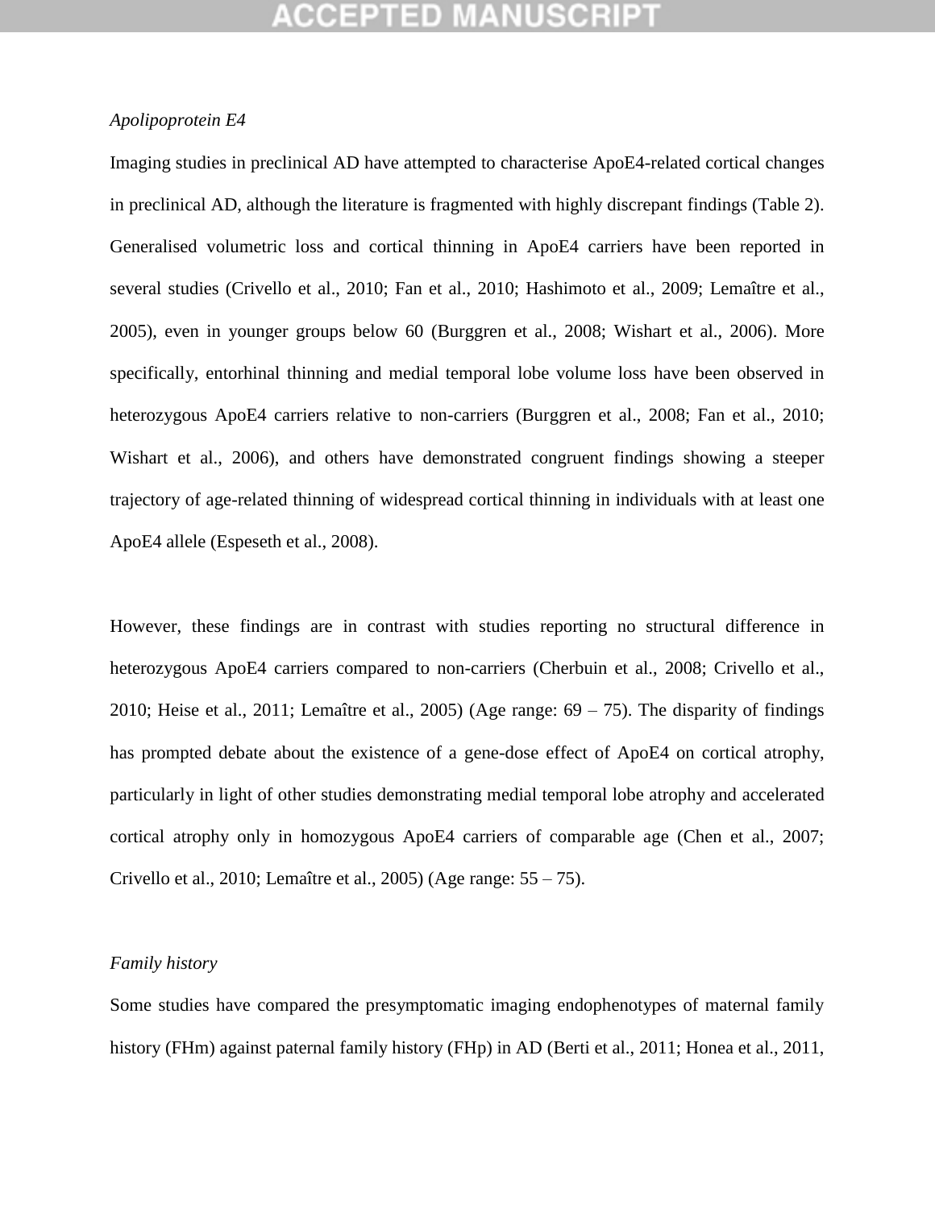*Apolipoprotein E4*

Imaging studies in preclinical AD have attempted to characterise ApoE4-related cortical changes in preclinical AD, although the literature is fragmented with highly discrepant findings (Table 2). Generalised volumetric loss and cortical thinning in ApoE4 carriers have been reported in several studies (Crivello et al., 2010; Fan et al., 2010; Hashimoto et al., 2009; Lemaître et al., 2005), even in younger groups below 60 (Burggren et al., 2008; Wishart et al., 2006). More specifically, entorhinal thinning and medial temporal lobe volume loss have been observed in heterozygous ApoE4 carriers relative to non-carriers (Burggren et al., 2008; Fan et al., 2010; Wishart et al., 2006), and others have demonstrated congruent findings showing a steeper trajectory of age-related thinning of widespread cortical thinning in individuals with at least one ApoE4 allele (Espeseth et al., 2008).

However, these findings are in contrast with studies reporting no structural difference in heterozygous ApoE4 carriers compared to non-carriers (Cherbuin et al., 2008; Crivello et al., 2010; Heise et al., 2011; Lemaître et al., 2005) (Age range: 69 – 75). The disparity of findings has prompted debate about the existence of a gene-dose effect of ApoE4 on cortical atrophy, particularly in light of other studies demonstrating medial temporal lobe atrophy and accelerated cortical atrophy only in homozygous ApoE4 carriers of comparable age (Chen et al., 2007; Crivello et al., 2010; Lemaître et al., 2005) (Age range: 55 – 75).

*Family history*

Some studies have compared the presymptomatic imaging endophenotypes of maternal family history (FHm) against paternal family history (FHp) in AD (Berti et al., 2011; Honea et al., 2011,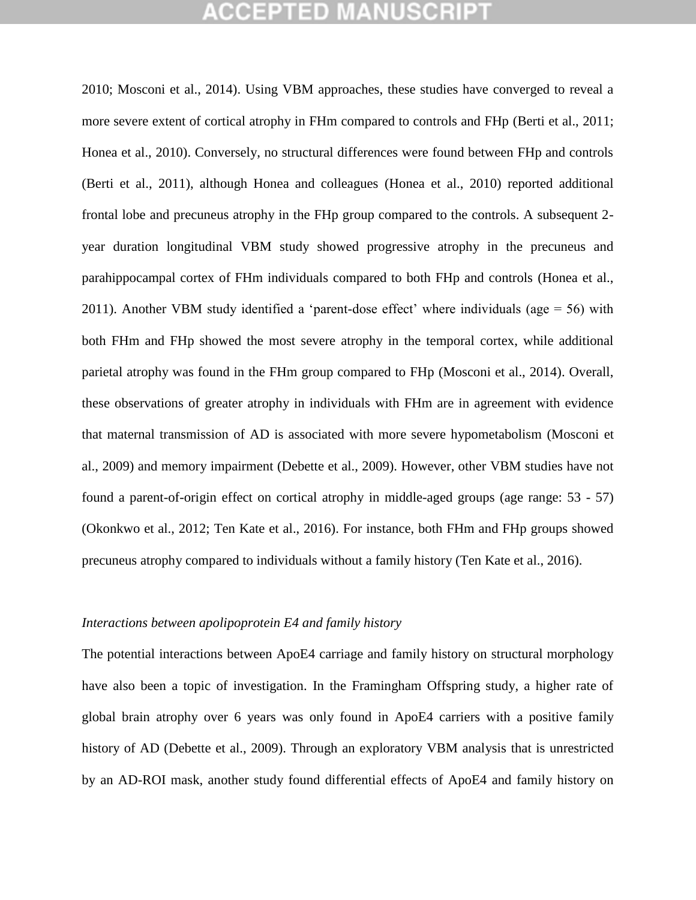2010; Mosconi et al., 2014). Using VBM approaches, these studies have converged to reveal a more severe extent of cortical atrophy in FHm compared to controls and FHp (Berti et al., 2011; Honea et al., 2010). Conversely, no structural differences were found between FHp and controls (Berti et al., 2011), although Honea and colleagues (Honea et al., 2010) reported additional frontal lobe and precuneus atrophy in the FHp group compared to the controls. A subsequent 2-year duration longitudinal VBM study showed progressive atrophy in the precuneus and parahippocampal cortex of FHm individuals compared to both FHp and controls (Honea et al., 2011). Another VBM study identified a 'parent-dose effect' where individuals (age = 56) with both FHm and FHp showed the most severe atrophy in the temporal cortex, while additional parietal atrophy was found in the FHm group compared to FHp (Mosconi et al., 2014). Overall, these observations of greater atrophy in individuals with FHm are in agreement with evidence that maternal transmission of AD is associated with more severe hypometabolism (Mosconi et al., 2009) and memory impairment (Debette et al., 2009). However, other VBM studies have not found a parent-of-origin effect on cortical atrophy in middle-aged groups (age range: 53 - 57) (Okonkwo et al., 2012; Ten Kate et al., 2016). For instance, both FHm and FHp groups showed precuneus atrophy compared to individuals without a family history (Ten Kate et al., 2016).

*Interactions between apolipoprotein E4 and family history*

The potential interactions between ApoE4 carriage and family history on structural morphology have also been a topic of investigation. In the Framingham Offspring study, a higher rate of global brain atrophy over 6 years was only found in ApoE4 carriers with a positive family history of AD (Debette et al., 2009). Through an exploratory VBM analysis that is unrestricted by an AD-ROI mask, another study found differential effects of ApoE4 and family history on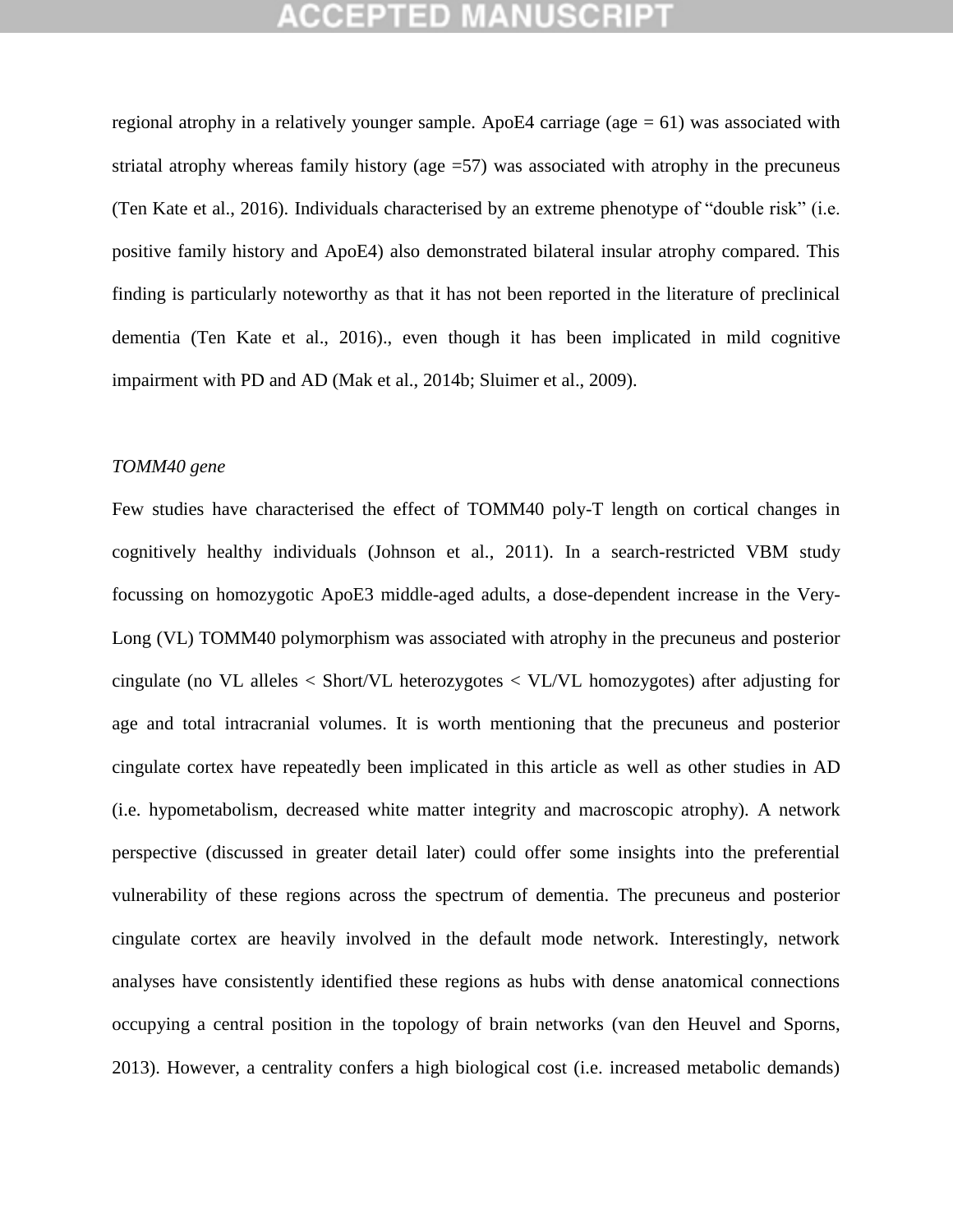regional atrophy in a relatively younger sample. ApoE4 carriage (age = 61) was associated with striatal atrophy whereas family history (age =57) was associated with atrophy in the precuneus (Ten Kate et al., 2016). Individuals characterised by an extreme phenotype of "double risk" (i.e. positive family history and ApoE4) also demonstrated bilateral insular atrophy compared. This finding is particularly noteworthy as that it has not been reported in the literature of preclinical dementia (Ten Kate et al., 2016)., even though it has been implicated in mild cognitive impairment with PD and AD (Mak et al., 2014b; Sluimer et al., 2009).

*TOMM40 gene*

Few studies have characterised the effect of TOMM40 poly-T length on cortical changes in cognitively healthy individuals (Johnson et al., 2011). In a search-restricted VBM study focussing on homozygotic ApoE3 middle-aged adults, a dose-dependent increase in the Very-Long (VL) TOMM40 polymorphism was associated with atrophy in the precuneus and posterior cingulate (no VL alleles < Short/VL heterozygotes < VL/VL homozygotes) after adjusting for age and total intracranial volumes. It is worth mentioning that the precuneus and posterior cingulate cortex have repeatedly been implicated in this article as well as other studies in AD (i.e. hypometabolism, decreased white matter integrity and macroscopic atrophy). A network perspective (discussed in greater detail later) could offer some insights into the preferential vulnerability of these regions across the spectrum of dementia. The precuneus and posterior cingulate cortex are heavily involved in the default mode network. Interestingly, network analyses have consistently identified these regions as hubs with dense anatomical connections occupying a central position in the topology of brain networks (van den Heuvel and Sporns, 2013). However, a centrality confers a high biological cost (i.e. increased metabolic demands)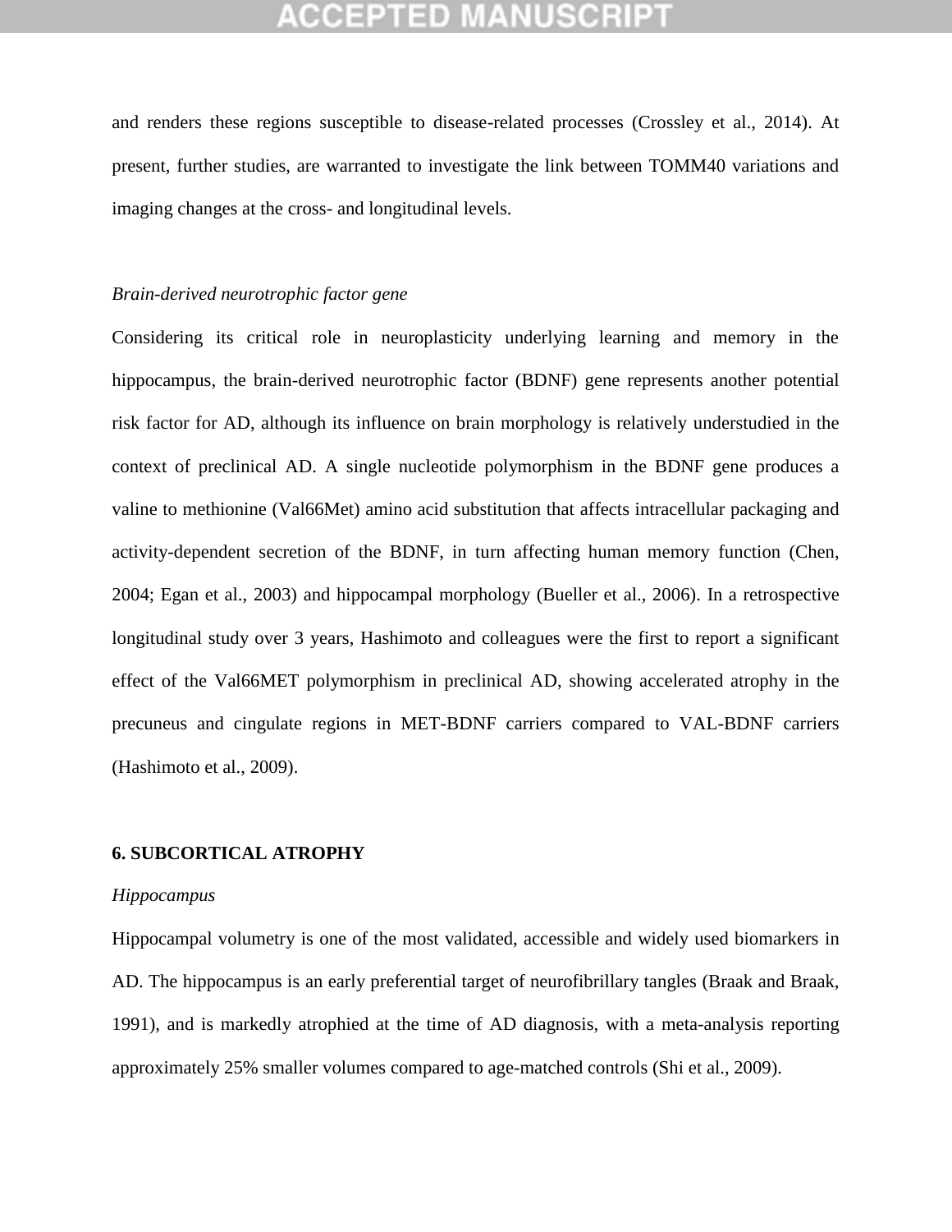and renders these regions susceptible to disease-related processes (Crossley et al., 2014). At present, further studies, are warranted to investigate the link between TOMM40 variations and imaging changes at the cross- and longitudinal levels.

*Brain-derived neurotrophic factor gene*

Considering its critical role in neuroplasticity underlying learning and memory in the hippocampus, the brain-derived neurotrophic factor (BDNF) gene represents another potential risk factor for AD, although its influence on brain morphology is relatively understudied in the context of preclinical AD. A single nucleotide polymorphism in the BDNF gene produces a valine to methionine (Val66Met) amino acid substitution that affects intracellular packaging and activity-dependent secretion of the BDNF, in turn affecting human memory function (Chen, 2004; Egan et al., 2003) and hippocampal morphology (Bueller et al., 2006). In a retrospective longitudinal study over 3 years, Hashimoto and colleagues were the first to report a significant effect of the Val66MET polymorphism in preclinical AD, showing accelerated atrophy in the precuneus and cingulate regions in MET-BDNF carriers compared to VAL-BDNF carriers (Hashimoto et al., 2009).

## 6. SUBCORTICAL ATROPHY

*Hippocampus*

Hippocampal volumetry is one of the most validated, accessible and widely used biomarkers in AD. The hippocampus is an early preferential target of neurofibrillary tangles (Braak and Braak, 1991), and is markedly atrophied at the time of AD diagnosis, with a meta-analysis reporting approximately 25% smaller volumes compared to age-matched controls (Shi et al., 2009).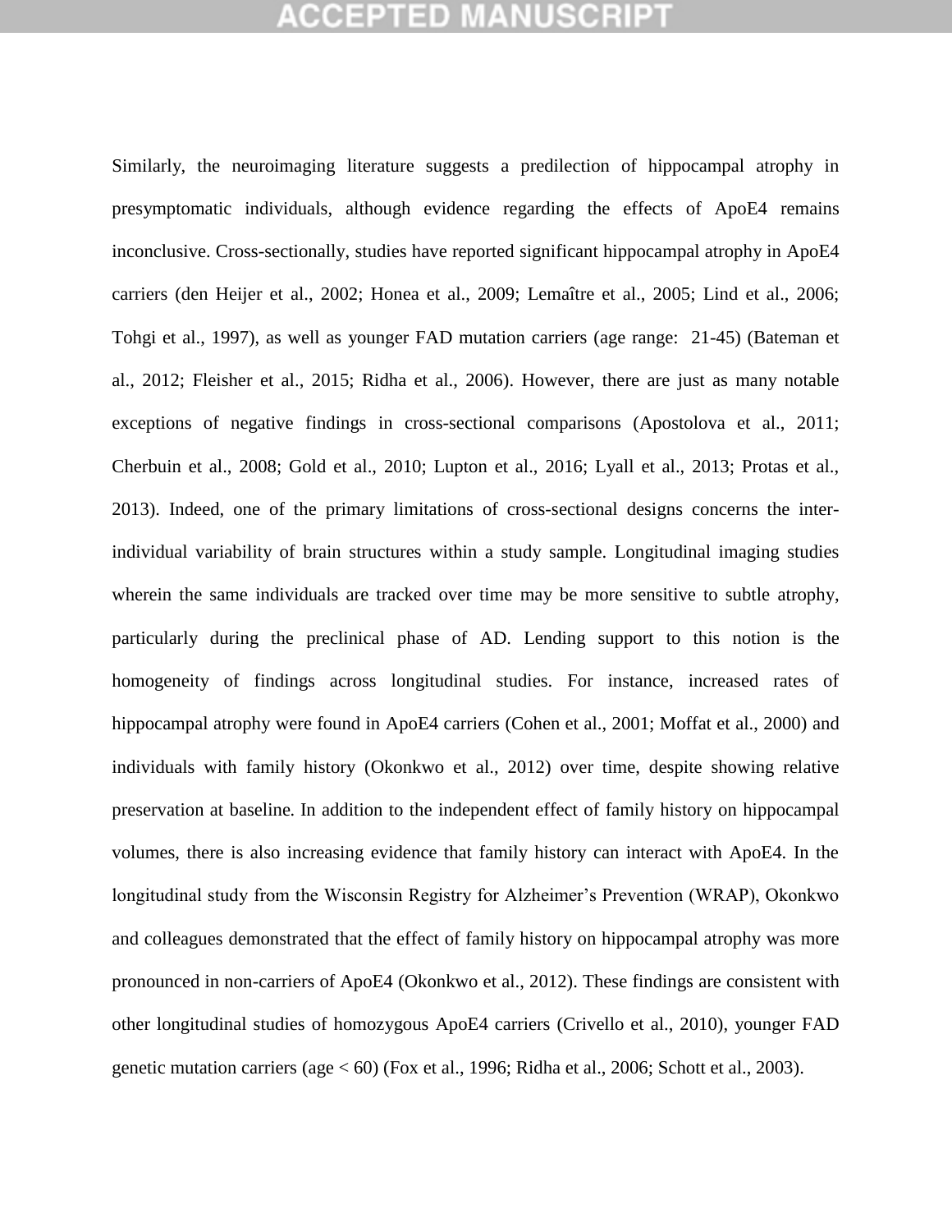Similarly, the neuroimaging literature suggests a predilection of hippocampal atrophy in presymptomatic individuals, although evidence regarding the effects of ApoE4 remains inconclusive. Cross-sectionally, studies have reported significant hippocampal atrophy in ApoE4 carriers (den Heijer et al., 2002; Honea et al., 2009; Lemaître et al., 2005; Lind et al., 2006; Tohgi et al., 1997), as well as younger FAD mutation carriers (age range: 21-45) (Bateman et al., 2012; Fleisher et al., 2015; Ridha et al., 2006). However, there are just as many notable exceptions of negative findings in cross-sectional comparisons (Apostolova et al., 2011; Cherbuin et al., 2008; Gold et al., 2010; Lupton et al., 2016; Lyall et al., 2013; Protas et al., 2013). Indeed, one of the primary limitations of cross-sectional designs concerns the inter-individual variability of brain structures within a study sample. Longitudinal imaging studies wherein the same individuals are tracked over time may be more sensitive to subtle atrophy, particularly during the preclinical phase of AD. Lending support to this notion is the homogeneity of findings across longitudinal studies. For instance, increased rates of hippocampal atrophy were found in ApoE4 carriers (Cohen et al., 2001; Moffat et al., 2000) and individuals with family history (Okonkwo et al., 2012) over time, despite showing relative preservation at baseline. In addition to the independent effect of family history on hippocampal volumes, there is also increasing evidence that family history can interact with ApoE4. In the longitudinal study from the Wisconsin Registry for Alzheimer's Prevention (WRAP), Okonkwo and colleagues demonstrated that the effect of family history on hippocampal atrophy was more pronounced in non-carriers of ApoE4 (Okonkwo et al., 2012). These findings are consistent with other longitudinal studies of homozygous ApoE4 carriers (Crivello et al., 2010), younger FAD genetic mutation carriers (age < 60) (Fox et al., 1996; Ridha et al., 2006; Schott et al., 2003).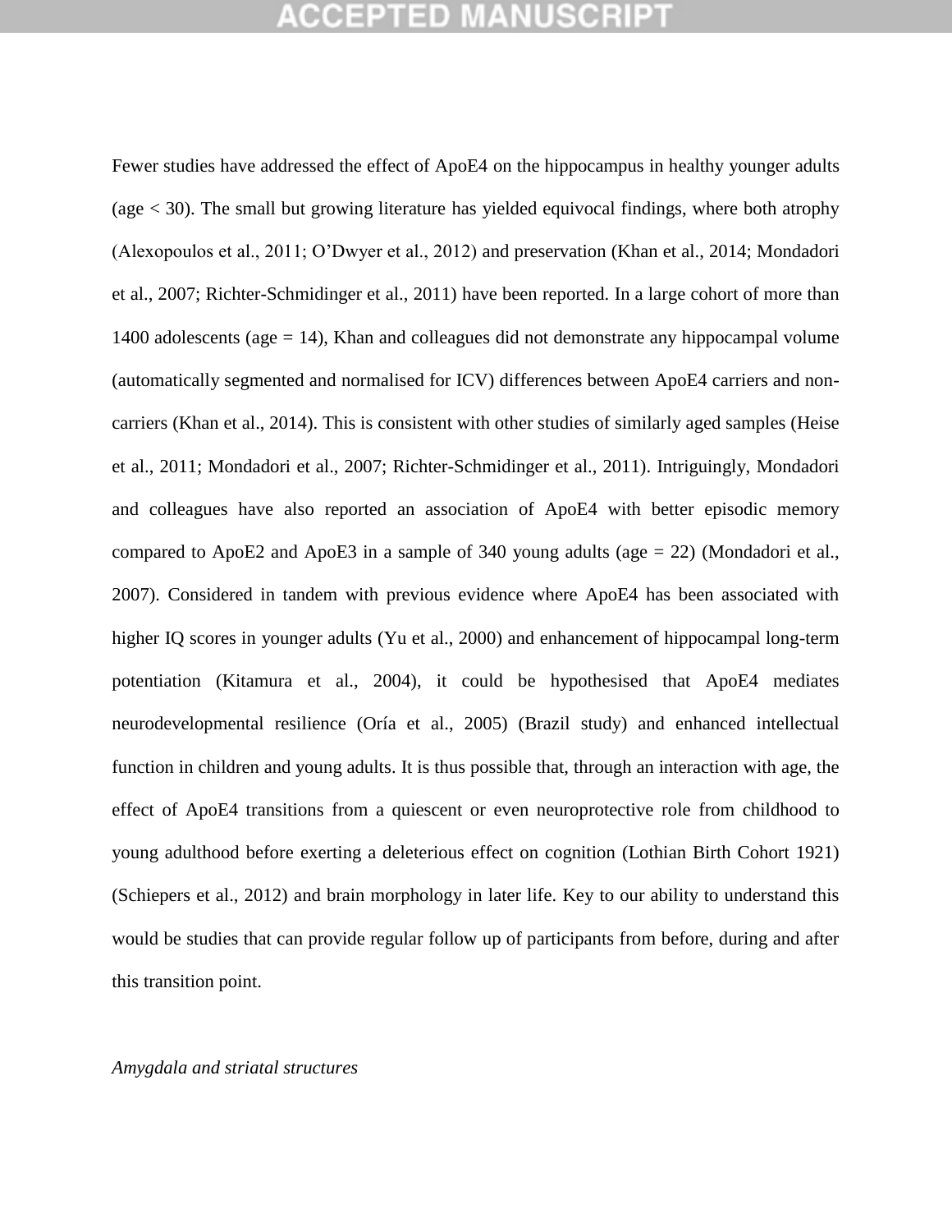Fewer studies have addressed the effect of ApoE4 on the hippocampus in healthy younger adults (age < 30). The small but growing literature has yielded equivocal findings, where both atrophy (Alexopoulos et al., 2011; O'Dwyer et al., 2012) and preservation (Khan et al., 2014; Mondadori et al., 2007; Richter-Schmidinger et al., 2011) have been reported. In a large cohort of more than 1400 adolescents (age = 14), Khan and colleagues did not demonstrate any hippocampal volume (automatically segmented and normalised for ICV) differences between ApoE4 carriers and non-carriers (Khan et al., 2014). This is consistent with other studies of similarly aged samples (Heise et al., 2011; Mondadori et al., 2007; Richter-Schmidinger et al., 2011). Intriguingly, Mondadori and colleagues have also reported an association of ApoE4 with better episodic memory compared to ApoE2 and ApoE3 in a sample of 340 young adults (age = 22) (Mondadori et al., 2007). Considered in tandem with previous evidence where ApoE4 has been associated with higher IQ scores in younger adults (Yu et al., 2000) and enhancement of hippocampal long-term potentiation (Kitamura et al., 2004), it could be hypothesised that ApoE4 mediates neurodevelopmental resilience (Oría et al., 2005) (Brazil study) and enhanced intellectual function in children and young adults. It is thus possible that, through an interaction with age, the effect of ApoE4 transitions from a quiescent or even neuroprotective role from childhood to young adulthood before exerting a deleterious effect on cognition (Lothian Birth Cohort 1921) (Schiepers et al., 2012) and brain morphology in later life. Key to our ability to understand this would be studies that can provide regular follow up of participants from before, during and after this transition point.

*Amygdala and striatal structures*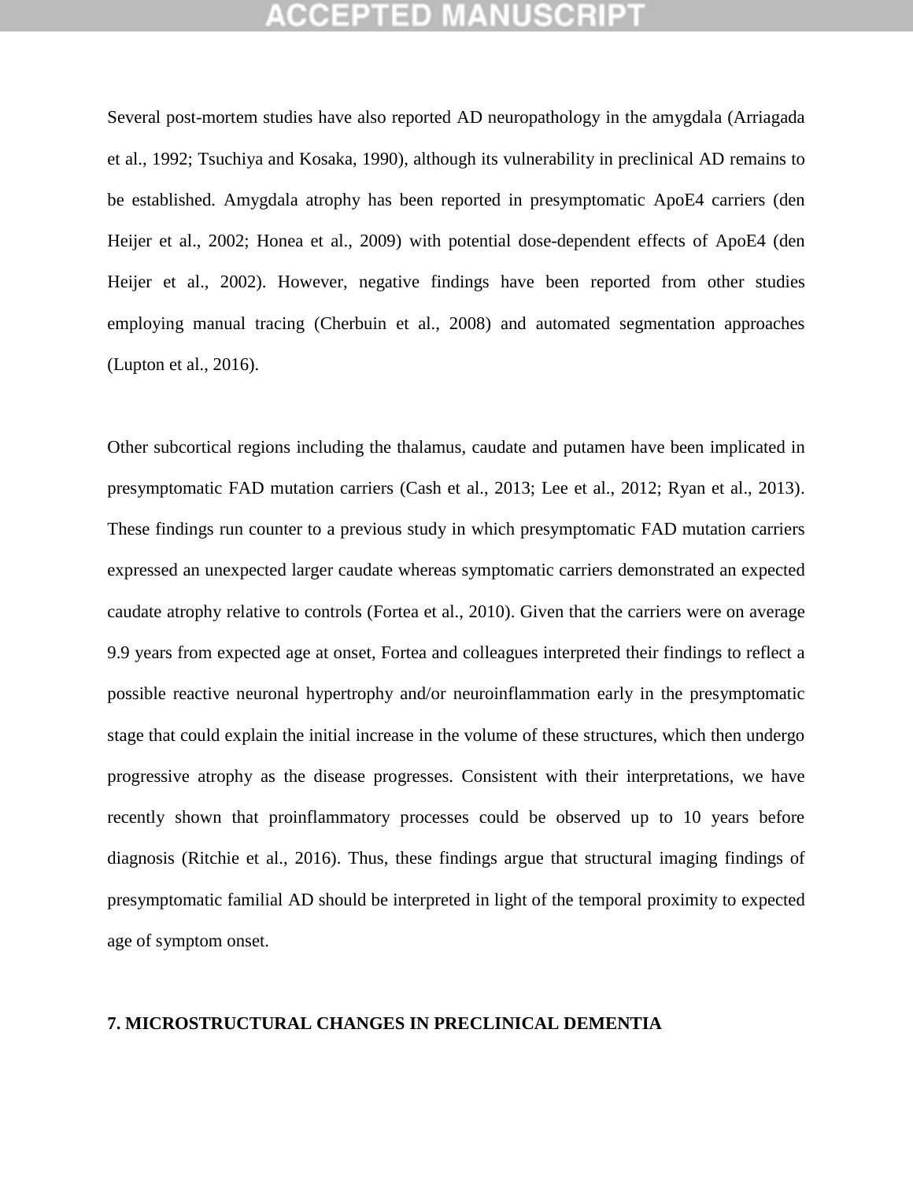Several post-mortem studies have also reported AD neuropathology in the amygdala (Arriagada et al., 1992; Tsuchiya and Kosaka, 1990), although its vulnerability in preclinical AD remains to be established. Amygdala atrophy has been reported in presymptomatic ApoE4 carriers (den Heijer et al., 2002; Honea et al., 2009) with potential dose-dependent effects of ApoE4 (den Heijer et al., 2002). However, negative findings have been reported from other studies employing manual tracing (Cherbuin et al., 2008) and automated segmentation approaches (Lupton et al., 2016).

Other subcortical regions including the thalamus, caudate and putamen have been implicated in presymptomatic FAD mutation carriers (Cash et al., 2013; Lee et al., 2012; Ryan et al., 2013). These findings run counter to a previous study in which presymptomatic FAD mutation carriers expressed an unexpected larger caudate whereas symptomatic carriers demonstrated an expected caudate atrophy relative to controls (Fortea et al., 2010). Given that the carriers were on average 9.9 years from expected age at onset, Fortea and colleagues interpreted their findings to reflect a possible reactive neuronal hypertrophy and/or neuroinflammation early in the presymptomatic stage that could explain the initial increase in the volume of these structures, which then undergo progressive atrophy as the disease progresses. Consistent with their interpretations, we have recently shown that proinflammatory processes could be observed up to 10 years before diagnosis (Ritchie et al., 2016). Thus, these findings argue that structural imaging findings of presymptomatic familial AD should be interpreted in light of the temporal proximity to expected age of symptom onset.

## 7. MICROSTRUCTURAL CHANGES IN PRECLINICAL DEMENTIA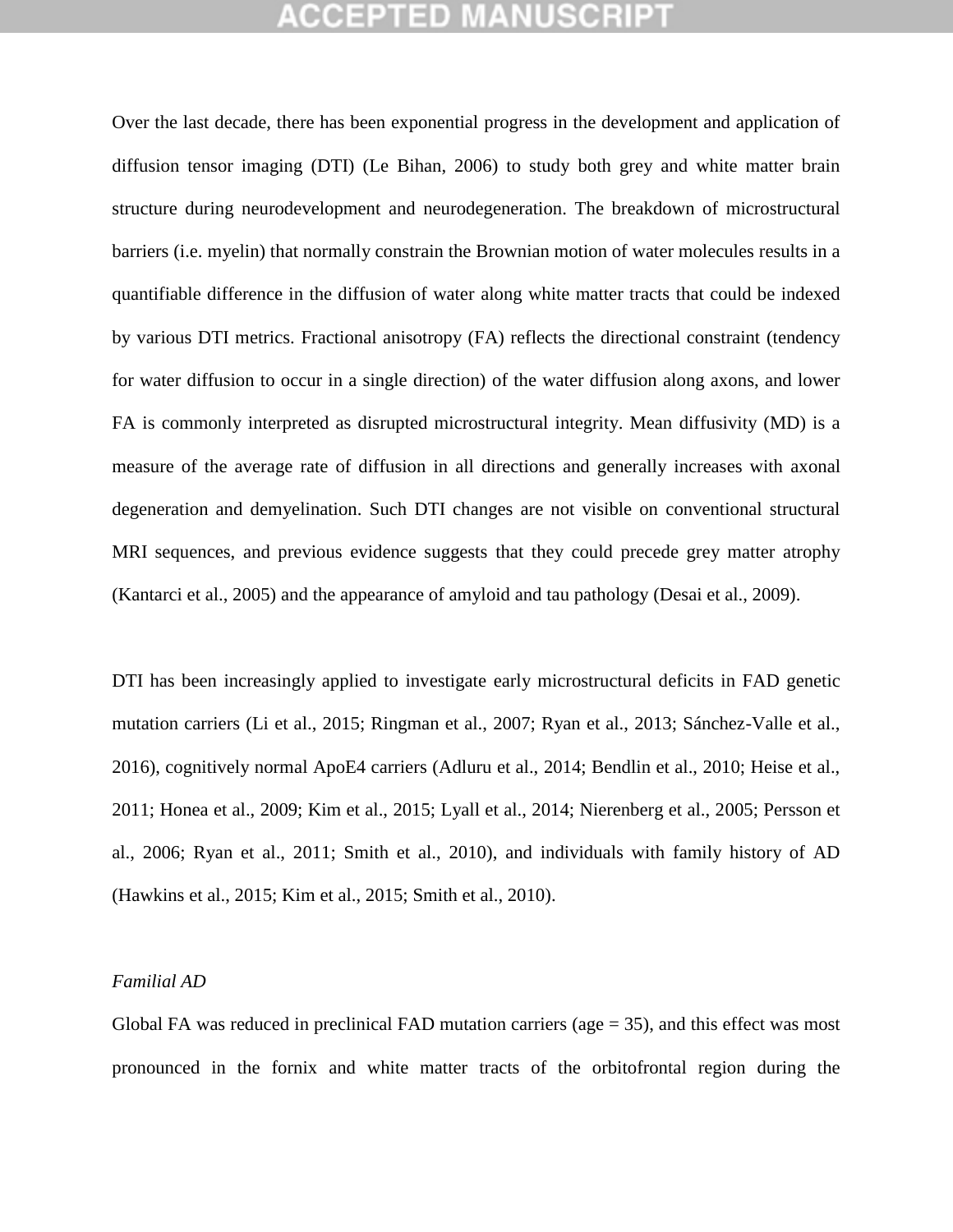Over the last decade, there has been exponential progress in the development and application of diffusion tensor imaging (DTI) (Le Bihan, 2006) to study both grey and white matter brain structure during neurodevelopment and neurodegeneration. The breakdown of microstructural barriers (i.e. myelin) that normally constrain the Brownian motion of water molecules results in a quantifiable difference in the diffusion of water along white matter tracts that could be indexed by various DTI metrics. Fractional anisotropy (FA) reflects the directional constraint (tendency for water diffusion to occur in a single direction) of the water diffusion along axons, and lower FA is commonly interpreted as disrupted microstructural integrity. Mean diffusivity (MD) is a measure of the average rate of diffusion in all directions and generally increases with axonal degeneration and demyelination. Such DTI changes are not visible on conventional structural MRI sequences, and previous evidence suggests that they could precede grey matter atrophy (Kantarci et al., 2005) and the appearance of amyloid and tau pathology (Desai et al., 2009).

DTI has been increasingly applied to investigate early microstructural deficits in FAD genetic mutation carriers (Li et al., 2015; Ringman et al., 2007; Ryan et al., 2013; Sánchez-Valle et al., 2016), cognitively normal ApoE4 carriers (Adluru et al., 2014; Bendlin et al., 2010; Heise et al., 2011; Honea et al., 2009; Kim et al., 2015; Lyall et al., 2014; Nierenberg et al., 2005; Persson et al., 2006; Ryan et al., 2011; Smith et al., 2010), and individuals with family history of AD (Hawkins et al., 2015; Kim et al., 2015; Smith et al., 2010).

*Familial AD*

Global FA was reduced in preclinical FAD mutation carriers (age = 35), and this effect was most pronounced in the fornix and white matter tracts of the orbitofrontal region during the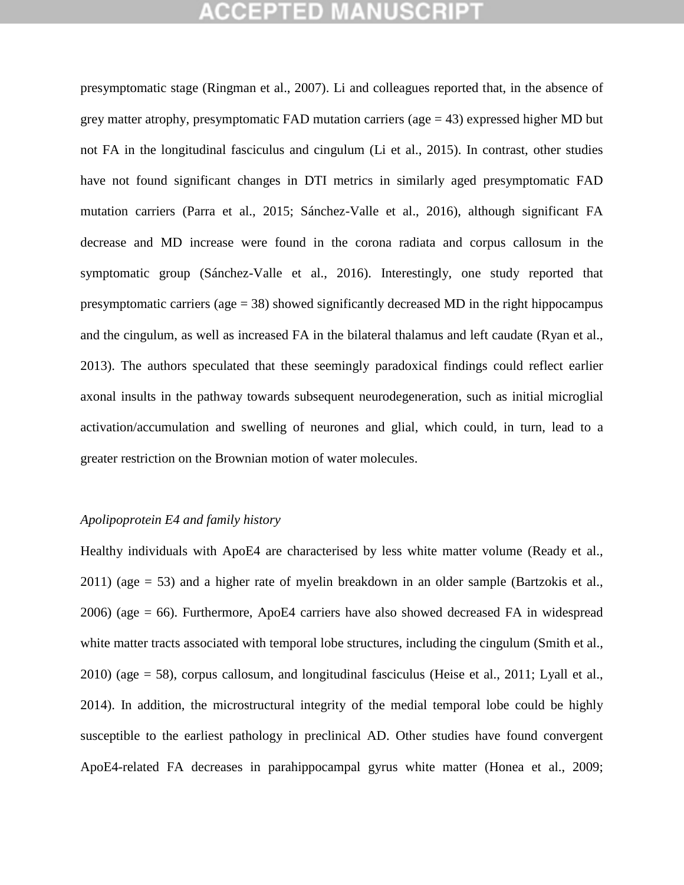presymptomatic stage (Ringman et al., 2007). Li and colleagues reported that, in the absence of grey matter atrophy, presymptomatic FAD mutation carriers (age = 43) expressed higher MD but not FA in the longitudinal fasciculus and cingulum (Li et al., 2015). In contrast, other studies have not found significant changes in DTI metrics in similarly aged presymptomatic FAD mutation carriers (Parra et al., 2015; Sánchez-Valle et al., 2016), although significant FA decrease and MD increase were found in the corona radiata and corpus callosum in the symptomatic group (Sánchez-Valle et al., 2016). Interestingly, one study reported that presymptomatic carriers (age = 38) showed significantly decreased MD in the right hippocampus and the cingulum, as well as increased FA in the bilateral thalamus and left caudate (Ryan et al., 2013). The authors speculated that these seemingly paradoxical findings could reflect earlier axonal insults in the pathway towards subsequent neurodegeneration, such as initial microglial activation/accumulation and swelling of neurones and glial, which could, in turn, lead to a greater restriction on the Brownian motion of water molecules.

*Apolipoprotein E4 and family history*

Healthy individuals with ApoE4 are characterised by less white matter volume (Ready et al., 2011) (age = 53) and a higher rate of myelin breakdown in an older sample (Bartzokis et al., 2006) (age = 66). Furthermore, ApoE4 carriers have also showed decreased FA in widespread white matter tracts associated with temporal lobe structures, including the cingulum (Smith et al., 2010) (age = 58), corpus callosum, and longitudinal fasciculus (Heise et al., 2011; Lyall et al., 2014). In addition, the microstructural integrity of the medial temporal lobe could be highly susceptible to the earliest pathology in preclinical AD. Other studies have found convergent ApoE4-related FA decreases in parahippocampal gyrus white matter (Honea et al., 2009;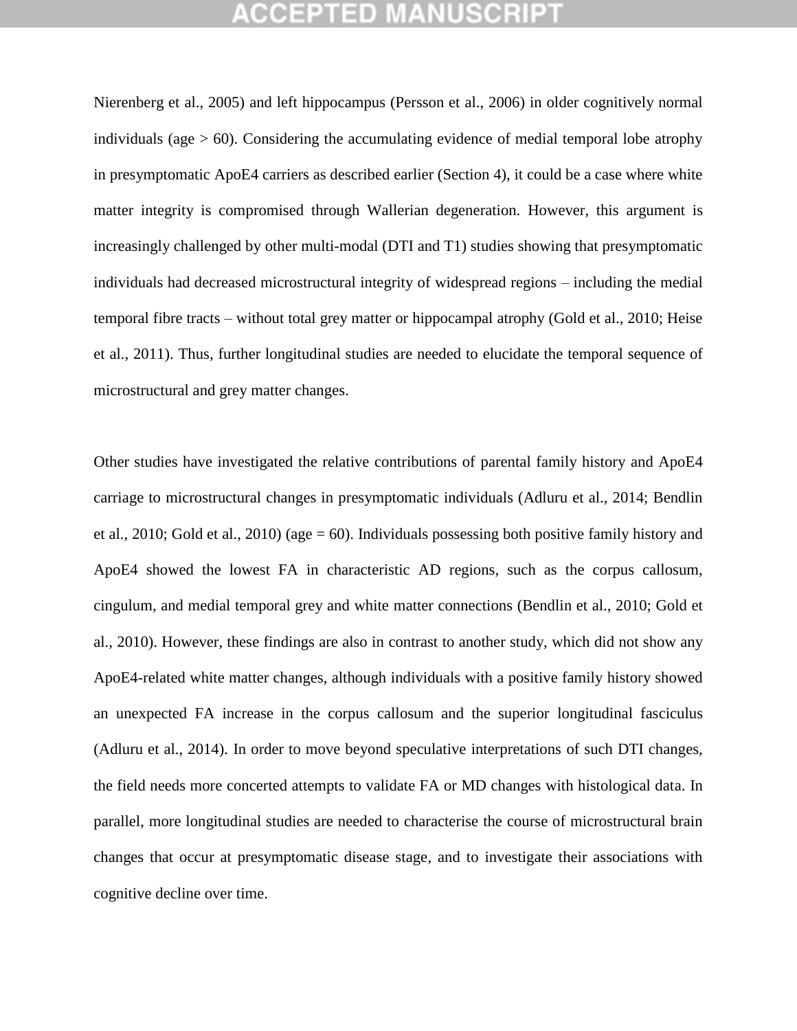Nierenberg et al., 2005) and left hippocampus (Persson et al., 2006) in older cognitively normal individuals (age > 60). Considering the accumulating evidence of medial temporal lobe atrophy in presymptomatic ApoE4 carriers as described earlier (Section 4), it could be a case where white matter integrity is compromised through Wallerian degeneration. However, this argument is increasingly challenged by other multi-modal (DTI and T1) studies showing that presymptomatic individuals had decreased microstructural integrity of widespread regions – including the medial temporal fibre tracts – without total grey matter or hippocampal atrophy (Gold et al., 2010; Heise et al., 2011). Thus, further longitudinal studies are needed to elucidate the temporal sequence of microstructural and grey matter changes.

Other studies have investigated the relative contributions of parental family history and ApoE4 carriage to microstructural changes in presymptomatic individuals (Adluru et al., 2014; Bendlin et al., 2010; Gold et al., 2010) (age = 60). Individuals possessing both positive family history and ApoE4 showed the lowest FA in characteristic AD regions, such as the corpus callosum, cingulum, and medial temporal grey and white matter connections (Bendlin et al., 2010; Gold et al., 2010). However, these findings are also in contrast to another study, which did not show any ApoE4-related white matter changes, although individuals with a positive family history showed an unexpected FA increase in the corpus callosum and the superior longitudinal fasciculus (Adluru et al., 2014). In order to move beyond speculative interpretations of such DTI changes, the field needs more concerted attempts to validate FA or MD changes with histological data. In parallel, more longitudinal studies are needed to characterise the course of microstructural brain changes that occur at presymptomatic disease stage, and to investigate their associations with cognitive decline over time.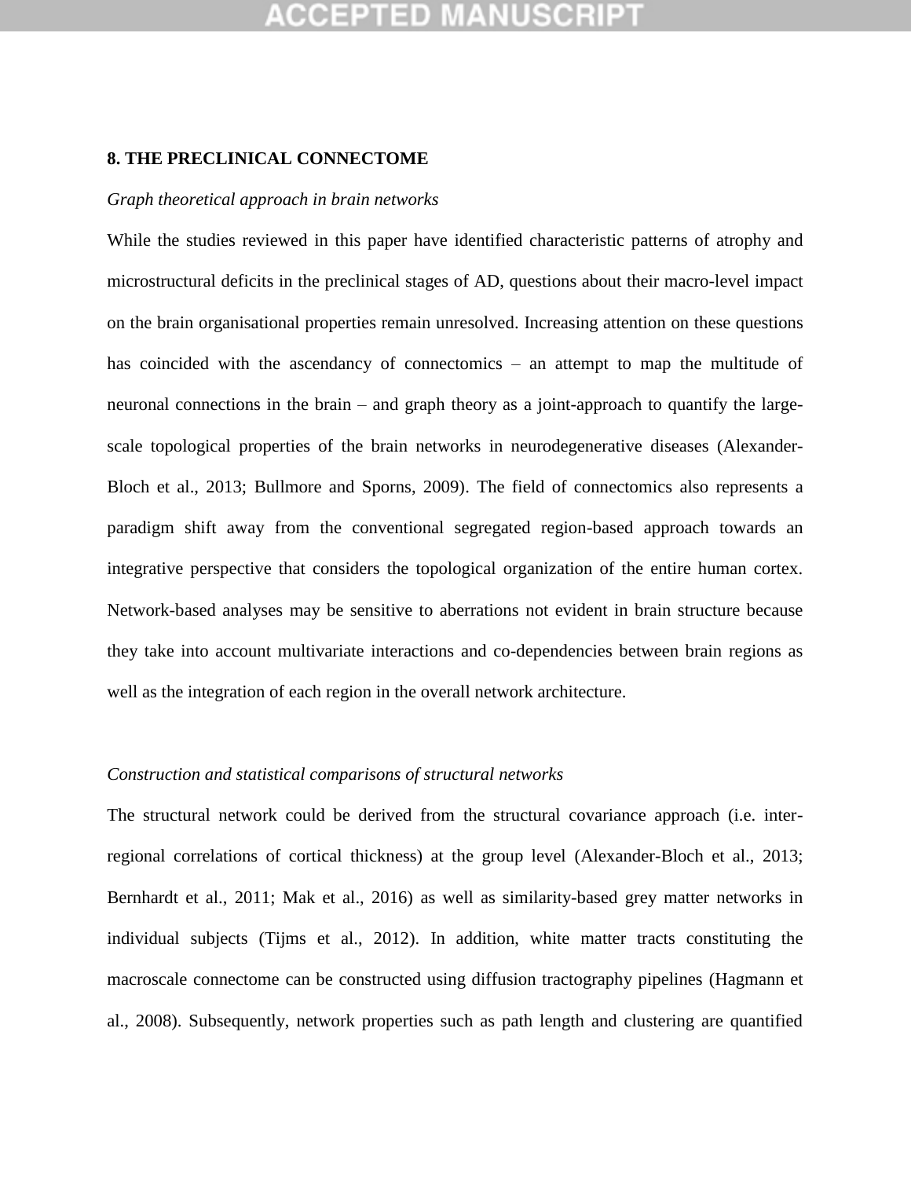## 8. THE PRECLINICAL CONNECTOME

*Graph theoretical approach in brain networks*

While the studies reviewed in this paper have identified characteristic patterns of atrophy and microstructural deficits in the preclinical stages of AD, questions about their macro-level impact on the brain organisational properties remain unresolved. Increasing attention on these questions has coincided with the ascendancy of connectomics – an attempt to map the multitude of neuronal connections in the brain – and graph theory as a joint-approach to quantify the large-scale topological properties of the brain networks in neurodegenerative diseases (Alexander-Bloch et al., 2013; Bullmore and Sporns, 2009). The field of connectomics also represents a paradigm shift away from the conventional segregated region-based approach towards an integrative perspective that considers the topological organization of the entire human cortex. Network-based analyses may be sensitive to aberrations not evident in brain structure because they take into account multivariate interactions and co-dependencies between brain regions as well as the integration of each region in the overall network architecture.

*Construction and statistical comparisons of structural networks*

The structural network could be derived from the structural covariance approach (i.e. inter-regional correlations of cortical thickness) at the group level (Alexander-Bloch et al., 2013; Bernhardt et al., 2011; Mak et al., 2016) as well as similarity-based grey matter networks in individual subjects (Tijms et al., 2012). In addition, white matter tracts constituting the macroscale connectome can be constructed using diffusion tractography pipelines (Hagmann et al., 2008). Subsequently, network properties such as path length and clustering are quantified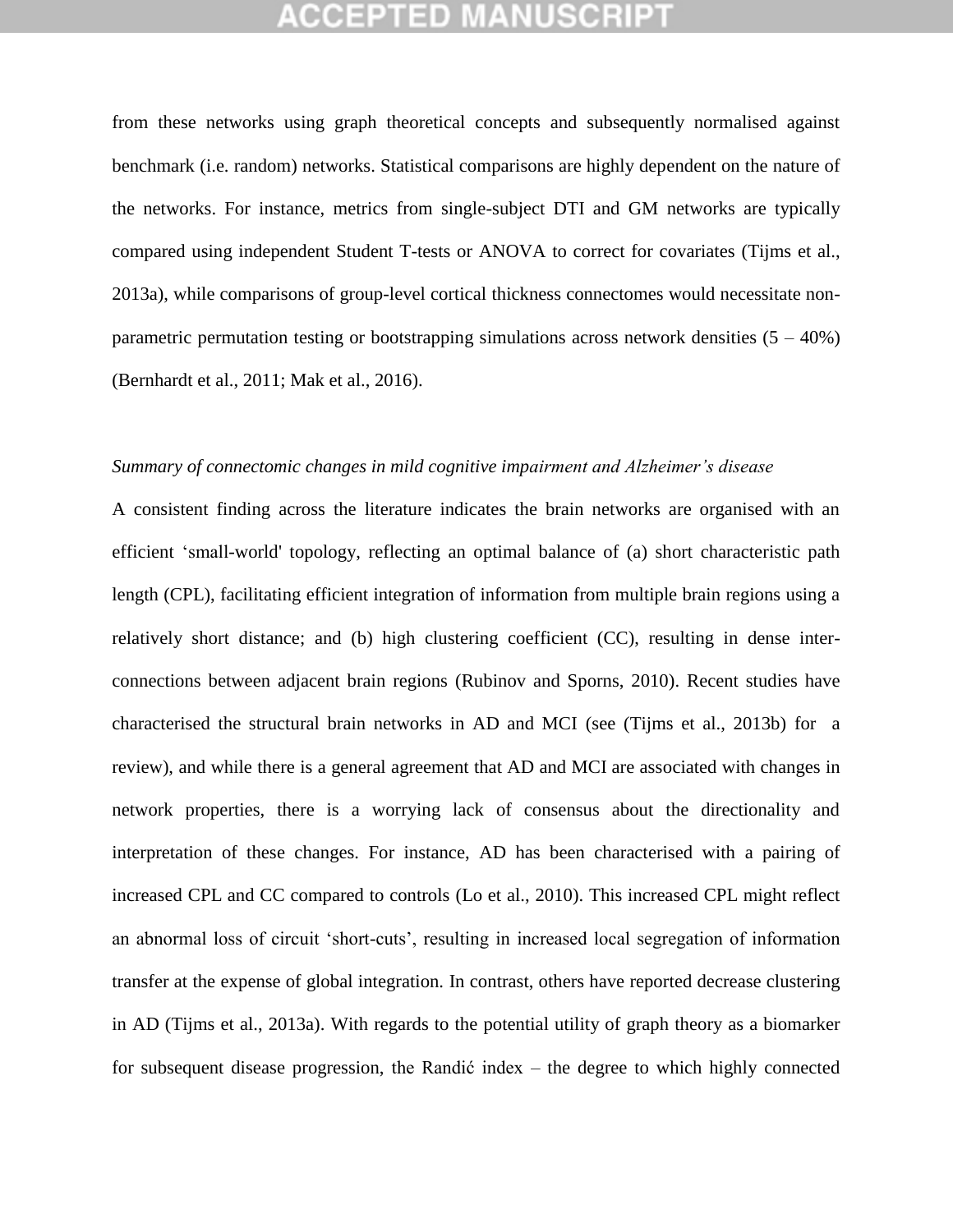from these networks using graph theoretical concepts and subsequently normalised against benchmark (i.e. random) networks. Statistical comparisons are highly dependent on the nature of the networks. For instance, metrics from single-subject DTI and GM networks are typically compared using independent Student T-tests or ANOVA to correct for covariates (Tijms et al., 2013a), while comparisons of group-level cortical thickness connectomes would necessitate non-parametric permutation testing or bootstrapping simulations across network densities (5 – 40%) (Bernhardt et al., 2011; Mak et al., 2016).

*Summary of connectomic changes in mild cognitive impairment and Alzheimer's disease*

A consistent finding across the literature indicates the brain networks are organised with an efficient 'small-world' topology, reflecting an optimal balance of (a) short characteristic path length (CPL), facilitating efficient integration of information from multiple brain regions using a relatively short distance; and (b) high clustering coefficient (CC), resulting in dense inter-connections between adjacent brain regions (Rubinov and Sporns, 2010). Recent studies have characterised the structural brain networks in AD and MCI (see (Tijms et al., 2013b) for a review), and while there is a general agreement that AD and MCI are associated with changes in network properties, there is a worrying lack of consensus about the directionality and interpretation of these changes. For instance, AD has been characterised with a pairing of increased CPL and CC compared to controls (Lo et al., 2010). This increased CPL might reflect an abnormal loss of circuit 'short-cuts', resulting in increased local segregation of information transfer at the expense of global integration. In contrast, others have reported decrease clustering in AD (Tijms et al., 2013a). With regards to the potential utility of graph theory as a biomarker for subsequent disease progression, the Randić index – the degree to which highly connected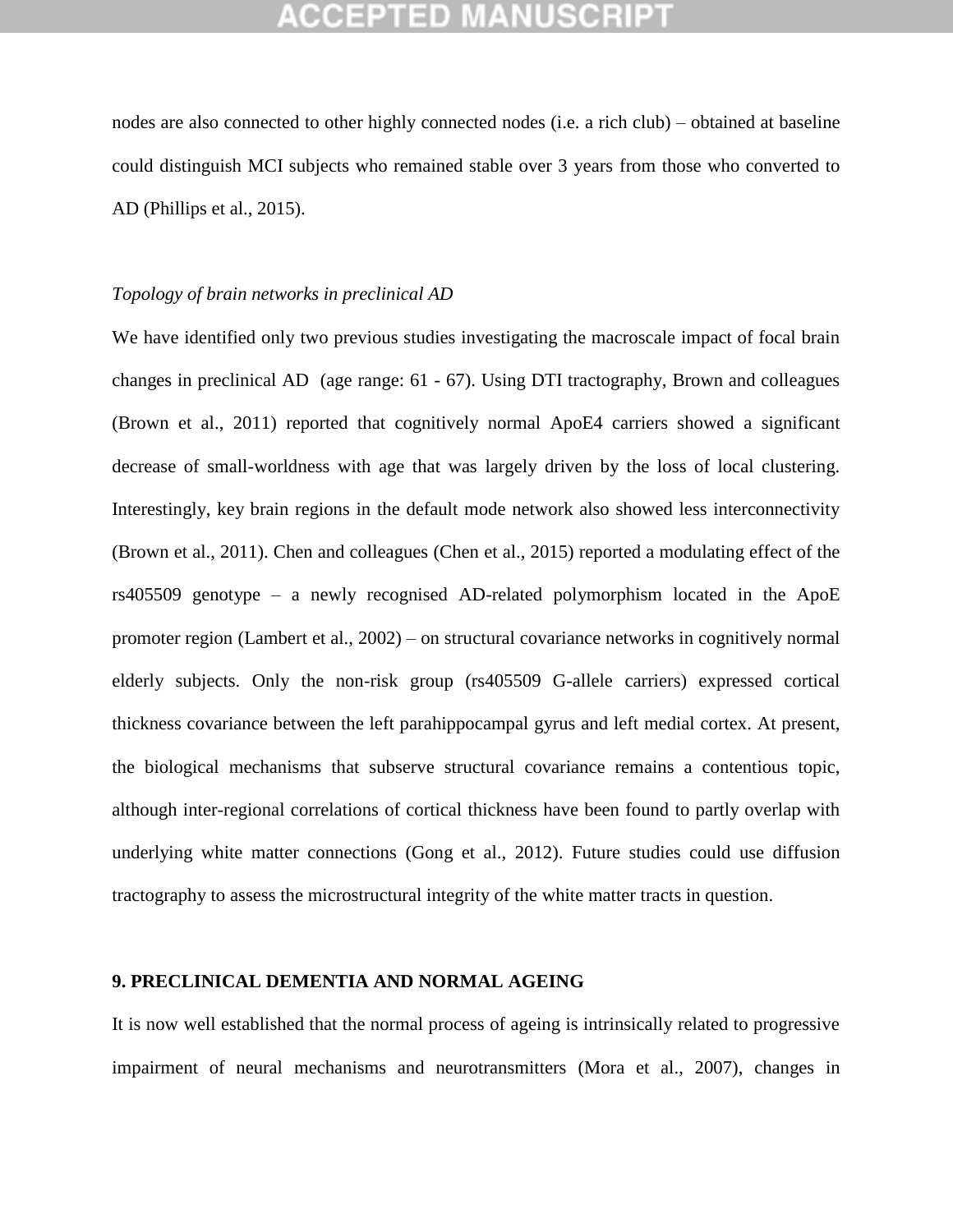nodes are also connected to other highly connected nodes (i.e. a rich club) – obtained at baseline could distinguish MCI subjects who remained stable over 3 years from those who converted to AD (Phillips et al., 2015).

*Topology of brain networks in preclinical AD*

We have identified only two previous studies investigating the macroscale impact of focal brain changes in preclinical AD (age range: 61 - 67). Using DTI tractography, Brown and colleagues (Brown et al., 2011) reported that cognitively normal ApoE4 carriers showed a significant decrease of small-worldness with age that was largely driven by the loss of local clustering. Interestingly, key brain regions in the default mode network also showed less interconnectivity (Brown et al., 2011). Chen and colleagues (Chen et al., 2015) reported a modulating effect of the rs405509 genotype – a newly recognised AD-related polymorphism located in the ApoE promoter region (Lambert et al., 2002) – on structural covariance networks in cognitively normal elderly subjects. Only the non-risk group (rs405509 G-allele carriers) expressed cortical thickness covariance between the left parahippocampal gyrus and left medial cortex. At present, the biological mechanisms that subserve structural covariance remains a contentious topic, although inter-regional correlations of cortical thickness have been found to partly overlap with underlying white matter connections (Gong et al., 2012). Future studies could use diffusion tractography to assess the microstructural integrity of the white matter tracts in question.

## 9. PRECLINICAL DEMENTIA AND NORMAL AGEING

It is now well established that the normal process of ageing is intrinsically related to progressive impairment of neural mechanisms and neurotransmitters (Mora et al., 2007), changes in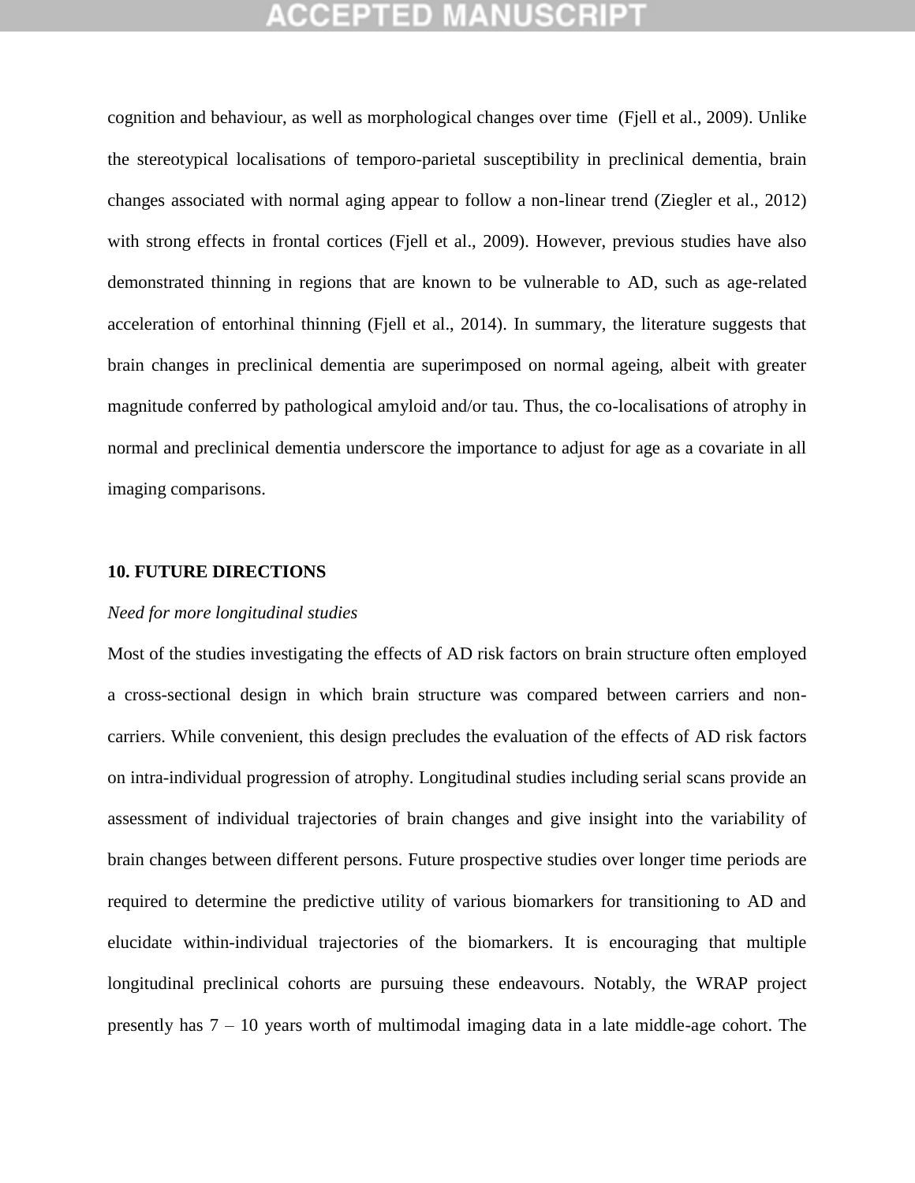cognition and behaviour, as well as morphological changes over time (Fjell et al., 2009). Unlike the stereotypical localisations of temporo-parietal susceptibility in preclinical dementia, brain changes associated with normal aging appear to follow a non-linear trend (Ziegler et al., 2012) with strong effects in frontal cortices (Fjell et al., 2009). However, previous studies have also demonstrated thinning in regions that are known to be vulnerable to AD, such as age-related acceleration of entorhinal thinning (Fjell et al., 2014). In summary, the literature suggests that brain changes in preclinical dementia are superimposed on normal ageing, albeit with greater magnitude conferred by pathological amyloid and/or tau. Thus, the co-localisations of atrophy in normal and preclinical dementia underscore the importance to adjust for age as a covariate in all imaging comparisons.

## 10. FUTURE DIRECTIONS

*Need for more longitudinal studies*

Most of the studies investigating the effects of AD risk factors on brain structure often employed a cross-sectional design in which brain structure was compared between carriers and non-carriers. While convenient, this design precludes the evaluation of the effects of AD risk factors on intra-individual progression of atrophy. Longitudinal studies including serial scans provide an assessment of individual trajectories of brain changes and give insight into the variability of brain changes between different persons. Future prospective studies over longer time periods are required to determine the predictive utility of various biomarkers for transitioning to AD and elucidate within-individual trajectories of the biomarkers. It is encouraging that multiple longitudinal preclinical cohorts are pursuing these endeavours. Notably, the WRAP project presently has 7 – 10 years worth of multimodal imaging data in a late middle-age cohort. The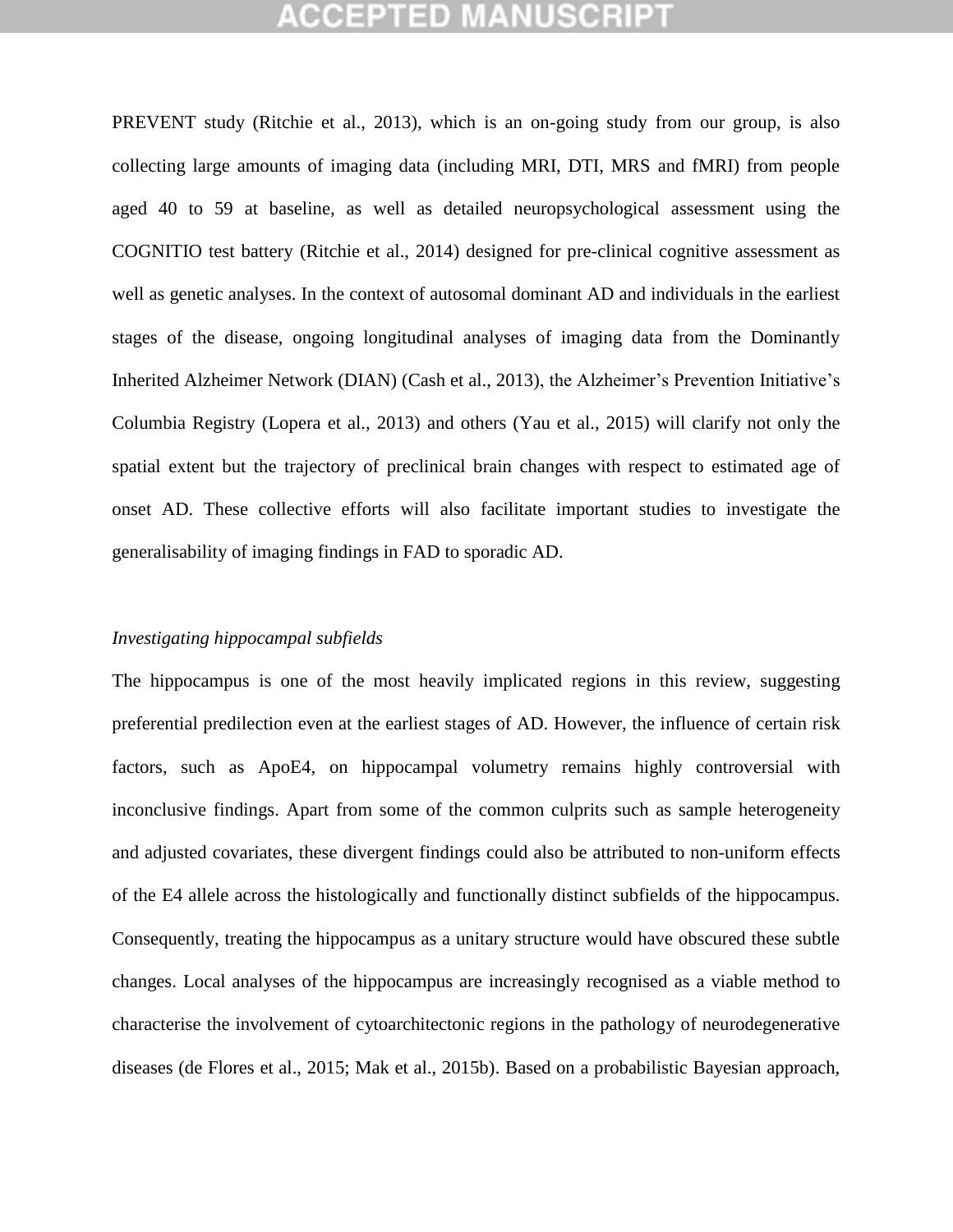PREVENT study (Ritchie et al., 2013), which is an on-going study from our group, is also collecting large amounts of imaging data (including MRI, DTI, MRS and fMRI) from people aged 40 to 59 at baseline, as well as detailed neuropsychological assessment using the COGNITIO test battery (Ritchie et al., 2014) designed for pre-clinical cognitive assessment as well as genetic analyses. In the context of autosomal dominant AD and individuals in the earliest stages of the disease, ongoing longitudinal analyses of imaging data from the Dominantly Inherited Alzheimer Network (DIAN) (Cash et al., 2013), the Alzheimer's Prevention Initiative's Columbia Registry (Lopera et al., 2013) and others (Yau et al., 2015) will clarify not only the spatial extent but the trajectory of preclinical brain changes with respect to estimated age of onset AD. These collective efforts will also facilitate important studies to investigate the generalisability of imaging findings in FAD to sporadic AD.

*Investigating hippocampal subfields*

The hippocampus is one of the most heavily implicated regions in this review, suggesting preferential predilection even at the earliest stages of AD. However, the influence of certain risk factors, such as ApoE4, on hippocampal volumetry remains highly controversial with inconclusive findings. Apart from some of the common culprits such as sample heterogeneity and adjusted covariates, these divergent findings could also be attributed to non-uniform effects of the E4 allele across the histologically and functionally distinct subfields of the hippocampus. Consequently, treating the hippocampus as a unitary structure would have obscured these subtle changes. Local analyses of the hippocampus are increasingly recognised as a viable method to characterise the involvement of cytoarchitectonic regions in the pathology of neurodegenerative diseases (de Flores et al., 2015; Mak et al., 2015b). Based on a probabilistic Bayesian approach,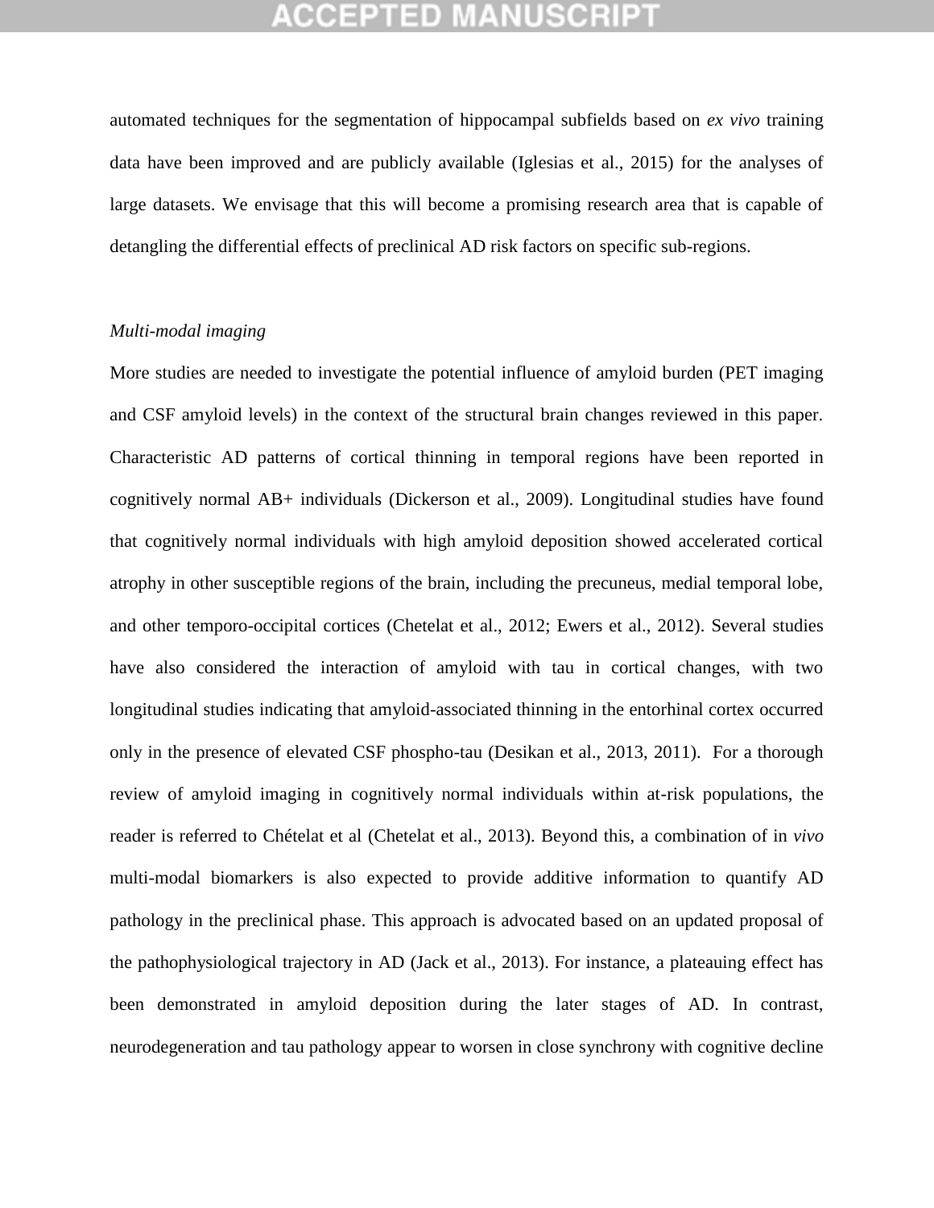automated techniques for the segmentation of hippocampal subfields based on *ex vivo* training data have been improved and are publicly available (Iglesias et al., 2015) for the analyses of large datasets. We envisage that this will become a promising research area that is capable of detangling the differential effects of preclinical AD risk factors on specific sub-regions.

*Multi-modal imaging*

More studies are needed to investigate the potential influence of amyloid burden (PET imaging and CSF amyloid levels) in the context of the structural brain changes reviewed in this paper. Characteristic AD patterns of cortical thinning in temporal regions have been reported in cognitively normal AB+ individuals (Dickerson et al., 2009). Longitudinal studies have found that cognitively normal individuals with high amyloid deposition showed accelerated cortical atrophy in other susceptible regions of the brain, including the precuneus, medial temporal lobe, and other temporo-occipital cortices (Chetelat et al., 2012; Ewers et al., 2012). Several studies have also considered the interaction of amyloid with tau in cortical changes, with two longitudinal studies indicating that amyloid-associated thinning in the entorhinal cortex occurred only in the presence of elevated CSF phospho-tau (Desikan et al., 2013, 2011). For a thorough review of amyloid imaging in cognitively normal individuals within at-risk populations, the reader is referred to Chételat et al (Chetelat et al., 2013). Beyond this, a combination of in *vivo* multi-modal biomarkers is also expected to provide additive information to quantify AD pathology in the preclinical phase. This approach is advocated based on an updated proposal of the pathophysiological trajectory in AD (Jack et al., 2013). For instance, a plateauing effect has been demonstrated in amyloid deposition during the later stages of AD. In contrast, neurodegeneration and tau pathology appear to worsen in close synchrony with cognitive decline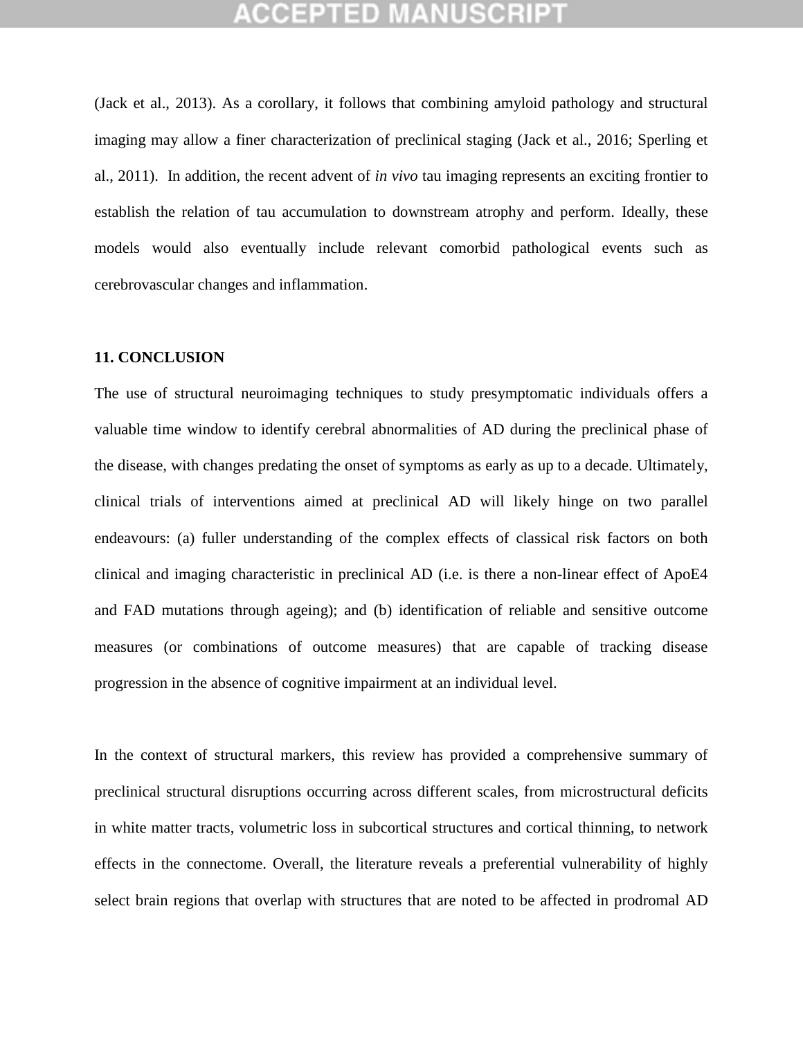(Jack et al., 2013). As a corollary, it follows that combining amyloid pathology and structural imaging may allow a finer characterization of preclinical staging (Jack et al., 2016; Sperling et al., 2011). In addition, the recent advent of *in vivo* tau imaging represents an exciting frontier to establish the relation of tau accumulation to downstream atrophy and perform. Ideally, these models would also eventually include relevant comorbid pathological events such as cerebrovascular changes and inflammation.

## 11. CONCLUSION

The use of structural neuroimaging techniques to study presymptomatic individuals offers a valuable time window to identify cerebral abnormalities of AD during the preclinical phase of the disease, with changes predating the onset of symptoms as early as up to a decade. Ultimately, clinical trials of interventions aimed at preclinical AD will likely hinge on two parallel endeavours: (a) fuller understanding of the complex effects of classical risk factors on both clinical and imaging characteristic in preclinical AD (i.e. is there a non-linear effect of ApoE4 and FAD mutations through ageing); and (b) identification of reliable and sensitive outcome measures (or combinations of outcome measures) that are capable of tracking disease progression in the absence of cognitive impairment at an individual level.

In the context of structural markers, this review has provided a comprehensive summary of preclinical structural disruptions occurring across different scales, from microstructural deficits in white matter tracts, volumetric loss in subcortical structures and cortical thinning, to network effects in the connectome. Overall, the literature reveals a preferential vulnerability of highly select brain regions that overlap with structures that are noted to be affected in prodromal AD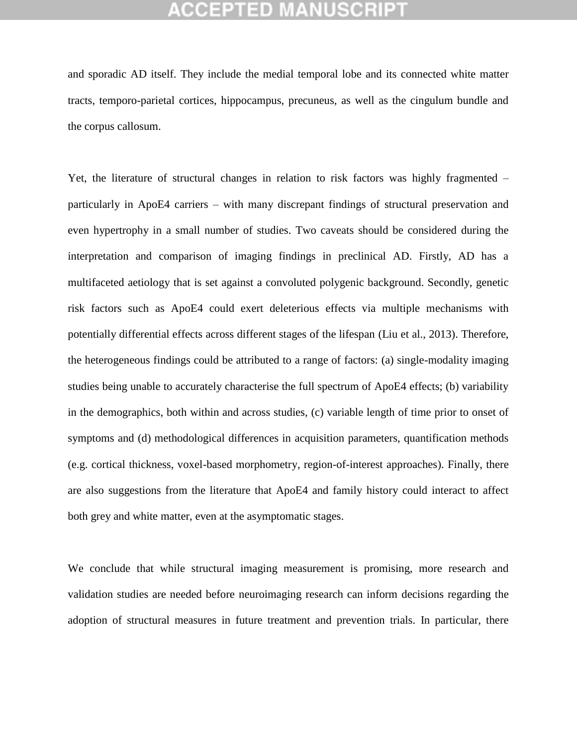and sporadic AD itself. They include the medial temporal lobe and its connected white matter tracts, temporo-parietal cortices, hippocampus, precuneus, as well as the cingulum bundle and the corpus callosum.

Yet, the literature of structural changes in relation to risk factors was highly fragmented – particularly in ApoE4 carriers – with many discrepant findings of structural preservation and even hypertrophy in a small number of studies. Two caveats should be considered during the interpretation and comparison of imaging findings in preclinical AD. Firstly, AD has a multifaceted aetiology that is set against a convoluted polygenic background. Secondly, genetic risk factors such as ApoE4 could exert deleterious effects via multiple mechanisms with potentially differential effects across different stages of the lifespan (Liu et al., 2013). Therefore, the heterogeneous findings could be attributed to a range of factors: (a) single-modality imaging studies being unable to accurately characterise the full spectrum of ApoE4 effects; (b) variability in the demographics, both within and across studies, (c) variable length of time prior to onset of symptoms and (d) methodological differences in acquisition parameters, quantification methods (e.g. cortical thickness, voxel-based morphometry, region-of-interest approaches). Finally, there are also suggestions from the literature that ApoE4 and family history could interact to affect both grey and white matter, even at the asymptomatic stages.

We conclude that while structural imaging measurement is promising, more research and validation studies are needed before neuroimaging research can inform decisions regarding the adoption of structural measures in future treatment and prevention trials. In particular, there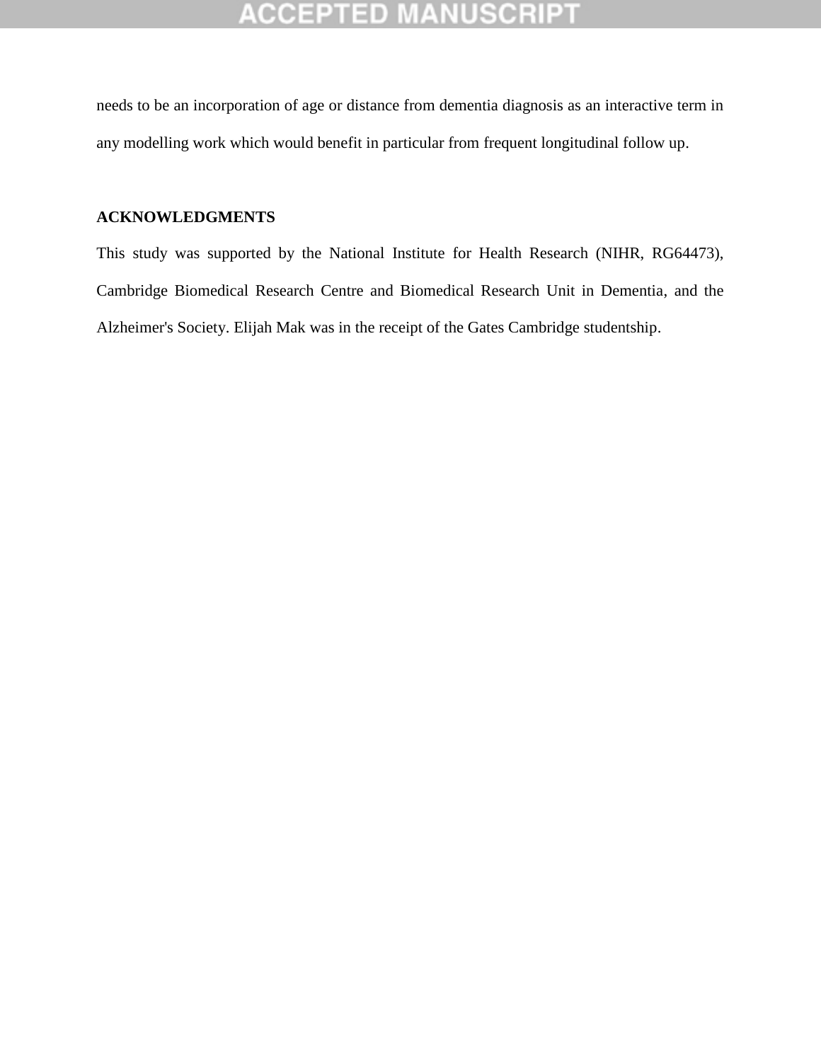needs to be an incorporation of age or distance from dementia diagnosis as an interactive term in any modelling work which would benefit in particular from frequent longitudinal follow up.

## ACKNOWLEDGMENTS

This study was supported by the National Institute for Health Research (NIHR, RG64473), Cambridge Biomedical Research Centre and Biomedical Research Unit in Dementia, and the Alzheimer's Society. Elijah Mak was in the receipt of the Gates Cambridge studentship.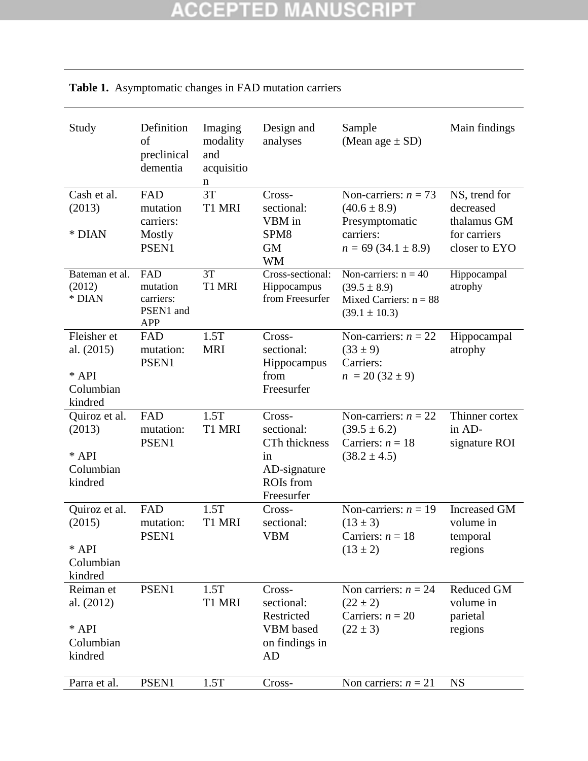**Table 1.** Asymptomatic changes in FAD mutation carriers

| Study | Definition of preclinical dementia | Imaging modality and acquisition | Design and analyses | Sample (Mean age ± SD) | Main findings |
|---|---|---|---|---|---|
| Cash et al. (2013) * DIAN | FAD mutation carriers: Mostly PSEN1 | 3T T1 MRI | Cross-sectional: VBM in SPM8 GM WM | Non-carriers: $n$ = 73 (40.6 ± 8.9) Presymptomatic carriers: $n$ = 69 (34.1 ± 8.9) | NS, trend for decreased thalamus GM for carriers closer to EYO |
| Bateman et al. (2012) * DIAN | FAD mutation carriers: PSEN1 and APP | 3T T1 MRI | Cross-sectional: Hippocampus from Freesurfer | Non-carriers: n = 40 (39.5 ± 8.9) Mixed Carriers: n = 88 (39.1 ± 10.3) | Hippocampal atrophy |
| Fleisher et al. (2015) * API Columbian kindred | FAD mutation: PSEN1 | 1.5T MRI | Cross-sectional: Hippocampus from Freesurfer | Non-carriers: $n$ = 22 (33 ± 9) Carriers: $n$ = 20 (32 ± 9) | Hippocampal atrophy |
| Quiroz et al. (2013) * API Columbian kindred | FAD mutation: PSEN1 | 1.5T T1 MRI | Cross-sectional: CTh thickness in AD-signature ROIs from Freesurfer | Non-carriers: $n$ = 22 (39.5 ± 6.2) Carriers: $n$ = 18 (38.2 ± 4.5) | Thinner cortex in AD-signature ROI |
| Quiroz et al. (2015) * API Columbian kindred | FAD mutation: PSEN1 | 1.5T T1 MRI | Cross-sectional: VBM | Non-carriers: $n$ = 19 (13 ± 3) Carriers: $n$ = 18 (13 ± 2) | Increased GM volume in temporal regions |
| Reiman et al. (2012) * API Columbian kindred | PSEN1 | 1.5T T1 MRI | Cross-sectional: Restricted VBM based on findings in AD | Non carriers: $n$ = 24 (22 ± 2) Carriers: $n$ = 20 (22 ± 3) | Reduced GM volume in parietal regions |
| Parra et al. | PSEN1 | 1.5T | Cross- | Non carriers: $n$ = 21 | NS |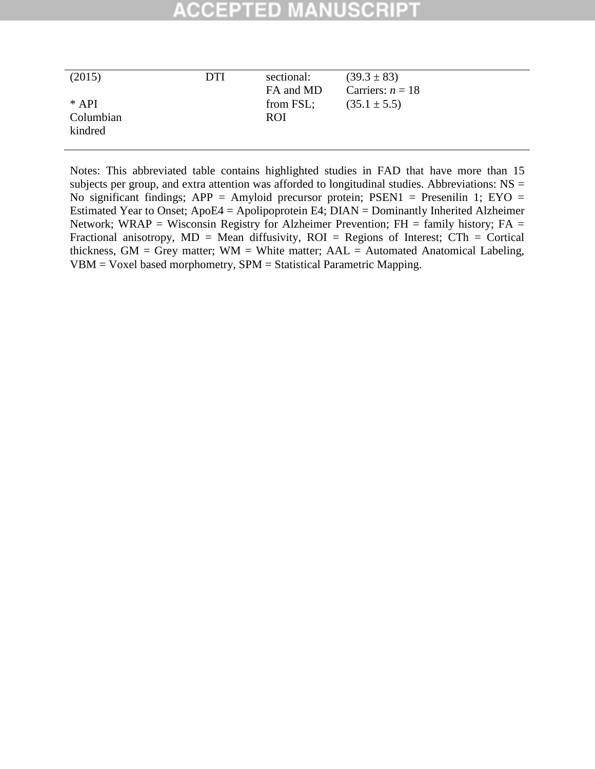| | | | |
|---|---|---|---|
| (2015)<br><br>* API Columbian kindred | DTI | sectional: FA and MD from FSL; ROI | (39.3 ± 83)<br>Carriers: *n* = 18<br>(35.1 ± 5.5) |

Notes: This abbreviated table contains highlighted studies in FAD that have more than 15 subjects per group, and extra attention was afforded to longitudinal studies. Abbreviations: NS = No significant findings; APP = Amyloid precursor protein; PSEN1 = Presenilin 1; EYO = Estimated Year to Onset; ApoE4 = Apolipoprotein E4; DIAN = Dominantly Inherited Alzheimer Network; WRAP = Wisconsin Registry for Alzheimer Prevention; FH = family history; FA = Fractional anisotropy, MD = Mean diffusivity, ROI = Regions of Interest; CTh = Cortical thickness, GM = Grey matter; WM = White matter; AAL = Automated Anatomical Labeling, VBM = Voxel based morphometry, SPM = Statistical Parametric Mapping.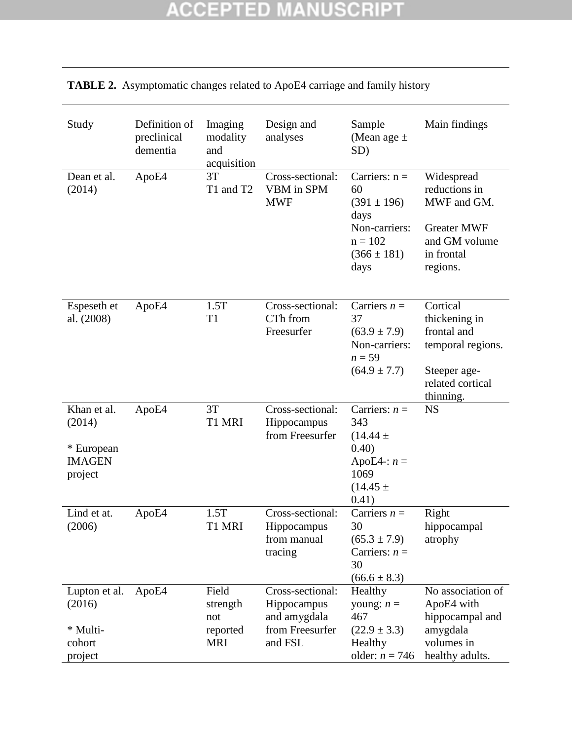**TABLE 2.** Asymptomatic changes related to ApoE4 carriage and family history

| Study | Definition of preclinical dementia | Imaging modality and acquisition | Design and analyses | Sample (Mean age ± SD) | Main findings |
|---|---|---|---|---|---|
| Dean et al. (2014) | ApoE4 | 3T T1 and T2 | Cross-sectional: VBM in SPM MWF | Carriers: n = 60 (391 ± 196) days Non-carriers: n = 102 (366 ± 181) days | Widespread reductions in MWF and GM. Greater MWF and GM volume in frontal regions. |
| Espeseth et al. (2008) | ApoE4 | 1.5T T1 | Cross-sectional: CTh from Freesurfer | Carriers *n* = 37 (63.9 ± 7.9) Non-carriers: *n* = 59 (64.9 ± 7.7) | Cortical thickening in frontal and temporal regions. Steeper age-related cortical thinning. |
| Khan et al. (2014) * European IMAGEN project | ApoE4 | 3T T1 MRI | Cross-sectional: Hippocampus from Freesurfer | Carriers: *n* = 343 (14.44 ± 0.40) ApoE4-: *n* = 1069 (14.45 ± 0.41) | NS |
| Lind et at. (2006) | ApoE4 | 1.5T T1 MRI | Cross-sectional: Hippocampus from manual tracing | Carriers *n* = 30 (65.3 ± 7.9) Carriers: *n* = 30 (66.6 ± 8.3) | Right hippocampal atrophy |
| Lupton et al. (2016) * Multi-cohort project | ApoE4 | Field strength not reported MRI | Cross-sectional: Hippocampus and amygdala from Freesurfer and FSL | Healthy young: *n* = 467 (22.9 ± 3.3) Healthy older: *n* = 746 | No association of ApoE4 with hippocampal and amygdala volumes in healthy adults. |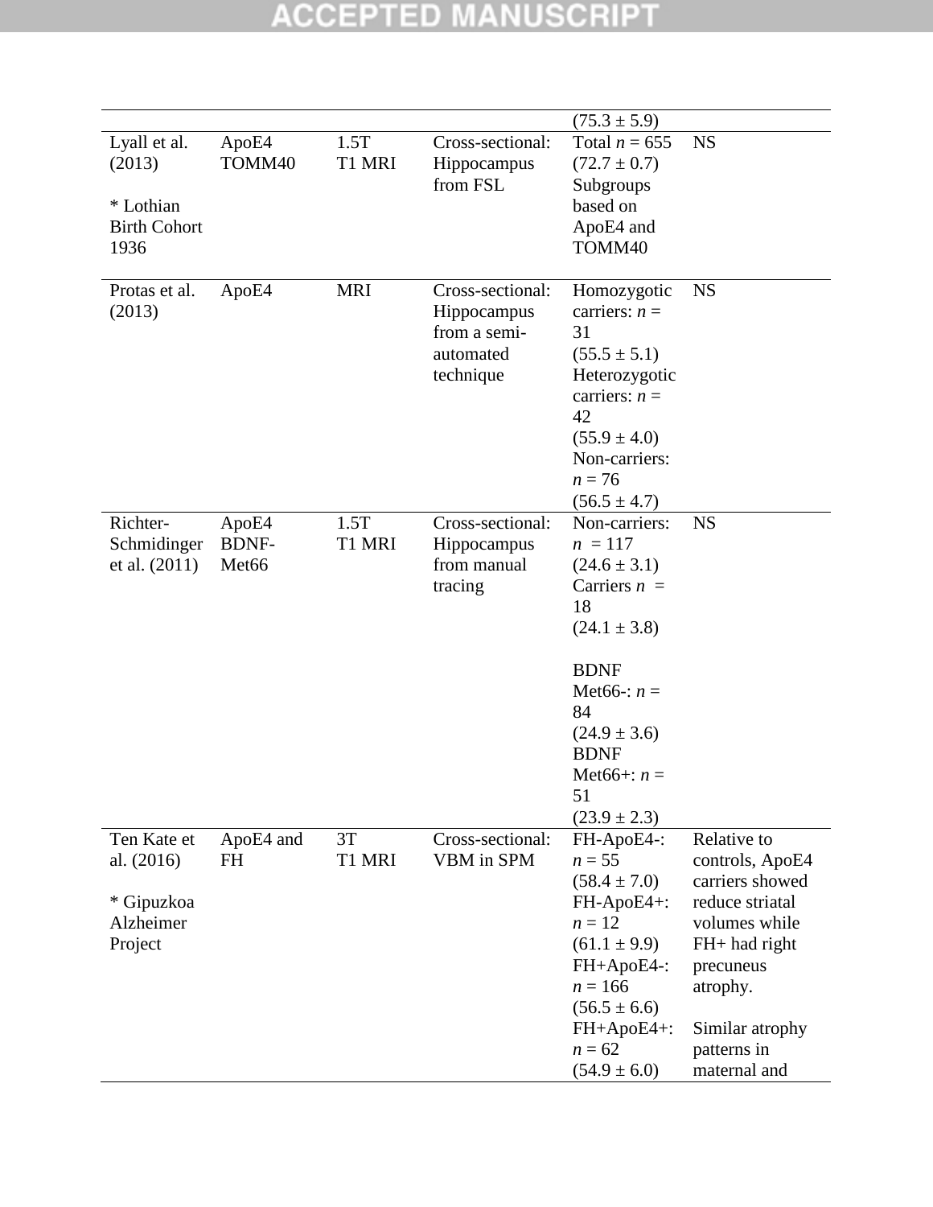| | | | | (75.3 ± 5.9) | |
|---|---|---|---|---|---|
| Lyall et al. (2013)<br><br>* Lothian Birth Cohort 1936 | ApoE4 TOMM40 | 1.5T T1 MRI | Cross-sectional: Hippocampus from FSL | Total *n* = 655 (72.7 ± 0.7) Subgroups based on ApoE4 and TOMM40 | NS |
| Protas et al. (2013) | ApoE4 | MRI | Cross-sectional: Hippocampus from a semi-automated technique | Homozygotic carriers: *n* = 31 (55.5 ± 5.1) Heterozygotic carriers: *n* = 42 (55.9 ± 4.0) Non-carriers: *n* = 76 (56.5 ± 4.7) | NS |
| Richter-Schmidinger et al. (2011) | ApoE4 BDNF-Met66 | 1.5T T1 MRI | Cross-sectional: Hippocampus from manual tracing | Non-carriers: *n* = 117 (24.6 ± 3.1) Carriers *n* = 18 (24.1 ± 3.8)<br><br>BDNF Met66-: *n* = 84 (24.9 ± 3.6) BDNF Met66+: *n* = 51 (23.9 ± 2.3) | NS |
| Ten Kate et al. (2016)<br><br>* Gipuzkoa Alzheimer Project | ApoE4 and FH | 3T T1 MRI | Cross-sectional: VBM in SPM | FH-ApoE4-: *n* = 55 (58.4 ± 7.0) FH-ApoE4+: *n* = 12 (61.1 ± 9.9) FH+ApoE4-: *n* = 166 (56.5 ± 6.6) FH+ApoE4+: *n* = 62 (54.9 ± 6.0) | Relative to controls, ApoE4 carriers showed reduce striatal volumes while FH+ had right precuneus atrophy.<br><br>Similar atrophy patterns in maternal and |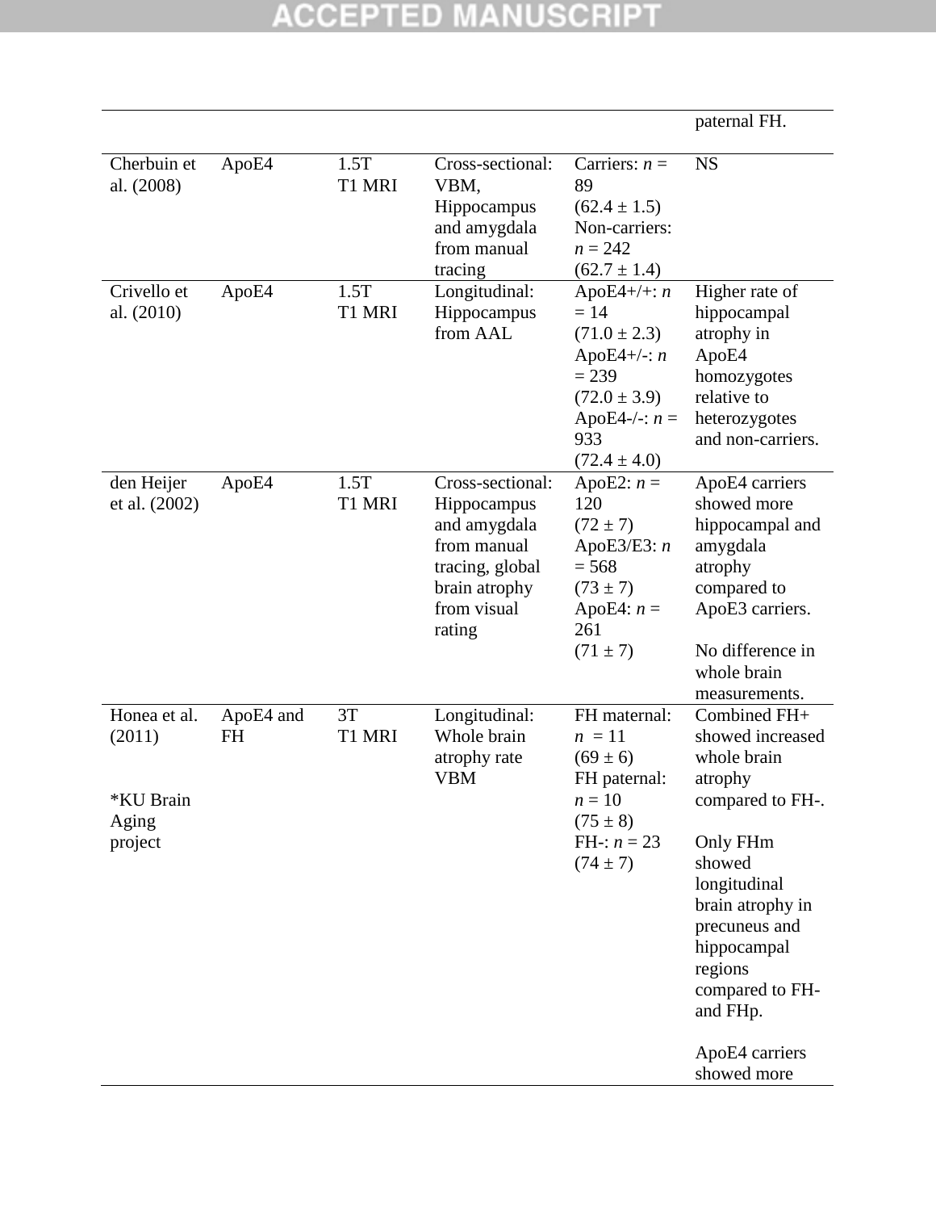| | | | | | |
|---|---|---|---|---|---|
| | | | | | paternal FH. |
| Cherbuin et al. (2008) | ApoE4 | 1.5T T1 MRI | Cross-sectional: VBM, Hippocampus and amygdala from manual tracing | Carriers: *n* = 89 (62.4 ± 1.5) Non-carriers: *n* = 242 (62.7 ± 1.4) | NS |
| Crivello et al. (2010) | ApoE4 | 1.5T T1 MRI | Longitudinal: Hippocampus from AAL | ApoE4+/+: *n* = 14 (71.0 ± 2.3) ApoE4+/-: *n* = 239 (72.0 ± 3.9) ApoE4-/-: *n* = 933 (72.4 ± 4.0) | Higher rate of hippocampal atrophy in ApoE4 homozygotes relative to heterozygotes and non-carriers. |
| den Heijer et al. (2002) | ApoE4 | 1.5T T1 MRI | Cross-sectional: Hippocampus and amygdala from manual tracing, global brain atrophy from visual rating | ApoE2: *n* = 120 (72 ± 7) ApoE3/E3: *n* = 568 (73 ± 7) ApoE4: *n* = 261 (71 ± 7) | ApoE4 carriers showed more hippocampal and amygdala atrophy compared to ApoE3 carriers.<br><br>No difference in whole brain measurements. |
| Honea et al. (2011)<br><br>*KU Brain Aging project | ApoE4 and FH | 3T T1 MRI | Longitudinal: Whole brain atrophy rate VBM | FH maternal: *n* = 11 (69 ± 6) FH paternal: *n* = 10 (75 ± 8) FH-: *n* = 23 (74 ± 7) | Combined FH+ showed increased whole brain atrophy compared to FH-.<br><br>Only FHm showed longitudinal brain atrophy in precuneus and hippocampal regions compared to FH- and FHp.<br><br>ApoE4 carriers showed more |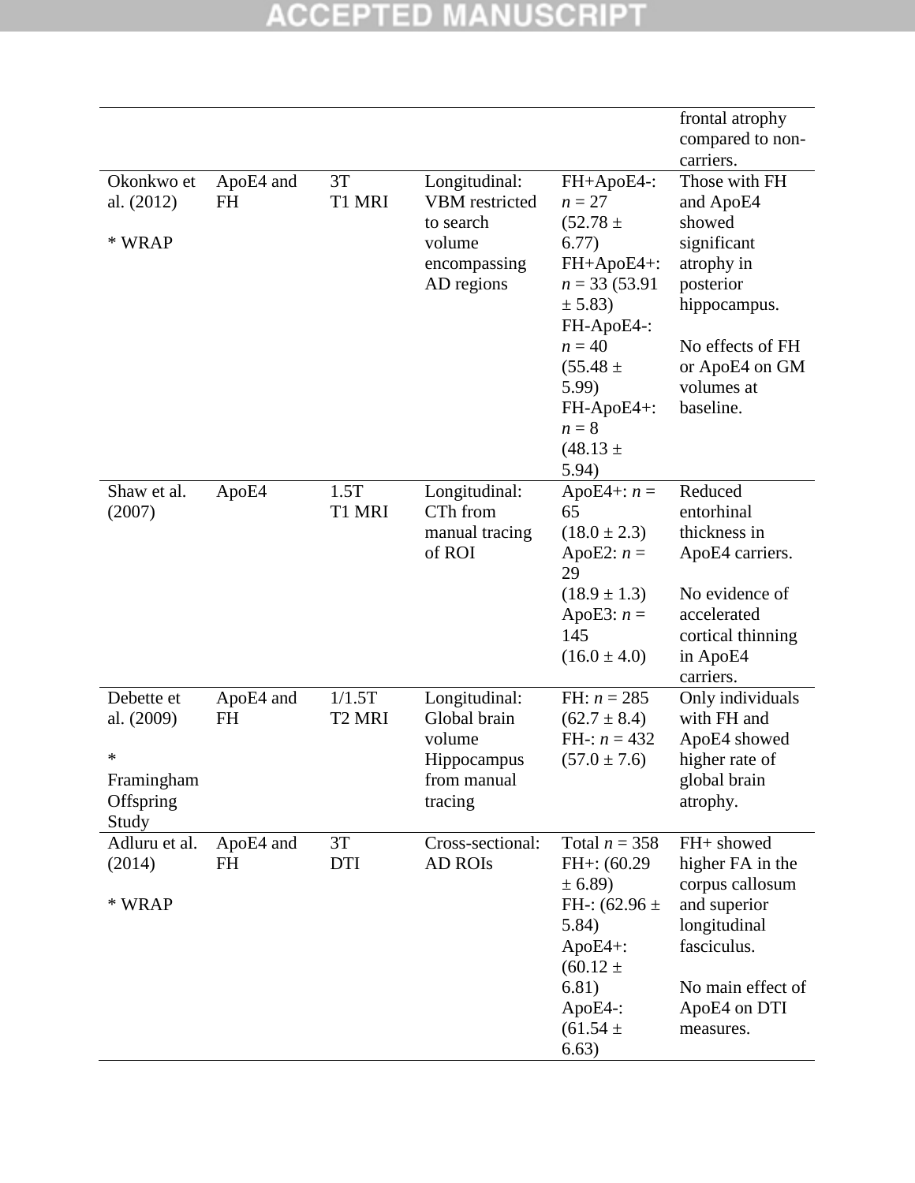| | | | | | frontal atrophy compared to non-carriers. |
|---|---|---|---|---|---|
| Okonkwo et al. (2012)<br><br>* WRAP | ApoE4 and FH | 3T<br>T1 MRI | Longitudinal: VBM restricted to search volume encompassing AD regions | FH+ApoE4-: *n* = 27 (52.78 ± 6.77)<br>FH+ApoE4+: *n* = 33 (53.91 ± 5.83)<br>FH-ApoE4-: *n* = 40 (55.48 ± 5.99)<br>FH-ApoE4+: *n* = 8 (48.13 ± 5.94) | Those with FH and ApoE4 showed significant atrophy in posterior hippocampus.<br><br>No effects of FH or ApoE4 on GM volumes at baseline. |
| Shaw et al. (2007) | ApoE4 | 1.5T<br>T1 MRI | Longitudinal: CTh from manual tracing of ROI | ApoE4+: *n* = 65 (18.0 ± 2.3)<br>ApoE2: *n* = 29 (18.9 ± 1.3)<br>ApoE3: *n* = 145 (16.0 ± 4.0) | Reduced entorhinal thickness in ApoE4 carriers.<br><br>No evidence of accelerated cortical thinning in ApoE4 carriers. |
| Debette et al. (2009)<br><br>* Framingham Offspring Study | ApoE4 and FH | 1/1.5T<br>T2 MRI | Longitudinal: Global brain volume Hippocampus from manual tracing | FH: *n* = 285 (62.7 ± 8.4)<br>FH-: *n* = 432 (57.0 ± 7.6) | Only individuals with FH and ApoE4 showed higher rate of global brain atrophy. |
| Adluru et al. (2014)<br><br>* WRAP | ApoE4 and FH | 3T<br>DTI | Cross-sectional: AD ROIs | Total *n* = 358<br>FH+: (60.29 ± 6.89)<br>FH-: (62.96 ± 5.84)<br>ApoE4+: (60.12 ± 6.81)<br>ApoE4-: (61.54 ± 6.63) | FH+ showed higher FA in the corpus callosum and superior longitudinal fasciculus.<br><br>No main effect of ApoE4 on DTI measures. |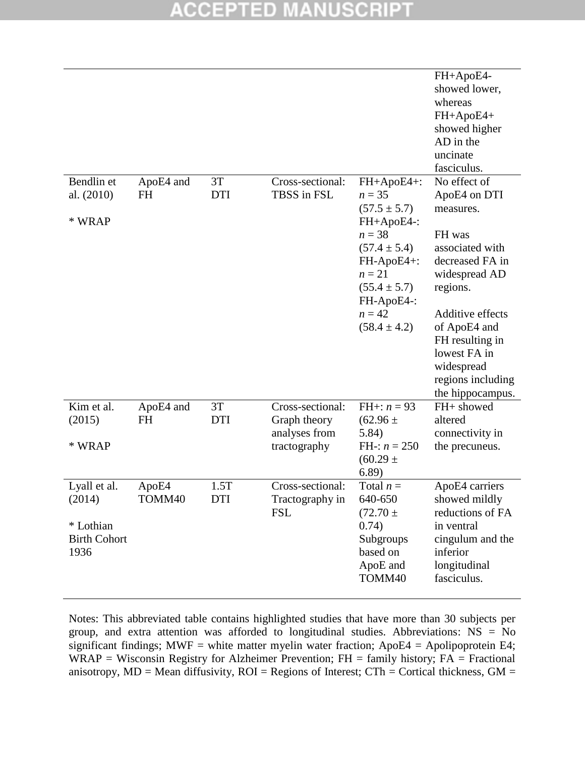| | | | | | |
|---|---|---|---|---|---|
| | | | | | FH+ApoE4- showed lower, whereas FH+ApoE4+ showed higher AD in the uncinate fasciculus. |
| Bendlin et al. (2010)<br><br>* WRAP | ApoE4 and FH | 3T DTI | Cross-sectional: TBSS in FSL | FH+ApoE4+: *n* = 35 (57.5 ± 5.7)<br>FH+ApoE4-: *n* = 38 (57.4 ± 5.4)<br>FH-ApoE4+: *n* = 21 (55.4 ± 5.7)<br>FH-ApoE4-: *n* = 42 (58.4 ± 4.2) | No effect of ApoE4 on DTI measures.<br><br>FH was associated with decreased FA in widespread AD regions.<br><br>Additive effects of ApoE4 and FH resulting in lowest FA in widespread regions including the hippocampus. |
| Kim et al. (2015)<br><br>* WRAP | ApoE4 and FH | 3T DTI | Cross-sectional: Graph theory analyses from tractography | FH+: *n* = 93 (62.96 ± 5.84)<br>FH-: *n* = 250 (60.29 ± 6.89) | FH+ showed altered connectivity in the precuneus. |
| Lyall et al. (2014)<br><br>* Lothian Birth Cohort 1936 | ApoE4 TOMM40 | 1.5T DTI | Cross-sectional: Tractography in FSL | Total *n* = 640-650 (72.70 ± 0.74)<br>Subgroups based on ApoE and TOMM40 | ApoE4 carriers showed mildly reductions of FA in ventral cingulum and the inferior longitudinal fasciculus. |

Notes: This abbreviated table contains highlighted studies that have more than 30 subjects per group, and extra attention was afforded to longitudinal studies. Abbreviations: NS = No significant findings; MWF = white matter myelin water fraction; ApoE4 = Apolipoprotein E4; WRAP = Wisconsin Registry for Alzheimer Prevention; FH = family history; FA = Fractional anisotropy, MD = Mean diffusivity, ROI = Regions of Interest; CTh = Cortical thickness, GM =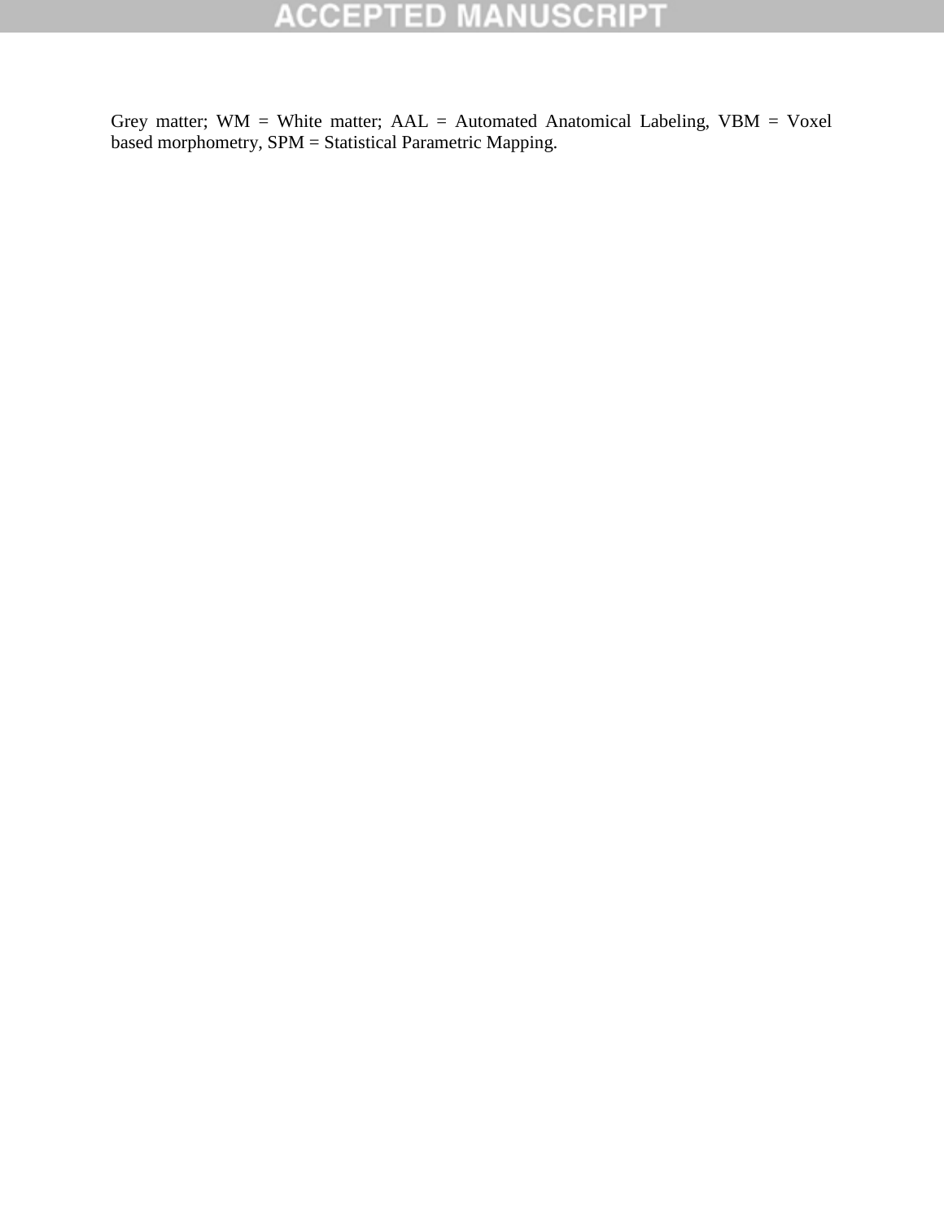Grey matter; WM = White matter; AAL = Automated Anatomical Labeling, VBM = Voxel based morphometry, SPM = Statistical Parametric Mapping.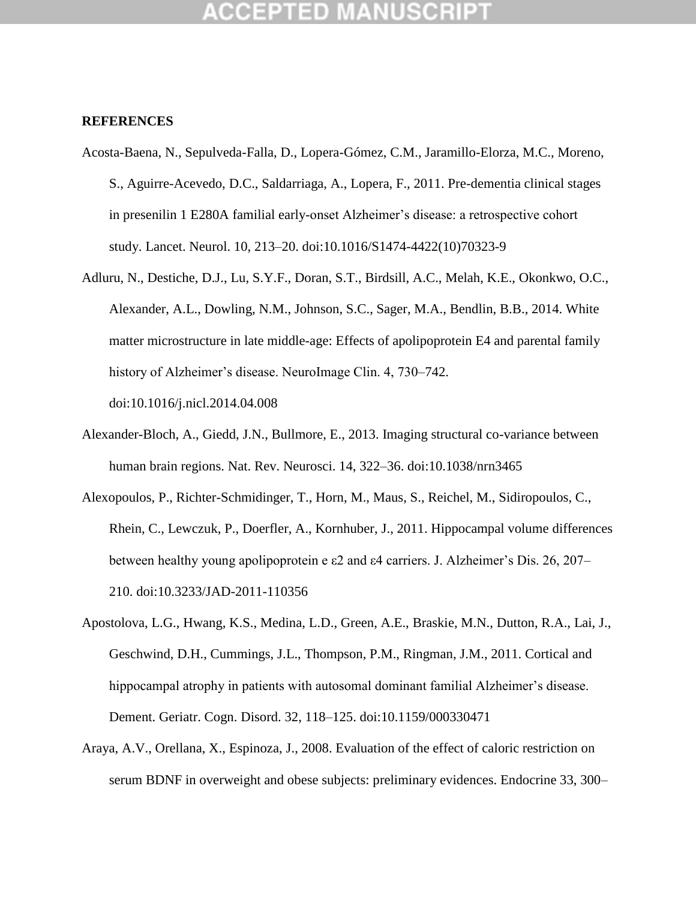## REFERENCES

Acosta-Baena, N., Sepulveda-Falla, D., Lopera-Gómez, C.M., Jaramillo-Elorza, M.C., Moreno, S., Aguirre-Acevedo, D.C., Saldarriaga, A., Lopera, F., 2011. Pre-dementia clinical stages in presenilin 1 E280A familial early-onset Alzheimer's disease: a retrospective cohort study. Lancet. Neurol. 10, 213–20. doi:10.1016/S1474-4422(10)70323-9

Adluru, N., Destiche, D.J., Lu, S.Y.F., Doran, S.T., Birdsill, A.C., Melah, K.E., Okonkwo, O.C., Alexander, A.L., Dowling, N.M., Johnson, S.C., Sager, M.A., Bendlin, B.B., 2014. White matter microstructure in late middle-age: Effects of apolipoprotein E4 and parental family history of Alzheimer's disease. NeuroImage Clin. 4, 730–742. doi:10.1016/j.nicl.2014.04.008

Alexander-Bloch, A., Giedd, J.N., Bullmore, E., 2013. Imaging structural co-variance between human brain regions. Nat. Rev. Neurosci. 14, 322–36. doi:10.1038/nrn3465

Alexopoulos, P., Richter-Schmidinger, T., Horn, M., Maus, S., Reichel, M., Sidiropoulos, C., Rhein, C., Lewczuk, P., Doerfler, A., Kornhuber, J., 2011. Hippocampal volume differences between healthy young apolipoprotein e ε2 and ε4 carriers. J. Alzheimer's Dis. 26, 207–210. doi:10.3233/JAD-2011-110356

Apostolova, L.G., Hwang, K.S., Medina, L.D., Green, A.E., Braskie, M.N., Dutton, R.A., Lai, J., Geschwind, D.H., Cummings, J.L., Thompson, P.M., Ringman, J.M., 2011. Cortical and hippocampal atrophy in patients with autosomal dominant familial Alzheimer's disease. Dement. Geriatr. Cogn. Disord. 32, 118–125. doi:10.1159/000330471

Araya, A.V., Orellana, X., Espinoza, J., 2008. Evaluation of the effect of caloric restriction on serum BDNF in overweight and obese subjects: preliminary evidences. Endocrine 33, 300–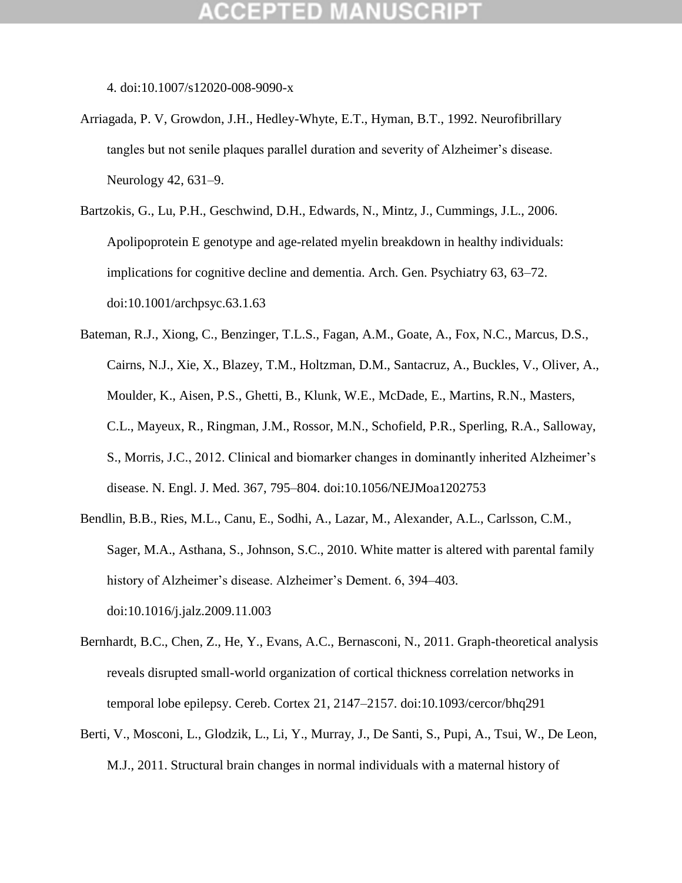4. doi:10.1007/s12020-008-9090-x

Arriagada, P. V, Growdon, J.H., Hedley-Whyte, E.T., Hyman, B.T., 1992. Neurofibrillary tangles but not senile plaques parallel duration and severity of Alzheimer's disease. Neurology 42, 631–9.

Bartzokis, G., Lu, P.H., Geschwind, D.H., Edwards, N., Mintz, J., Cummings, J.L., 2006. Apolipoprotein E genotype and age-related myelin breakdown in healthy individuals: implications for cognitive decline and dementia. Arch. Gen. Psychiatry 63, 63–72. doi:10.1001/archpsyc.63.1.63

Bateman, R.J., Xiong, C., Benzinger, T.L.S., Fagan, A.M., Goate, A., Fox, N.C., Marcus, D.S., Cairns, N.J., Xie, X., Blazey, T.M., Holtzman, D.M., Santacruz, A., Buckles, V., Oliver, A., Moulder, K., Aisen, P.S., Ghetti, B., Klunk, W.E., McDade, E., Martins, R.N., Masters, C.L., Mayeux, R., Ringman, J.M., Rossor, M.N., Schofield, P.R., Sperling, R.A., Salloway, S., Morris, J.C., 2012. Clinical and biomarker changes in dominantly inherited Alzheimer's disease. N. Engl. J. Med. 367, 795–804. doi:10.1056/NEJMoa1202753

Bendlin, B.B., Ries, M.L., Canu, E., Sodhi, A., Lazar, M., Alexander, A.L., Carlsson, C.M., Sager, M.A., Asthana, S., Johnson, S.C., 2010. White matter is altered with parental family history of Alzheimer's disease. Alzheimer's Dement. 6, 394–403. doi:10.1016/j.jalz.2009.11.003

Bernhardt, B.C., Chen, Z., He, Y., Evans, A.C., Bernasconi, N., 2011. Graph-theoretical analysis reveals disrupted small-world organization of cortical thickness correlation networks in temporal lobe epilepsy. Cereb. Cortex 21, 2147–2157. doi:10.1093/cercor/bhq291

Berti, V., Mosconi, L., Glodzik, L., Li, Y., Murray, J., De Santi, S., Pupi, A., Tsui, W., De Leon, M.J., 2011. Structural brain changes in normal individuals with a maternal history of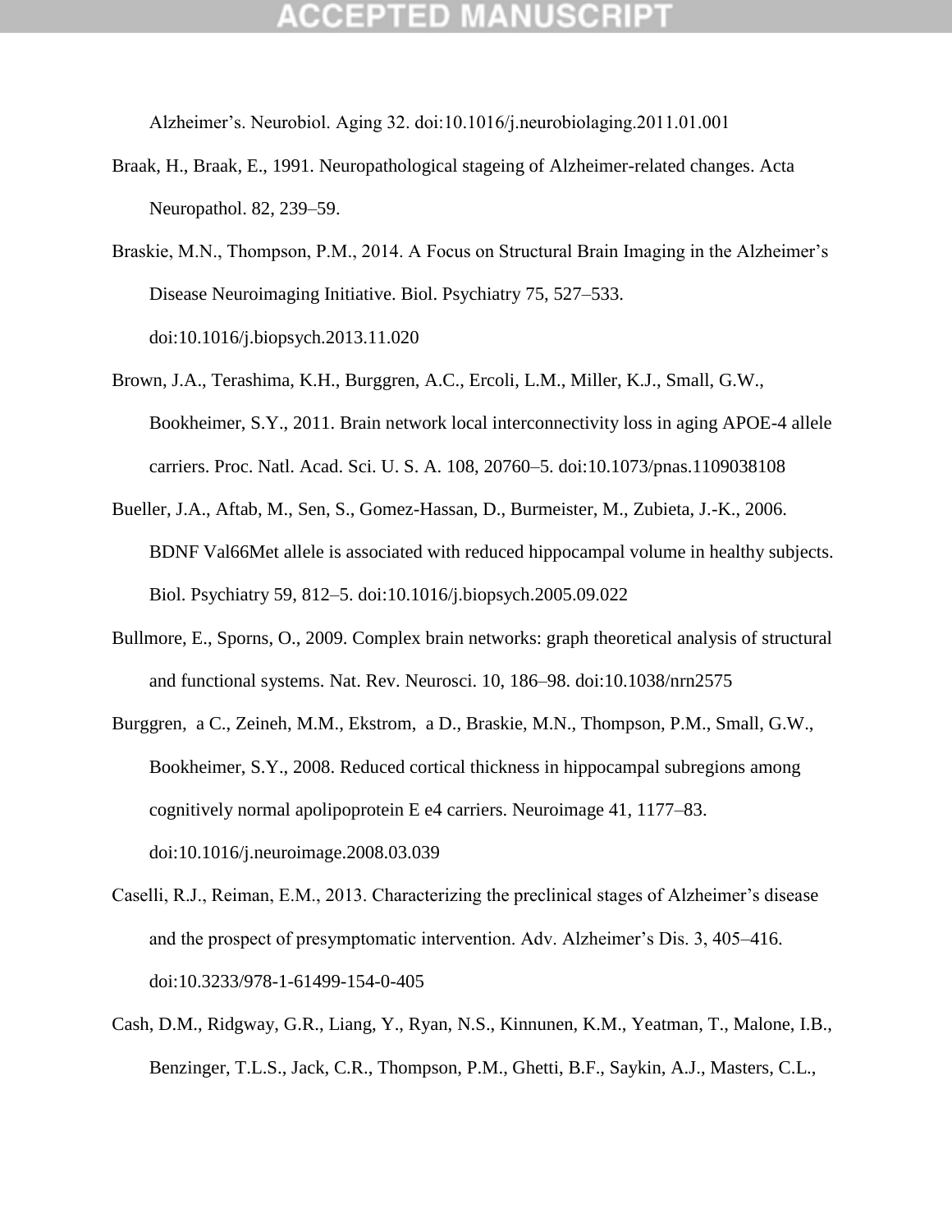Alzheimer's. Neurobiol. Aging 32. doi:10.1016/j.neurobiolaging.2011.01.001

Braak, H., Braak, E., 1991. Neuropathological stageing of Alzheimer-related changes. Acta Neuropathol. 82, 239–59.

Braskie, M.N., Thompson, P.M., 2014. A Focus on Structural Brain Imaging in the Alzheimer's Disease Neuroimaging Initiative. Biol. Psychiatry 75, 527–533. doi:10.1016/j.biopsych.2013.11.020

Brown, J.A., Terashima, K.H., Burggren, A.C., Ercoli, L.M., Miller, K.J., Small, G.W., Bookheimer, S.Y., 2011. Brain network local interconnectivity loss in aging APOE-4 allele carriers. Proc. Natl. Acad. Sci. U. S. A. 108, 20760–5. doi:10.1073/pnas.1109038108

Bueller, J.A., Aftab, M., Sen, S., Gomez-Hassan, D., Burmeister, M., Zubieta, J.-K., 2006. BDNF Val66Met allele is associated with reduced hippocampal volume in healthy subjects. Biol. Psychiatry 59, 812–5. doi:10.1016/j.biopsych.2005.09.022

Bullmore, E., Sporns, O., 2009. Complex brain networks: graph theoretical analysis of structural and functional systems. Nat. Rev. Neurosci. 10, 186–98. doi:10.1038/nrn2575

Burggren, a C., Zeineh, M.M., Ekstrom, a D., Braskie, M.N., Thompson, P.M., Small, G.W., Bookheimer, S.Y., 2008. Reduced cortical thickness in hippocampal subregions among cognitively normal apolipoprotein E e4 carriers. Neuroimage 41, 1177–83. doi:10.1016/j.neuroimage.2008.03.039

Caselli, R.J., Reiman, E.M., 2013. Characterizing the preclinical stages of Alzheimer's disease and the prospect of presymptomatic intervention. Adv. Alzheimer's Dis. 3, 405–416. doi:10.3233/978-1-61499-154-0-405

Cash, D.M., Ridgway, G.R., Liang, Y., Ryan, N.S., Kinnunen, K.M., Yeatman, T., Malone, I.B., Benzinger, T.L.S., Jack, C.R., Thompson, P.M., Ghetti, B.F., Saykin, A.J., Masters, C.L.,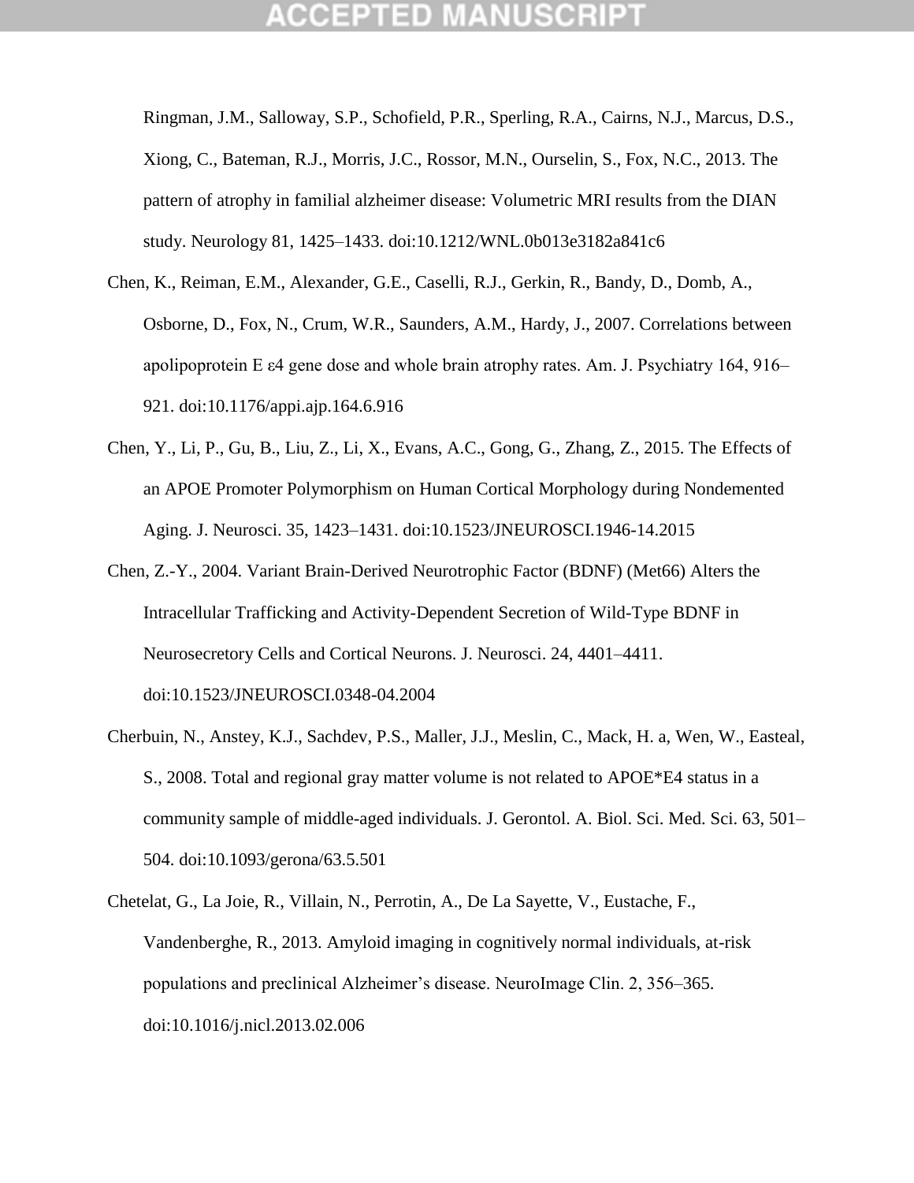Ringman, J.M., Salloway, S.P., Schofield, P.R., Sperling, R.A., Cairns, N.J., Marcus, D.S., Xiong, C., Bateman, R.J., Morris, J.C., Rossor, M.N., Ourselin, S., Fox, N.C., 2013. The pattern of atrophy in familial alzheimer disease: Volumetric MRI results from the DIAN study. Neurology 81, 1425–1433. doi:10.1212/WNL.0b013e3182a841c6

Chen, K., Reiman, E.M., Alexander, G.E., Caselli, R.J., Gerkin, R., Bandy, D., Domb, A., Osborne, D., Fox, N., Crum, W.R., Saunders, A.M., Hardy, J., 2007. Correlations between apolipoprotein E ε4 gene dose and whole brain atrophy rates. Am. J. Psychiatry 164, 916–921. doi:10.1176/appi.ajp.164.6.916

Chen, Y., Li, P., Gu, B., Liu, Z., Li, X., Evans, A.C., Gong, G., Zhang, Z., 2015. The Effects of an APOE Promoter Polymorphism on Human Cortical Morphology during Nondemented Aging. J. Neurosci. 35, 1423–1431. doi:10.1523/JNEUROSCI.1946-14.2015

Chen, Z.-Y., 2004. Variant Brain-Derived Neurotrophic Factor (BDNF) (Met66) Alters the Intracellular Trafficking and Activity-Dependent Secretion of Wild-Type BDNF in Neurosecretory Cells and Cortical Neurons. J. Neurosci. 24, 4401–4411. doi:10.1523/JNEUROSCI.0348-04.2004

Cherbuin, N., Anstey, K.J., Sachdev, P.S., Maller, J.J., Meslin, C., Mack, H. a, Wen, W., Easteal, S., 2008. Total and regional gray matter volume is not related to APOE*E4 status in a community sample of middle-aged individuals. J. Gerontol. A. Biol. Sci. Med. Sci. 63, 501–504. doi:10.1093/gerona/63.5.501

Chetelat, G., La Joie, R., Villain, N., Perrotin, A., De La Sayette, V., Eustache, F., Vandenberghe, R., 2013. Amyloid imaging in cognitively normal individuals, at-risk populations and preclinical Alzheimer's disease. NeuroImage Clin. 2, 356–365. doi:10.1016/j.nicl.2013.02.006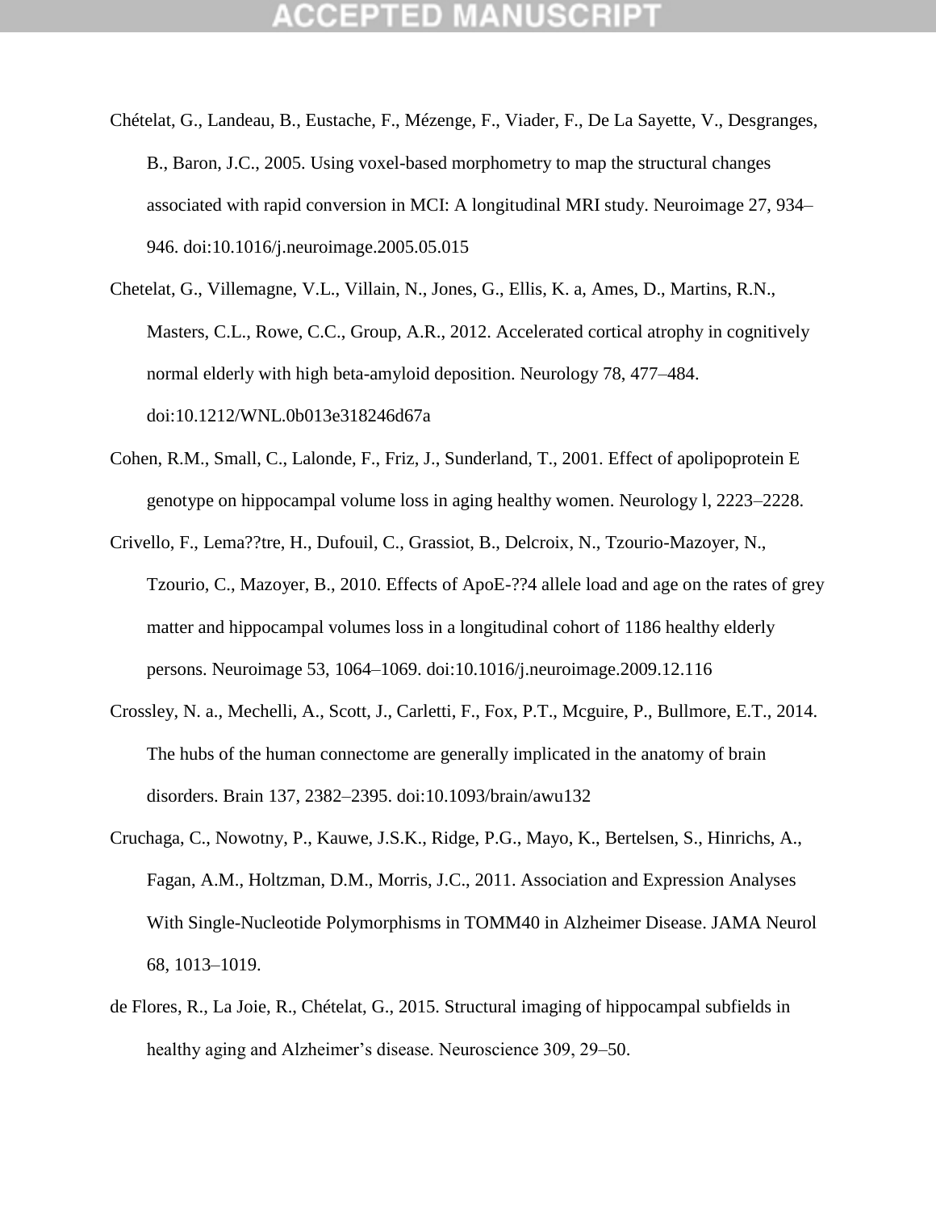Chételat, G., Landeau, B., Eustache, F., Mézenge, F., Viader, F., De La Sayette, V., Desgranges, B., Baron, J.C., 2005. Using voxel-based morphometry to map the structural changes associated with rapid conversion in MCI: A longitudinal MRI study. Neuroimage 27, 934–946. doi:10.1016/j.neuroimage.2005.05.015

Chetelat, G., Villemagne, V.L., Villain, N., Jones, G., Ellis, K. a, Ames, D., Martins, R.N., Masters, C.L., Rowe, C.C., Group, A.R., 2012. Accelerated cortical atrophy in cognitively normal elderly with high beta-amyloid deposition. Neurology 78, 477–484. doi:10.1212/WNL.0b013e318246d67a

Cohen, R.M., Small, C., Lalonde, F., Friz, J., Sunderland, T., 2001. Effect of apolipoprotein E genotype on hippocampal volume loss in aging healthy women. Neurology l, 2223–2228.

Crivello, F., Lema??tre, H., Dufouil, C., Grassiot, B., Delcroix, N., Tzourio-Mazoyer, N., Tzourio, C., Mazoyer, B., 2010. Effects of ApoE-??4 allele load and age on the rates of grey matter and hippocampal volumes loss in a longitudinal cohort of 1186 healthy elderly persons. Neuroimage 53, 1064–1069. doi:10.1016/j.neuroimage.2009.12.116

Crossley, N. a., Mechelli, A., Scott, J., Carletti, F., Fox, P.T., Mcguire, P., Bullmore, E.T., 2014. The hubs of the human connectome are generally implicated in the anatomy of brain disorders. Brain 137, 2382–2395. doi:10.1093/brain/awu132

Cruchaga, C., Nowotny, P., Kauwe, J.S.K., Ridge, P.G., Mayo, K., Bertelsen, S., Hinrichs, A., Fagan, A.M., Holtzman, D.M., Morris, J.C., 2011. Association and Expression Analyses With Single-Nucleotide Polymorphisms in TOMM40 in Alzheimer Disease. JAMA Neurol 68, 1013–1019.

de Flores, R., La Joie, R., Chételat, G., 2015. Structural imaging of hippocampal subfields in healthy aging and Alzheimer's disease. Neuroscience 309, 29–50.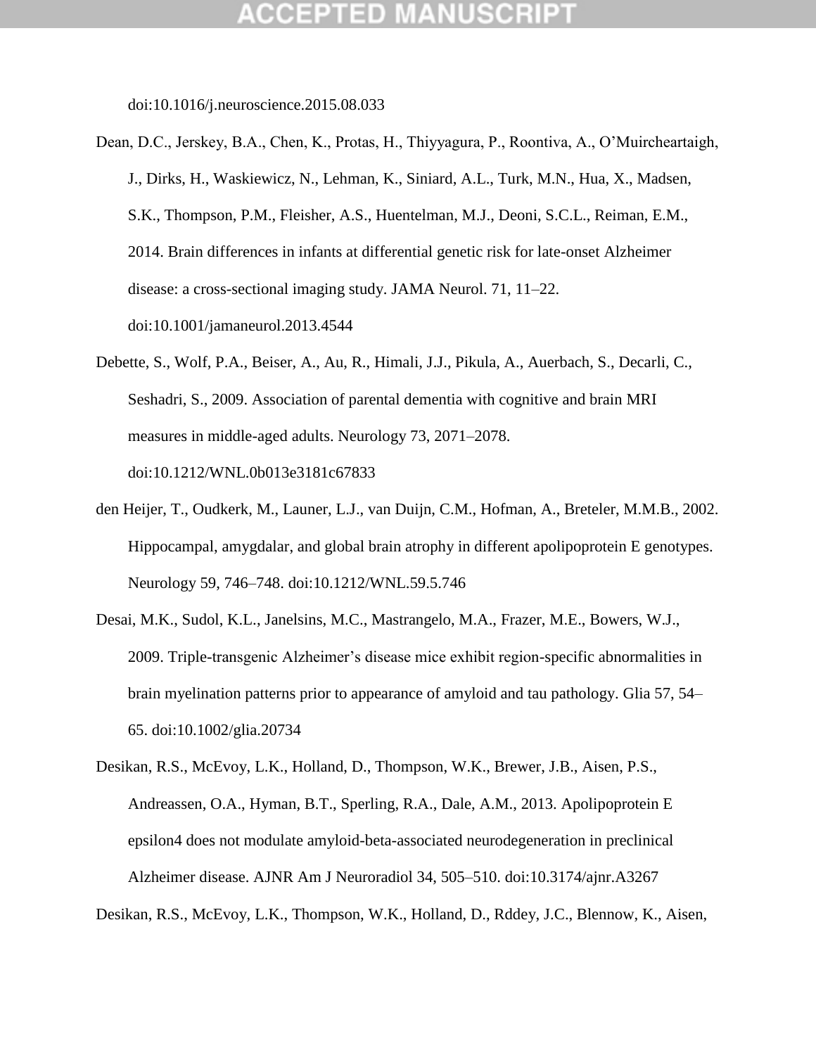doi:10.1016/j.neuroscience.2015.08.033

Dean, D.C., Jerskey, B.A., Chen, K., Protas, H., Thiyyagura, P., Roontiva, A., O'Muircheartaigh, J., Dirks, H., Waskiewicz, N., Lehman, K., Siniard, A.L., Turk, M.N., Hua, X., Madsen, S.K., Thompson, P.M., Fleisher, A.S., Huentelman, M.J., Deoni, S.C.L., Reiman, E.M., 2014. Brain differences in infants at differential genetic risk for late-onset Alzheimer disease: a cross-sectional imaging study. JAMA Neurol. 71, 11–22. doi:10.1001/jamaneurol.2013.4544

Debette, S., Wolf, P.A., Beiser, A., Au, R., Himali, J.J., Pikula, A., Auerbach, S., Decarli, C., Seshadri, S., 2009. Association of parental dementia with cognitive and brain MRI measures in middle-aged adults. Neurology 73, 2071–2078. doi:10.1212/WNL.0b013e3181c67833

den Heijer, T., Oudkerk, M., Launer, L.J., van Duijn, C.M., Hofman, A., Breteler, M.M.B., 2002. Hippocampal, amygdalar, and global brain atrophy in different apolipoprotein E genotypes. Neurology 59, 746–748. doi:10.1212/WNL.59.5.746

Desai, M.K., Sudol, K.L., Janelsins, M.C., Mastrangelo, M.A., Frazer, M.E., Bowers, W.J., 2009. Triple-transgenic Alzheimer's disease mice exhibit region-specific abnormalities in brain myelination patterns prior to appearance of amyloid and tau pathology. Glia 57, 54–65. doi:10.1002/glia.20734

Desikan, R.S., McEvoy, L.K., Holland, D., Thompson, W.K., Brewer, J.B., Aisen, P.S., Andreassen, O.A., Hyman, B.T., Sperling, R.A., Dale, A.M., 2013. Apolipoprotein E epsilon4 does not modulate amyloid-beta-associated neurodegeneration in preclinical Alzheimer disease. AJNR Am J Neuroradiol 34, 505–510. doi:10.3174/ajnr.A3267

Desikan, R.S., McEvoy, L.K., Thompson, W.K., Holland, D., Rddey, J.C., Blennow, K., Aisen,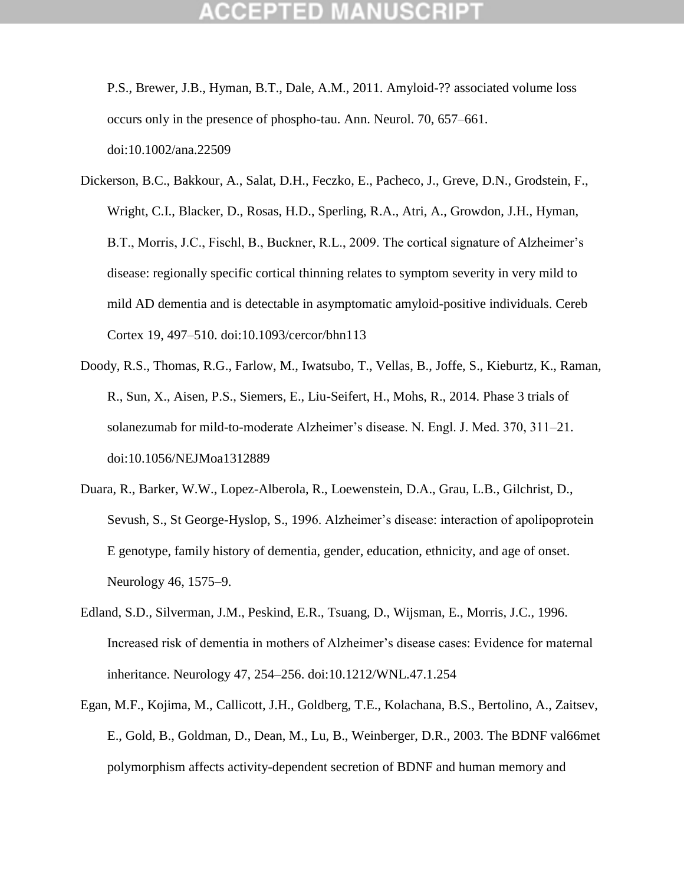P.S., Brewer, J.B., Hyman, B.T., Dale, A.M., 2011. Amyloid-?? associated volume loss occurs only in the presence of phospho-tau. Ann. Neurol. 70, 657–661. doi:10.1002/ana.22509

Dickerson, B.C., Bakkour, A., Salat, D.H., Feczko, E., Pacheco, J., Greve, D.N., Grodstein, F., Wright, C.I., Blacker, D., Rosas, H.D., Sperling, R.A., Atri, A., Growdon, J.H., Hyman, B.T., Morris, J.C., Fischl, B., Buckner, R.L., 2009. The cortical signature of Alzheimer's disease: regionally specific cortical thinning relates to symptom severity in very mild to mild AD dementia and is detectable in asymptomatic amyloid-positive individuals. Cereb Cortex 19, 497–510. doi:10.1093/cercor/bhn113

Doody, R.S., Thomas, R.G., Farlow, M., Iwatsubo, T., Vellas, B., Joffe, S., Kieburtz, K., Raman, R., Sun, X., Aisen, P.S., Siemers, E., Liu-Seifert, H., Mohs, R., 2014. Phase 3 trials of solanezumab for mild-to-moderate Alzheimer's disease. N. Engl. J. Med. 370, 311–21. doi:10.1056/NEJMoa1312889

Duara, R., Barker, W.W., Lopez-Alberola, R., Loewenstein, D.A., Grau, L.B., Gilchrist, D., Sevush, S., St George-Hyslop, S., 1996. Alzheimer's disease: interaction of apolipoprotein E genotype, family history of dementia, gender, education, ethnicity, and age of onset. Neurology 46, 1575–9.

Edland, S.D., Silverman, J.M., Peskind, E.R., Tsuang, D., Wijsman, E., Morris, J.C., 1996. Increased risk of dementia in mothers of Alzheimer's disease cases: Evidence for maternal inheritance. Neurology 47, 254–256. doi:10.1212/WNL.47.1.254

Egan, M.F., Kojima, M., Callicott, J.H., Goldberg, T.E., Kolachana, B.S., Bertolino, A., Zaitsev, E., Gold, B., Goldman, D., Dean, M., Lu, B., Weinberger, D.R., 2003. The BDNF val66met polymorphism affects activity-dependent secretion of BDNF and human memory and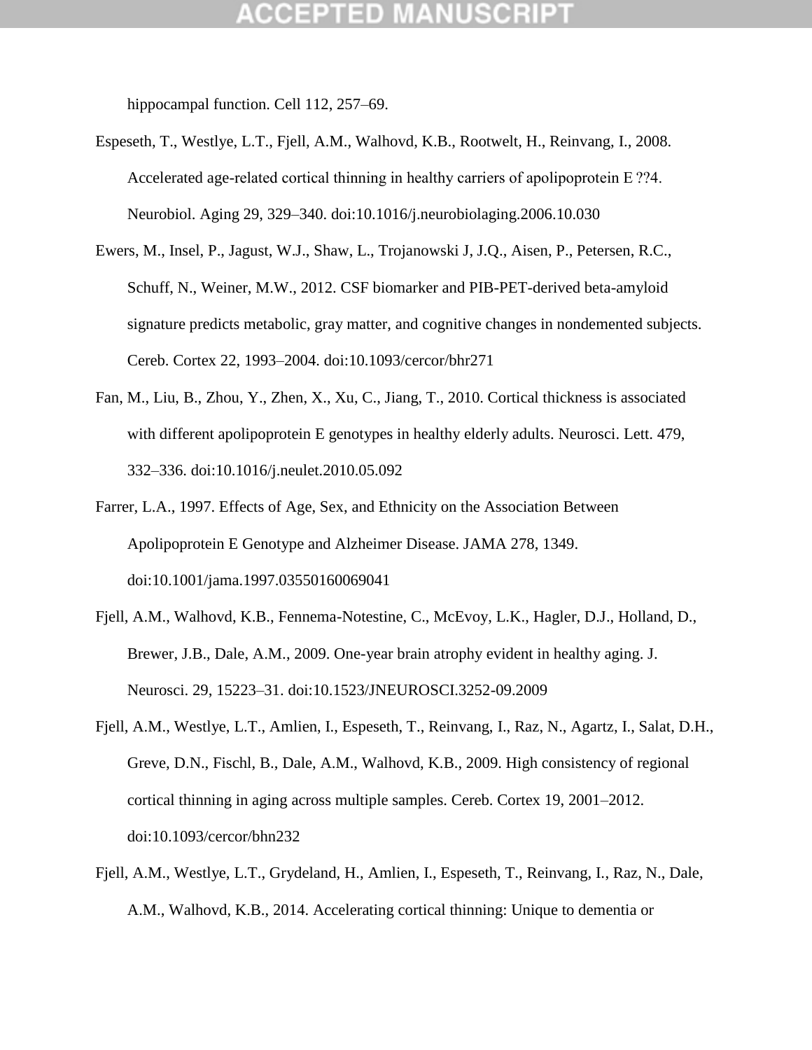hippocampal function. Cell 112, 257–69.

Espeseth, T., Westlye, L.T., Fjell, A.M., Walhovd, K.B., Rootwelt, H., Reinvang, I., 2008. Accelerated age-related cortical thinning in healthy carriers of apolipoprotein E ??4. Neurobiol. Aging 29, 329–340. doi:10.1016/j.neurobiolaging.2006.10.030

Ewers, M., Insel, P., Jagust, W.J., Shaw, L., Trojanowski J, J.Q., Aisen, P., Petersen, R.C., Schuff, N., Weiner, M.W., 2012. CSF biomarker and PIB-PET-derived beta-amyloid signature predicts metabolic, gray matter, and cognitive changes in nondemented subjects. Cereb. Cortex 22, 1993–2004. doi:10.1093/cercor/bhr271

Fan, M., Liu, B., Zhou, Y., Zhen, X., Xu, C., Jiang, T., 2010. Cortical thickness is associated with different apolipoprotein E genotypes in healthy elderly adults. Neurosci. Lett. 479, 332–336. doi:10.1016/j.neulet.2010.05.092

Farrer, L.A., 1997. Effects of Age, Sex, and Ethnicity on the Association Between Apolipoprotein E Genotype and Alzheimer Disease. JAMA 278, 1349. doi:10.1001/jama.1997.03550160069041

Fjell, A.M., Walhovd, K.B., Fennema-Notestine, C., McEvoy, L.K., Hagler, D.J., Holland, D., Brewer, J.B., Dale, A.M., 2009. One-year brain atrophy evident in healthy aging. J. Neurosci. 29, 15223–31. doi:10.1523/JNEUROSCI.3252-09.2009

Fjell, A.M., Westlye, L.T., Amlien, I., Espeseth, T., Reinvang, I., Raz, N., Agartz, I., Salat, D.H., Greve, D.N., Fischl, B., Dale, A.M., Walhovd, K.B., 2009. High consistency of regional cortical thinning in aging across multiple samples. Cereb. Cortex 19, 2001–2012. doi:10.1093/cercor/bhn232

Fjell, A.M., Westlye, L.T., Grydeland, H., Amlien, I., Espeseth, T., Reinvang, I., Raz, N., Dale, A.M., Walhovd, K.B., 2014. Accelerating cortical thinning: Unique to dementia or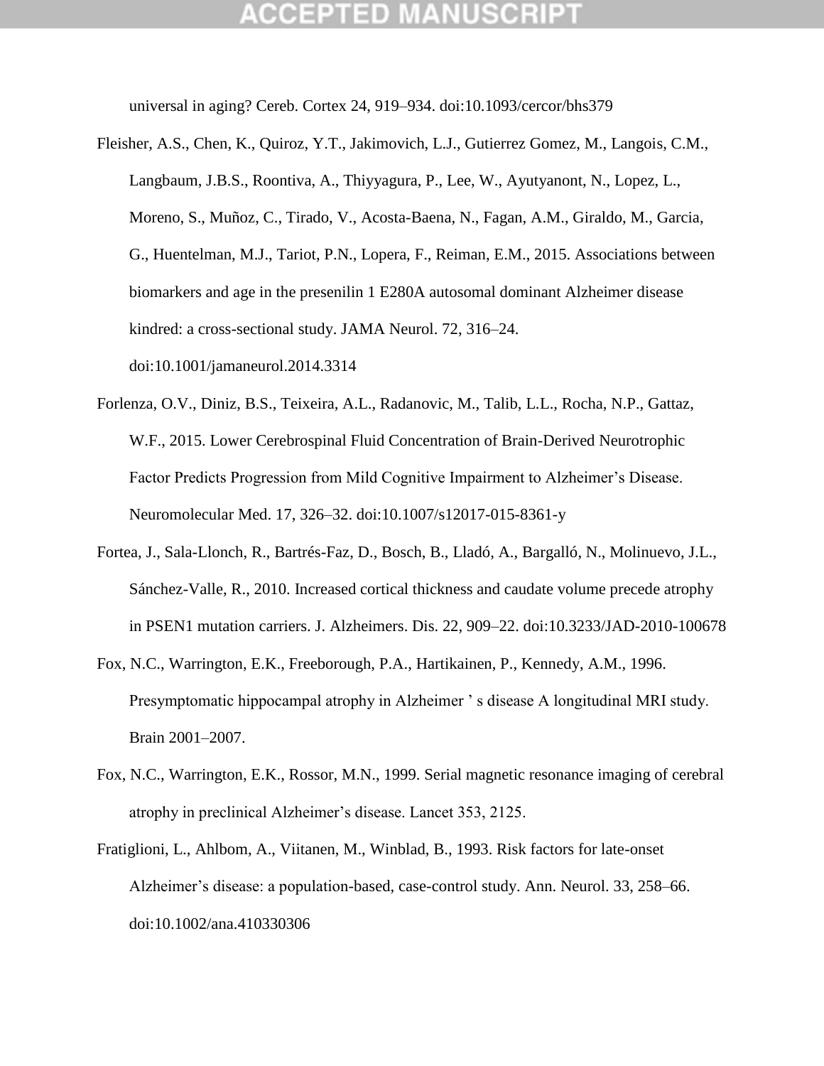universal in aging? Cereb. Cortex 24, 919–934. doi:10.1093/cercor/bhs379

Fleisher, A.S., Chen, K., Quiroz, Y.T., Jakimovich, L.J., Gutierrez Gomez, M., Langois, C.M., Langbaum, J.B.S., Roontiva, A., Thiyyagura, P., Lee, W., Ayutyanont, N., Lopez, L., Moreno, S., Muñoz, C., Tirado, V., Acosta-Baena, N., Fagan, A.M., Giraldo, M., Garcia, G., Huentelman, M.J., Tariot, P.N., Lopera, F., Reiman, E.M., 2015. Associations between biomarkers and age in the presenilin 1 E280A autosomal dominant Alzheimer disease kindred: a cross-sectional study. JAMA Neurol. 72, 316–24. doi:10.1001/jamaneurol.2014.3314

Forlenza, O.V., Diniz, B.S., Teixeira, A.L., Radanovic, M., Talib, L.L., Rocha, N.P., Gattaz, W.F., 2015. Lower Cerebrospinal Fluid Concentration of Brain-Derived Neurotrophic Factor Predicts Progression from Mild Cognitive Impairment to Alzheimer's Disease. Neuromolecular Med. 17, 326–32. doi:10.1007/s12017-015-8361-y

Fortea, J., Sala-Llonch, R., Bartrés-Faz, D., Bosch, B., Lladó, A., Bargalló, N., Molinuevo, J.L., Sánchez-Valle, R., 2010. Increased cortical thickness and caudate volume precede atrophy in PSEN1 mutation carriers. J. Alzheimers. Dis. 22, 909–22. doi:10.3233/JAD-2010-100678

Fox, N.C., Warrington, E.K., Freeborough, P.A., Hartikainen, P., Kennedy, A.M., 1996. Presymptomatic hippocampal atrophy in Alzheimer ' s disease A longitudinal MRI study. Brain 2001–2007.

Fox, N.C., Warrington, E.K., Rossor, M.N., 1999. Serial magnetic resonance imaging of cerebral atrophy in preclinical Alzheimer's disease. Lancet 353, 2125.

Fratiglioni, L., Ahlbom, A., Viitanen, M., Winblad, B., 1993. Risk factors for late-onset Alzheimer's disease: a population-based, case-control study. Ann. Neurol. 33, 258–66. doi:10.1002/ana.410330306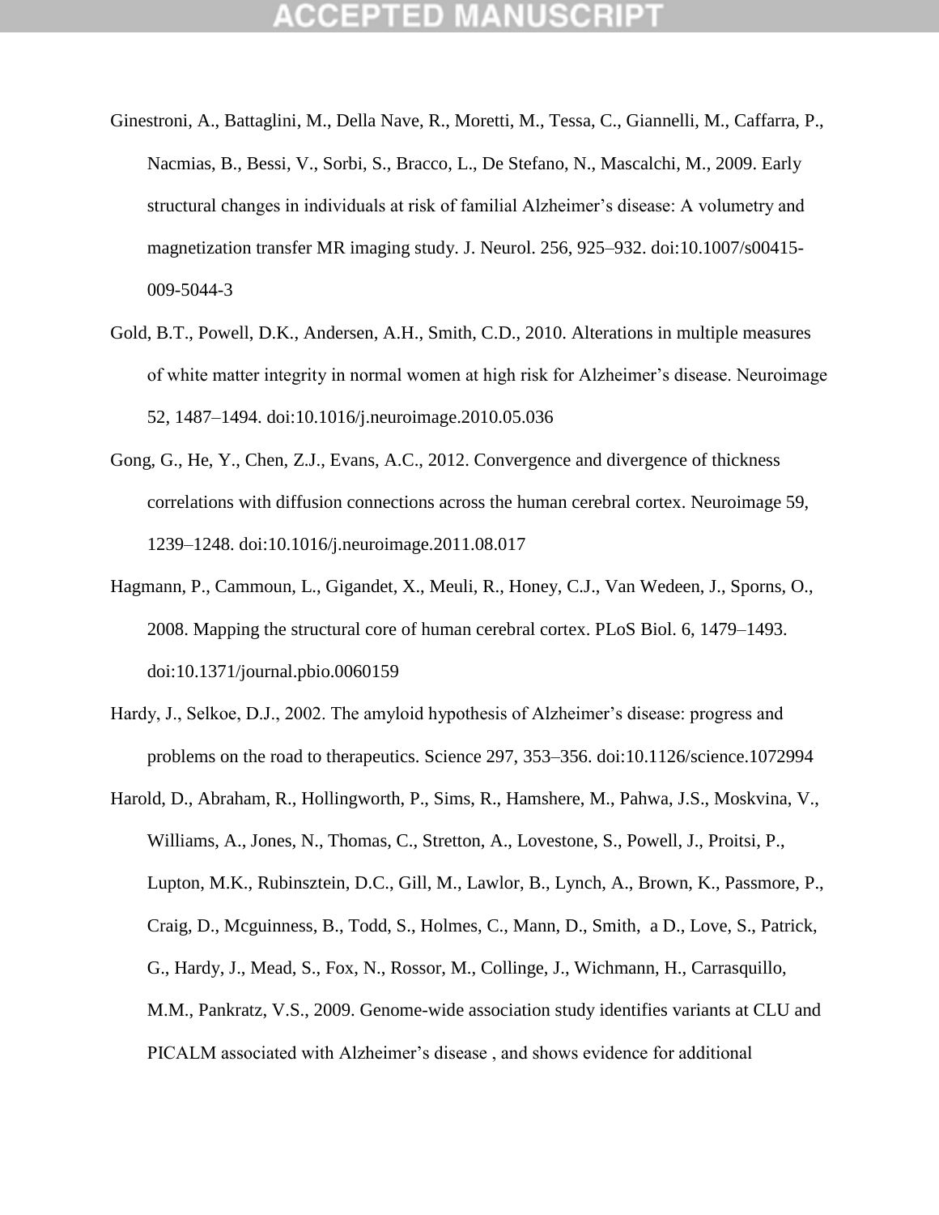Ginestroni, A., Battaglini, M., Della Nave, R., Moretti, M., Tessa, C., Giannelli, M., Caffarra, P., Nacmias, B., Bessi, V., Sorbi, S., Bracco, L., De Stefano, N., Mascalchi, M., 2009. Early structural changes in individuals at risk of familial Alzheimer's disease: A volumetry and magnetization transfer MR imaging study. J. Neurol. 256, 925–932. doi:10.1007/s00415-009-5044-3

Gold, B.T., Powell, D.K., Andersen, A.H., Smith, C.D., 2010. Alterations in multiple measures of white matter integrity in normal women at high risk for Alzheimer's disease. Neuroimage 52, 1487–1494. doi:10.1016/j.neuroimage.2010.05.036

Gong, G., He, Y., Chen, Z.J., Evans, A.C., 2012. Convergence and divergence of thickness correlations with diffusion connections across the human cerebral cortex. Neuroimage 59, 1239–1248. doi:10.1016/j.neuroimage.2011.08.017

Hagmann, P., Cammoun, L., Gigandet, X., Meuli, R., Honey, C.J., Van Wedeen, J., Sporns, O., 2008. Mapping the structural core of human cerebral cortex. PLoS Biol. 6, 1479–1493. doi:10.1371/journal.pbio.0060159

Hardy, J., Selkoe, D.J., 2002. The amyloid hypothesis of Alzheimer's disease: progress and problems on the road to therapeutics. Science 297, 353–356. doi:10.1126/science.1072994

Harold, D., Abraham, R., Hollingworth, P., Sims, R., Hamshere, M., Pahwa, J.S., Moskvina, V., Williams, A., Jones, N., Thomas, C., Stretton, A., Lovestone, S., Powell, J., Proitsi, P., Lupton, M.K., Rubinsztein, D.C., Gill, M., Lawlor, B., Lynch, A., Brown, K., Passmore, P., Craig, D., Mcguinness, B., Todd, S., Holmes, C., Mann, D., Smith, a D., Love, S., Patrick, G., Hardy, J., Mead, S., Fox, N., Rossor, M., Collinge, J., Wichmann, H., Carrasquillo, M.M., Pankratz, V.S., 2009. Genome-wide association study identifies variants at CLU and PICALM associated with Alzheimer's disease , and shows evidence for additional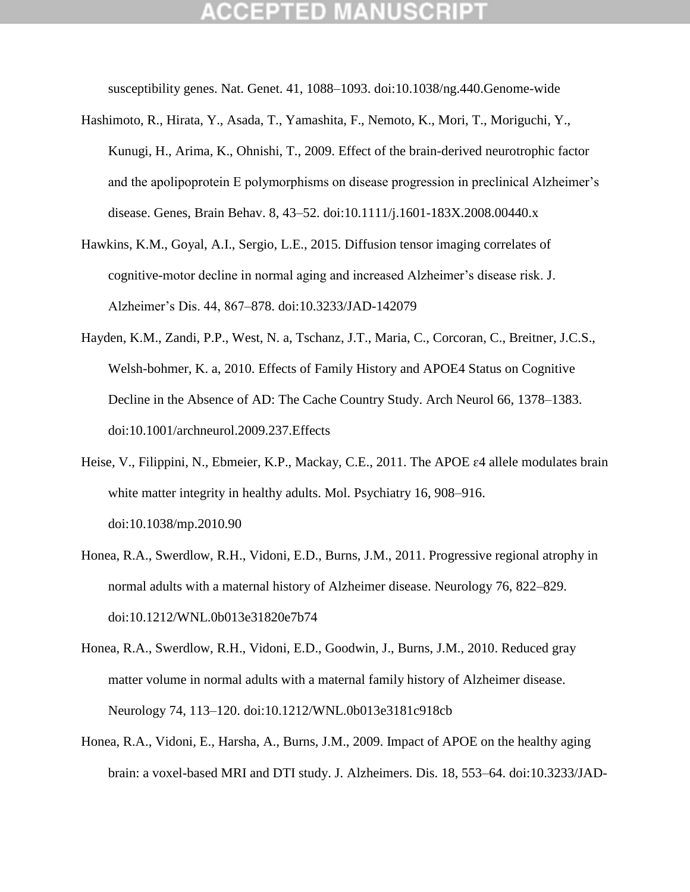susceptibility genes. Nat. Genet. 41, 1088–1093. doi:10.1038/ng.440.Genome-wide

Hashimoto, R., Hirata, Y., Asada, T., Yamashita, F., Nemoto, K., Mori, T., Moriguchi, Y., Kunugi, H., Arima, K., Ohnishi, T., 2009. Effect of the brain-derived neurotrophic factor and the apolipoprotein E polymorphisms on disease progression in preclinical Alzheimer's disease. Genes, Brain Behav. 8, 43–52. doi:10.1111/j.1601-183X.2008.00440.x

Hawkins, K.M., Goyal, A.I., Sergio, L.E., 2015. Diffusion tensor imaging correlates of cognitive-motor decline in normal aging and increased Alzheimer's disease risk. J. Alzheimer's Dis. 44, 867–878. doi:10.3233/JAD-142079

Hayden, K.M., Zandi, P.P., West, N. a, Tschanz, J.T., Maria, C., Corcoran, C., Breitner, J.C.S., Welsh-bohmer, K. a, 2010. Effects of Family History and APOE4 Status on Cognitive Decline in the Absence of AD: The Cache Country Study. Arch Neurol 66, 1378–1383. doi:10.1001/archneurol.2009.237.Effects

Heise, V., Filippini, N., Ebmeier, K.P., Mackay, C.E., 2011. The APOE ε4 allele modulates brain white matter integrity in healthy adults. Mol. Psychiatry 16, 908–916. doi:10.1038/mp.2010.90

Honea, R.A., Swerdlow, R.H., Vidoni, E.D., Burns, J.M., 2011. Progressive regional atrophy in normal adults with a maternal history of Alzheimer disease. Neurology 76, 822–829. doi:10.1212/WNL.0b013e31820e7b74

Honea, R.A., Swerdlow, R.H., Vidoni, E.D., Goodwin, J., Burns, J.M., 2010. Reduced gray matter volume in normal adults with a maternal family history of Alzheimer disease. Neurology 74, 113–120. doi:10.1212/WNL.0b013e3181c918cb

Honea, R.A., Vidoni, E., Harsha, A., Burns, J.M., 2009. Impact of APOE on the healthy aging brain: a voxel-based MRI and DTI study. J. Alzheimers. Dis. 18, 553–64. doi:10.3233/JAD-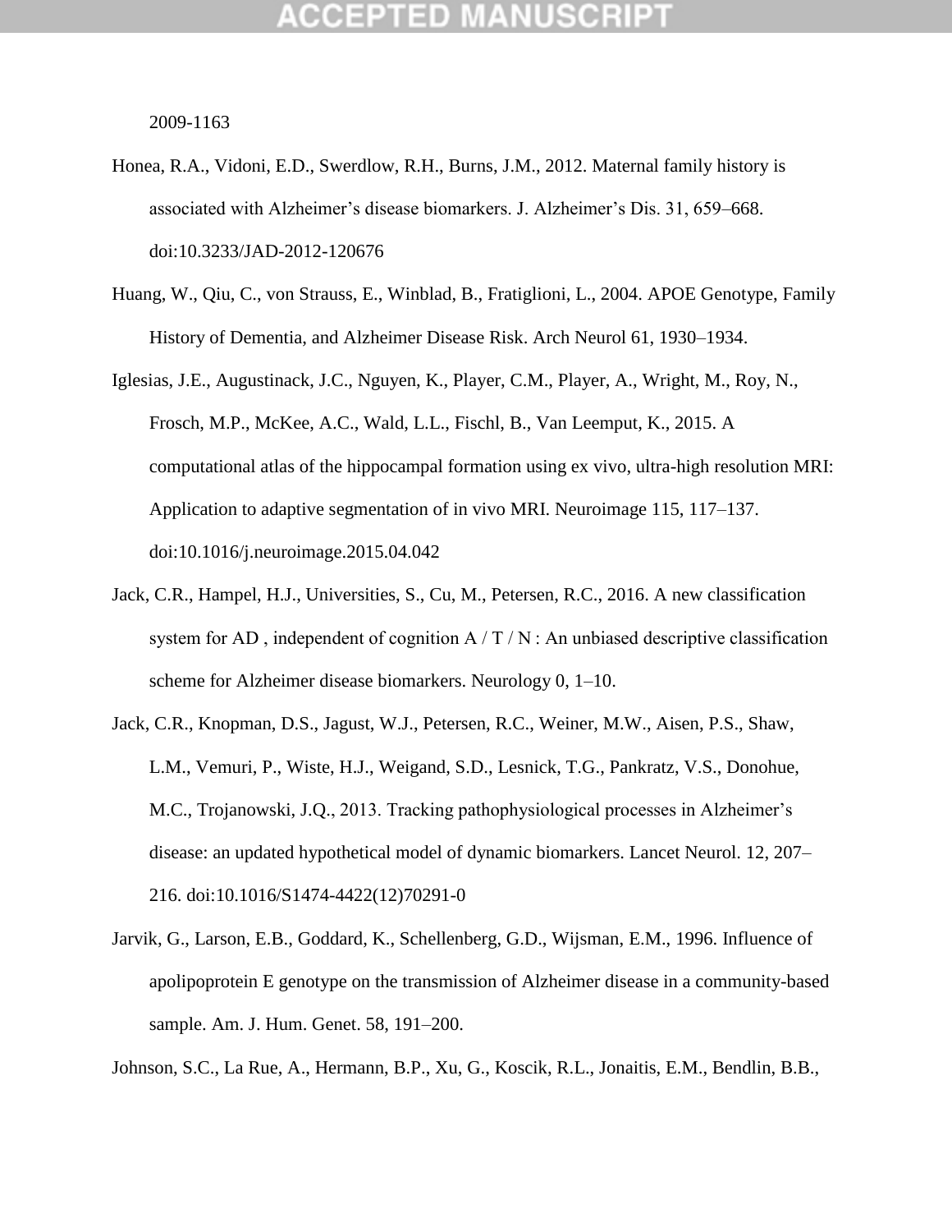2009-1163

Honea, R.A., Vidoni, E.D., Swerdlow, R.H., Burns, J.M., 2012. Maternal family history is associated with Alzheimer's disease biomarkers. J. Alzheimer's Dis. 31, 659–668. doi:10.3233/JAD-2012-120676

Huang, W., Qiu, C., von Strauss, E., Winblad, B., Fratiglioni, L., 2004. APOE Genotype, Family History of Dementia, and Alzheimer Disease Risk. Arch Neurol 61, 1930–1934.

Iglesias, J.E., Augustinack, J.C., Nguyen, K., Player, C.M., Player, A., Wright, M., Roy, N., Frosch, M.P., McKee, A.C., Wald, L.L., Fischl, B., Van Leemput, K., 2015. A computational atlas of the hippocampal formation using ex vivo, ultra-high resolution MRI: Application to adaptive segmentation of in vivo MRI. Neuroimage 115, 117–137. doi:10.1016/j.neuroimage.2015.04.042

Jack, C.R., Hampel, H.J., Universities, S., Cu, M., Petersen, R.C., 2016. A new classification system for AD , independent of cognition A / T / N : An unbiased descriptive classification scheme for Alzheimer disease biomarkers. Neurology 0, 1–10.

Jack, C.R., Knopman, D.S., Jagust, W.J., Petersen, R.C., Weiner, M.W., Aisen, P.S., Shaw, L.M., Vemuri, P., Wiste, H.J., Weigand, S.D., Lesnick, T.G., Pankratz, V.S., Donohue, M.C., Trojanowski, J.Q., 2013. Tracking pathophysiological processes in Alzheimer's disease: an updated hypothetical model of dynamic biomarkers. Lancet Neurol. 12, 207–216. doi:10.1016/S1474-4422(12)70291-0

Jarvik, G., Larson, E.B., Goddard, K., Schellenberg, G.D., Wijsman, E.M., 1996. Influence of apolipoprotein E genotype on the transmission of Alzheimer disease in a community-based sample. Am. J. Hum. Genet. 58, 191–200.

Johnson, S.C., La Rue, A., Hermann, B.P., Xu, G., Koscik, R.L., Jonaitis, E.M., Bendlin, B.B.,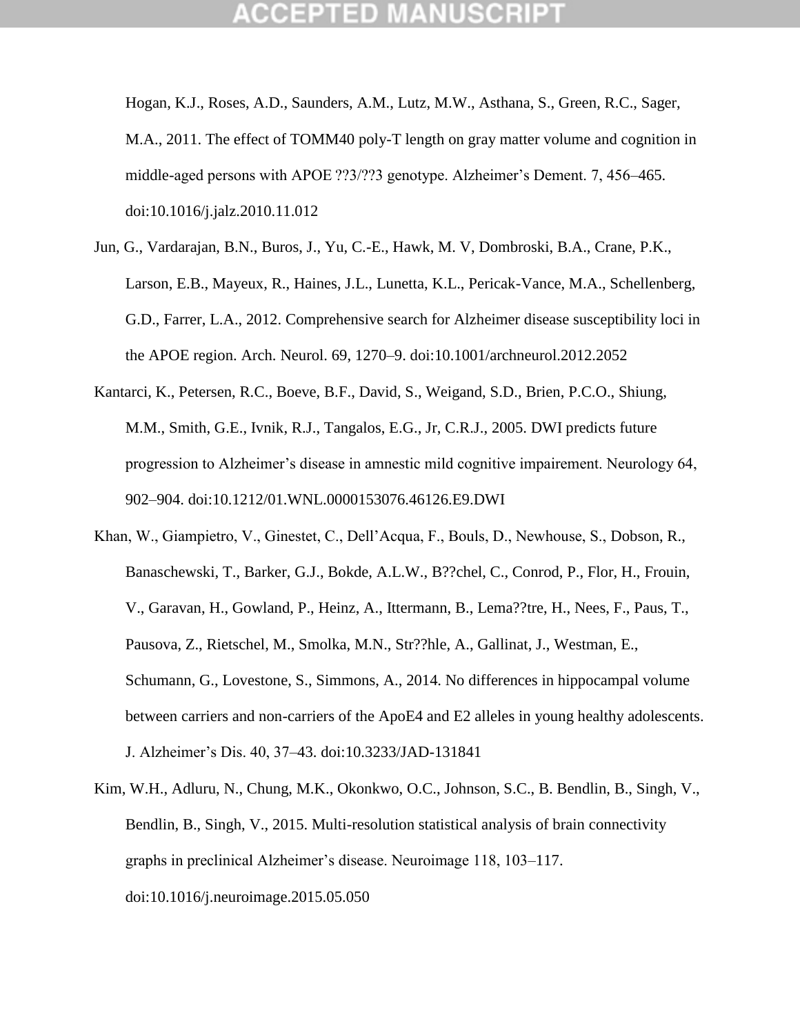Hogan, K.J., Roses, A.D., Saunders, A.M., Lutz, M.W., Asthana, S., Green, R.C., Sager, M.A., 2011. The effect of TOMM40 poly-T length on gray matter volume and cognition in middle-aged persons with APOE ??3/??3 genotype. Alzheimer's Dement. 7, 456–465. doi:10.1016/j.jalz.2010.11.012

Jun, G., Vardarajan, B.N., Buros, J., Yu, C.-E., Hawk, M. V, Dombroski, B.A., Crane, P.K., Larson, E.B., Mayeux, R., Haines, J.L., Lunetta, K.L., Pericak-Vance, M.A., Schellenberg, G.D., Farrer, L.A., 2012. Comprehensive search for Alzheimer disease susceptibility loci in the APOE region. Arch. Neurol. 69, 1270–9. doi:10.1001/archneurol.2012.2052

Kantarci, K., Petersen, R.C., Boeve, B.F., David, S., Weigand, S.D., Brien, P.C.O., Shiung, M.M., Smith, G.E., Ivnik, R.J., Tangalos, E.G., Jr, C.R.J., 2005. DWI predicts future progression to Alzheimer's disease in amnestic mild cognitive impairment. Neurology 64, 902–904. doi:10.1212/01.WNL.0000153076.46126.E9.DWI

Khan, W., Giampietro, V., Ginestet, C., Dell'Acqua, F., Bouls, D., Newhouse, S., Dobson, R., Banaschewski, T., Barker, G.J., Bokde, A.L.W., B??chel, C., Conrod, P., Flor, H., Frouin, V., Garavan, H., Gowland, P., Heinz, A., Ittermann, B., Lema??tre, H., Nees, F., Paus, T., Pausova, Z., Rietschel, M., Smolka, M.N., Str??hle, A., Gallinat, J., Westman, E., Schumann, G., Lovestone, S., Simmons, A., 2014. No differences in hippocampal volume between carriers and non-carriers of the ApoE4 and E2 alleles in young healthy adolescents. J. Alzheimer's Dis. 40, 37–43. doi:10.3233/JAD-131841

Kim, W.H., Adluru, N., Chung, M.K., Okonkwo, O.C., Johnson, S.C., B. Bendlin, B., Singh, V., Bendlin, B., Singh, V., 2015. Multi-resolution statistical analysis of brain connectivity graphs in preclinical Alzheimer's disease. Neuroimage 118, 103–117. doi:10.1016/j.neuroimage.2015.05.050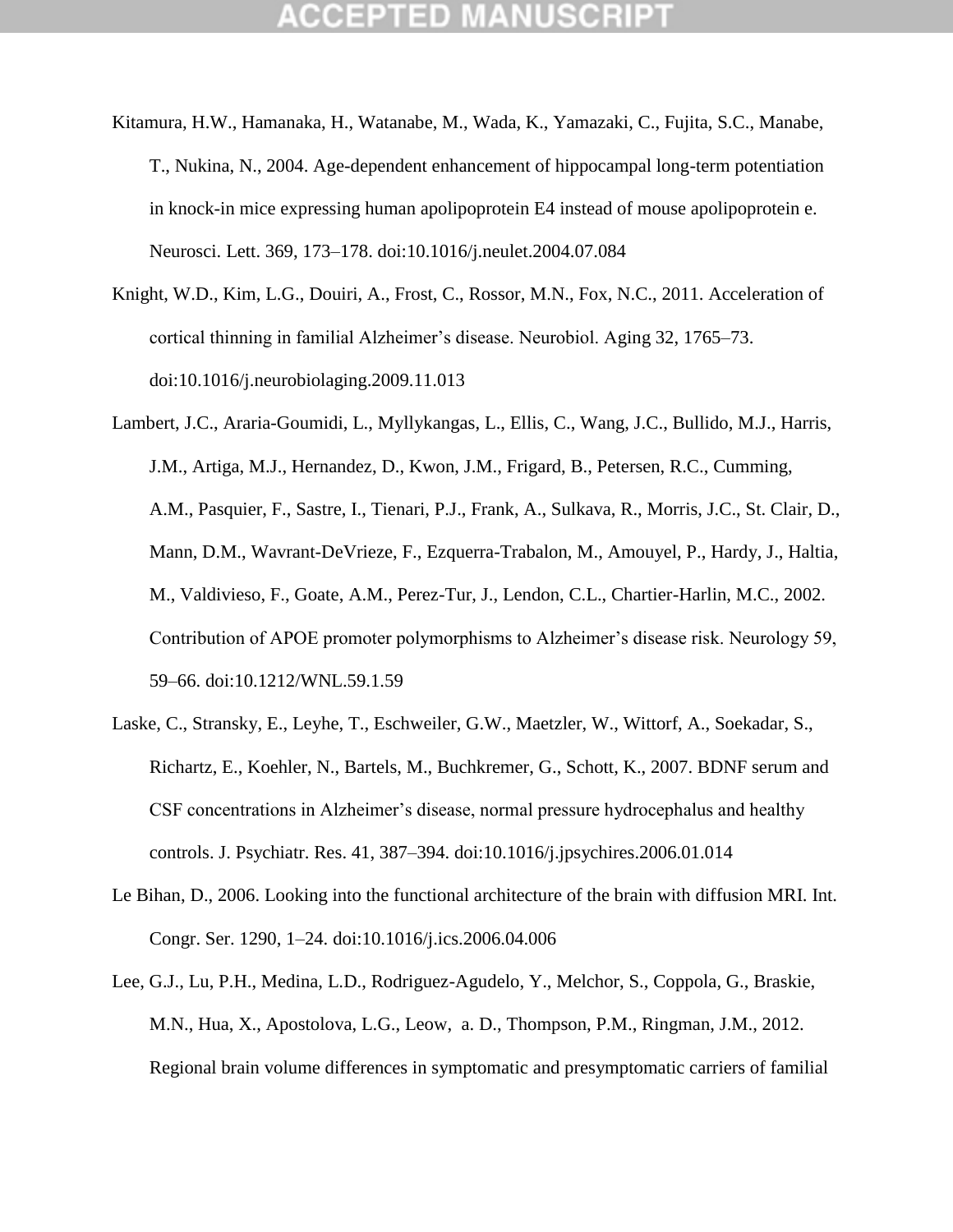Kitamura, H.W., Hamanaka, H., Watanabe, M., Wada, K., Yamazaki, C., Fujita, S.C., Manabe, T., Nukina, N., 2004. Age-dependent enhancement of hippocampal long-term potentiation in knock-in mice expressing human apolipoprotein E4 instead of mouse apolipoprotein e. Neurosci. Lett. 369, 173–178. doi:10.1016/j.neulet.2004.07.084

Knight, W.D., Kim, L.G., Douiri, A., Frost, C., Rossor, M.N., Fox, N.C., 2011. Acceleration of cortical thinning in familial Alzheimer's disease. Neurobiol. Aging 32, 1765–73. doi:10.1016/j.neurobiolaging.2009.11.013

Lambert, J.C., Araria-Goumidi, L., Myllykangas, L., Ellis, C., Wang, J.C., Bullido, M.J., Harris, J.M., Artiga, M.J., Hernandez, D., Kwon, J.M., Frigard, B., Petersen, R.C., Cumming, A.M., Pasquier, F., Sastre, I., Tienari, P.J., Frank, A., Sulkava, R., Morris, J.C., St. Clair, D., Mann, D.M., Wavrant-DeVrieze, F., Ezquerra-Trabalon, M., Amouyel, P., Hardy, J., Haltia, M., Valdivieso, F., Goate, A.M., Perez-Tur, J., Lendon, C.L., Chartier-Harlin, M.C., 2002. Contribution of APOE promoter polymorphisms to Alzheimer's disease risk. Neurology 59, 59–66. doi:10.1212/WNL.59.1.59

Laske, C., Stransky, E., Leyhe, T., Eschweiler, G.W., Maetzler, W., Wittorf, A., Soekadar, S., Richartz, E., Koehler, N., Bartels, M., Buchkremer, G., Schott, K., 2007. BDNF serum and CSF concentrations in Alzheimer's disease, normal pressure hydrocephalus and healthy controls. J. Psychiatr. Res. 41, 387–394. doi:10.1016/j.jpsychires.2006.01.014

Le Bihan, D., 2006. Looking into the functional architecture of the brain with diffusion MRI. Int. Congr. Ser. 1290, 1–24. doi:10.1016/j.ics.2006.04.006

Lee, G.J., Lu, P.H., Medina, L.D., Rodriguez-Agudelo, Y., Melchor, S., Coppola, G., Braskie, M.N., Hua, X., Apostolova, L.G., Leow, a. D., Thompson, P.M., Ringman, J.M., 2012. Regional brain volume differences in symptomatic and presymptomatic carriers of familial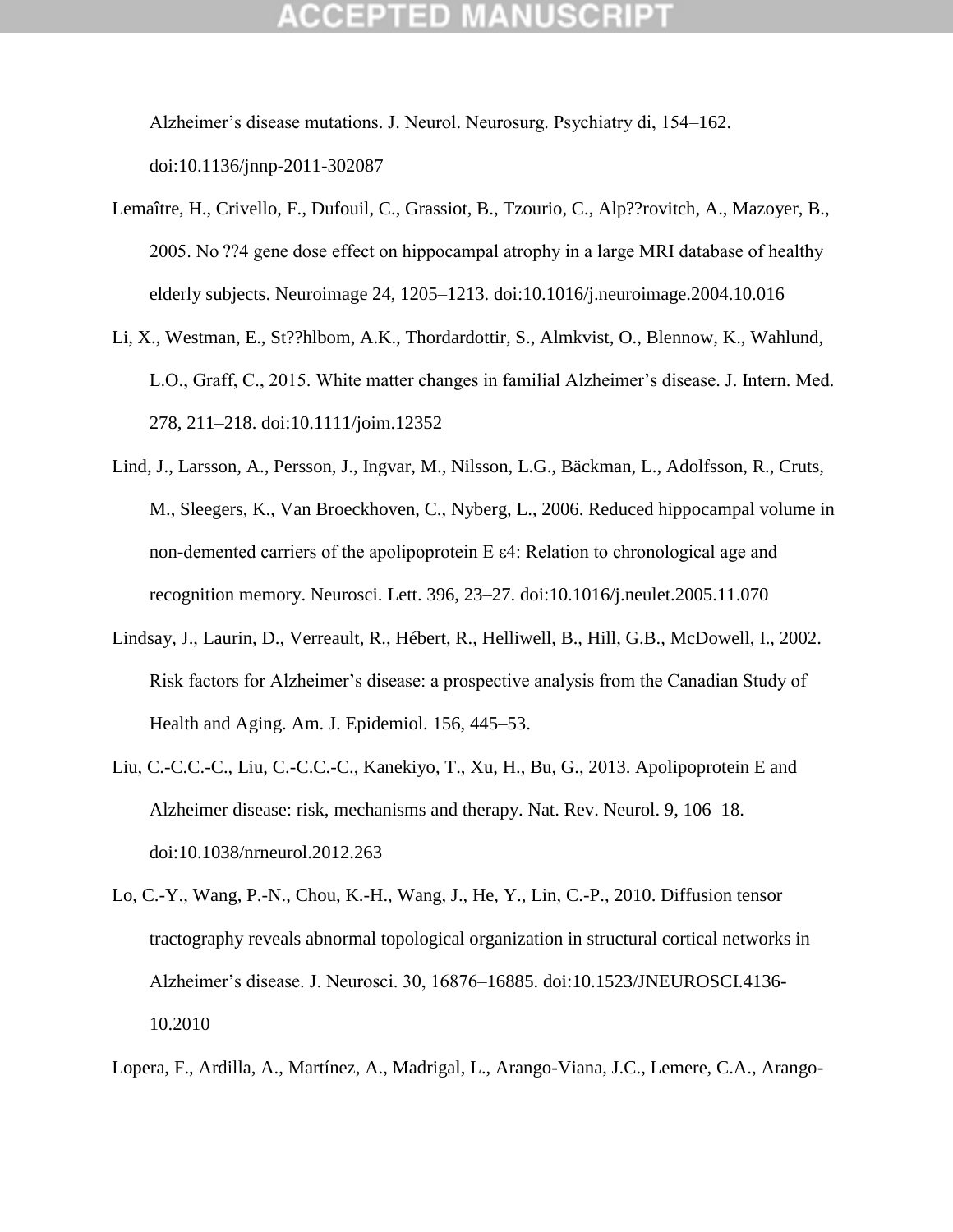Alzheimer's disease mutations. J. Neurol. Neurosurg. Psychiatry di, 154–162. doi:10.1136/jnnp-2011-302087

Lemaître, H., Crivello, F., Dufouil, C., Grassiot, B., Tzourio, C., Alp??rovitch, A., Mazoyer, B., 2005. No ??4 gene dose effect on hippocampal atrophy in a large MRI database of healthy elderly subjects. Neuroimage 24, 1205–1213. doi:10.1016/j.neuroimage.2004.10.016

Li, X., Westman, E., St??hlbom, A.K., Thordardottir, S., Almkvist, O., Blennow, K., Wahlund, L.O., Graff, C., 2015. White matter changes in familial Alzheimer's disease. J. Intern. Med. 278, 211–218. doi:10.1111/joim.12352

Lind, J., Larsson, A., Persson, J., Ingvar, M., Nilsson, L.G., Bäckman, L., Adolfsson, R., Cruts, M., Sleegers, K., Van Broeckhoven, C., Nyberg, L., 2006. Reduced hippocampal volume in non-demented carriers of the apolipoprotein E ε4: Relation to chronological age and recognition memory. Neurosci. Lett. 396, 23–27. doi:10.1016/j.neulet.2005.11.070

Lindsay, J., Laurin, D., Verreault, R., Hébert, R., Helliwell, B., Hill, G.B., McDowell, I., 2002. Risk factors for Alzheimer's disease: a prospective analysis from the Canadian Study of Health and Aging. Am. J. Epidemiol. 156, 445–53.

Liu, C.-C.C.-C., Liu, C.-C.C.-C., Kanekiyo, T., Xu, H., Bu, G., 2013. Apolipoprotein E and Alzheimer disease: risk, mechanisms and therapy. Nat. Rev. Neurol. 9, 106–18. doi:10.1038/nrneurol.2012.263

Lo, C.-Y., Wang, P.-N., Chou, K.-H., Wang, J., He, Y., Lin, C.-P., 2010. Diffusion tensor tractography reveals abnormal topological organization in structural cortical networks in Alzheimer's disease. J. Neurosci. 30, 16876–16885. doi:10.1523/JNEUROSCI.4136-10.2010

Lopera, F., Ardilla, A., Martínez, A., Madrigal, L., Arango-Viana, J.C., Lemere, C.A., Arango-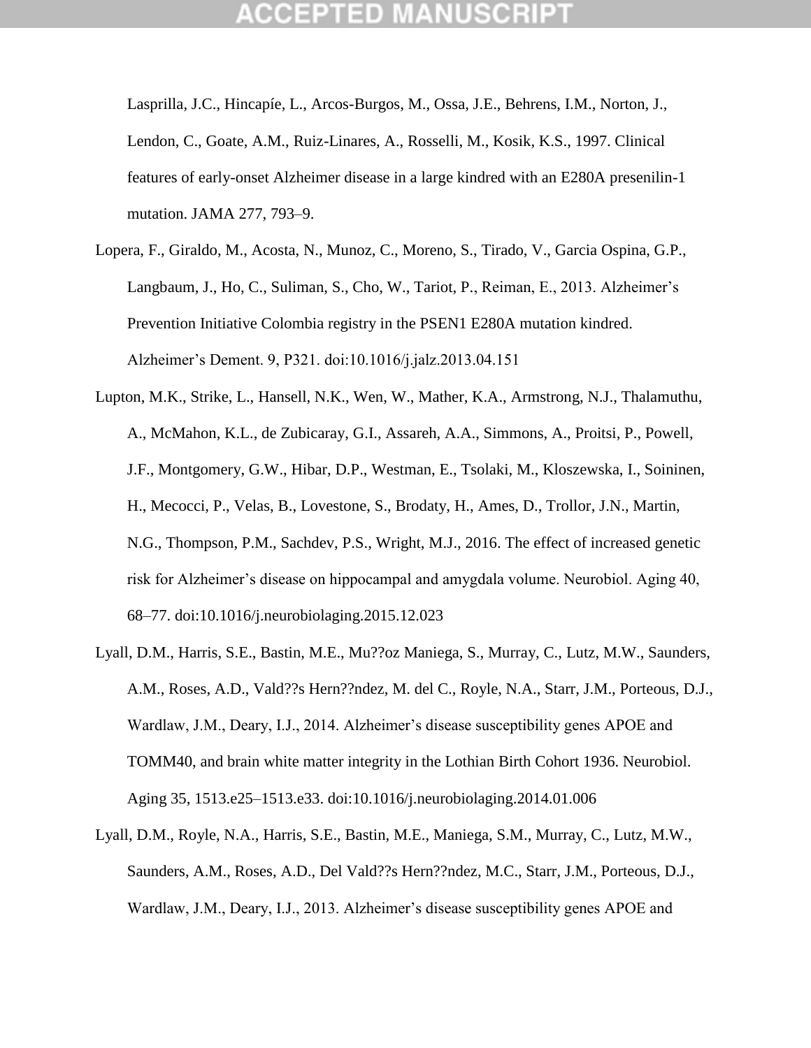Lasprilla, J.C., Hincapíe, L., Arcos-Burgos, M., Ossa, J.E., Behrens, I.M., Norton, J., Lendon, C., Goate, A.M., Ruiz-Linares, A., Rosselli, M., Kosik, K.S., 1997. Clinical features of early-onset Alzheimer disease in a large kindred with an E280A presenilin-1 mutation. JAMA 277, 793–9.

Lopera, F., Giraldo, M., Acosta, N., Munoz, C., Moreno, S., Tirado, V., Garcia Ospina, G.P., Langbaum, J., Ho, C., Suliman, S., Cho, W., Tariot, P., Reiman, E., 2013. Alzheimer's Prevention Initiative Colombia registry in the PSEN1 E280A mutation kindred. Alzheimer's Dement. 9, P321. doi:10.1016/j.jalz.2013.04.151

Lupton, M.K., Strike, L., Hansell, N.K., Wen, W., Mather, K.A., Armstrong, N.J., Thalamuthu, A., McMahon, K.L., de Zubicaray, G.I., Assareh, A.A., Simmons, A., Proitsi, P., Powell, J.F., Montgomery, G.W., Hibar, D.P., Westman, E., Tsolaki, M., Kloszewska, I., Soininen, H., Mecocci, P., Velas, B., Lovestone, S., Brodaty, H., Ames, D., Trollor, J.N., Martin, N.G., Thompson, P.M., Sachdev, P.S., Wright, M.J., 2016. The effect of increased genetic risk for Alzheimer's disease on hippocampal and amygdala volume. Neurobiol. Aging 40, 68–77. doi:10.1016/j.neurobiolaging.2015.12.023

Lyall, D.M., Harris, S.E., Bastin, M.E., Mu??oz Maniega, S., Murray, C., Lutz, M.W., Saunders, A.M., Roses, A.D., Vald??s Hern??ndez, M. del C., Royle, N.A., Starr, J.M., Porteous, D.J., Wardlaw, J.M., Deary, I.J., 2014. Alzheimer's disease susceptibility genes APOE and TOMM40, and brain white matter integrity in the Lothian Birth Cohort 1936. Neurobiol. Aging 35, 1513.e25–1513.e33. doi:10.1016/j.neurobiolaging.2014.01.006

Lyall, D.M., Royle, N.A., Harris, S.E., Bastin, M.E., Maniega, S.M., Murray, C., Lutz, M.W., Saunders, A.M., Roses, A.D., Del Vald??s Hern??ndez, M.C., Starr, J.M., Porteous, D.J., Wardlaw, J.M., Deary, I.J., 2013. Alzheimer's disease susceptibility genes APOE and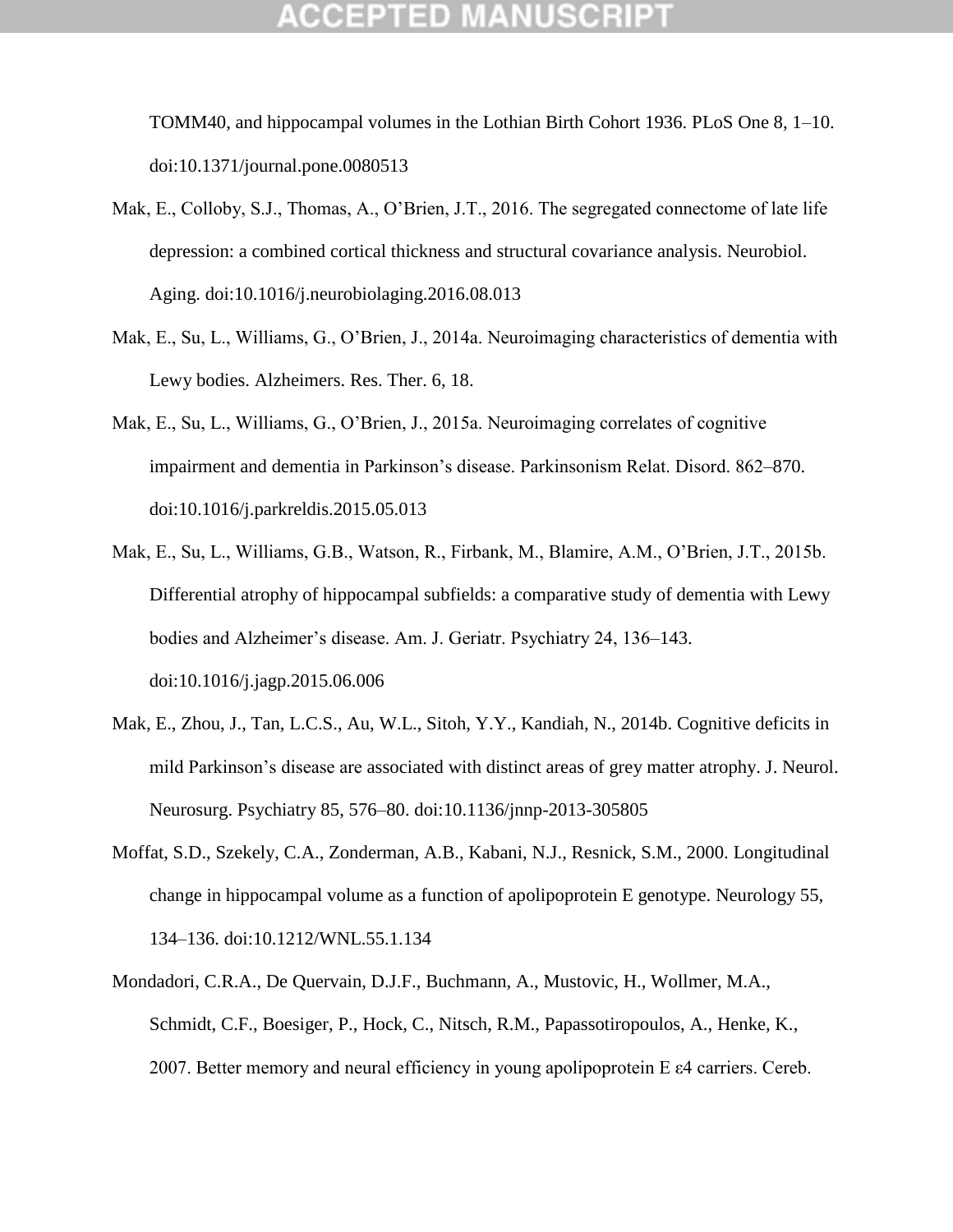TOMM40, and hippocampal volumes in the Lothian Birth Cohort 1936. PLoS One 8, 1–10. doi:10.1371/journal.pone.0080513

Mak, E., Colloby, S.J., Thomas, A., O'Brien, J.T., 2016. The segregated connectome of late life depression: a combined cortical thickness and structural covariance analysis. Neurobiol. Aging. doi:10.1016/j.neurobiolaging.2016.08.013

Mak, E., Su, L., Williams, G., O'Brien, J., 2014a. Neuroimaging characteristics of dementia with Lewy bodies. Alzheimers. Res. Ther. 6, 18.

Mak, E., Su, L., Williams, G., O'Brien, J., 2015a. Neuroimaging correlates of cognitive impairment and dementia in Parkinson's disease. Parkinsonism Relat. Disord. 862–870. doi:10.1016/j.parkreldis.2015.05.013

Mak, E., Su, L., Williams, G.B., Watson, R., Firbank, M., Blamire, A.M., O'Brien, J.T., 2015b. Differential atrophy of hippocampal subfields: a comparative study of dementia with Lewy bodies and Alzheimer's disease. Am. J. Geriatr. Psychiatry 24, 136–143. doi:10.1016/j.jagp.2015.06.006

Mak, E., Zhou, J., Tan, L.C.S., Au, W.L., Sitoh, Y.Y., Kandiah, N., 2014b. Cognitive deficits in mild Parkinson's disease are associated with distinct areas of grey matter atrophy. J. Neurol. Neurosurg. Psychiatry 85, 576–80. doi:10.1136/jnnp-2013-305805

Moffat, S.D., Szekely, C.A., Zonderman, A.B., Kabani, N.J., Resnick, S.M., 2000. Longitudinal change in hippocampal volume as a function of apolipoprotein E genotype. Neurology 55, 134–136. doi:10.1212/WNL.55.1.134

Mondadori, C.R.A., De Quervain, D.J.F., Buchmann, A., Mustovic, H., Wollmer, M.A., Schmidt, C.F., Boesiger, P., Hock, C., Nitsch, R.M., Papassotiropoulos, A., Henke, K., 2007. Better memory and neural efficiency in young apolipoprotein E ε4 carriers. Cereb.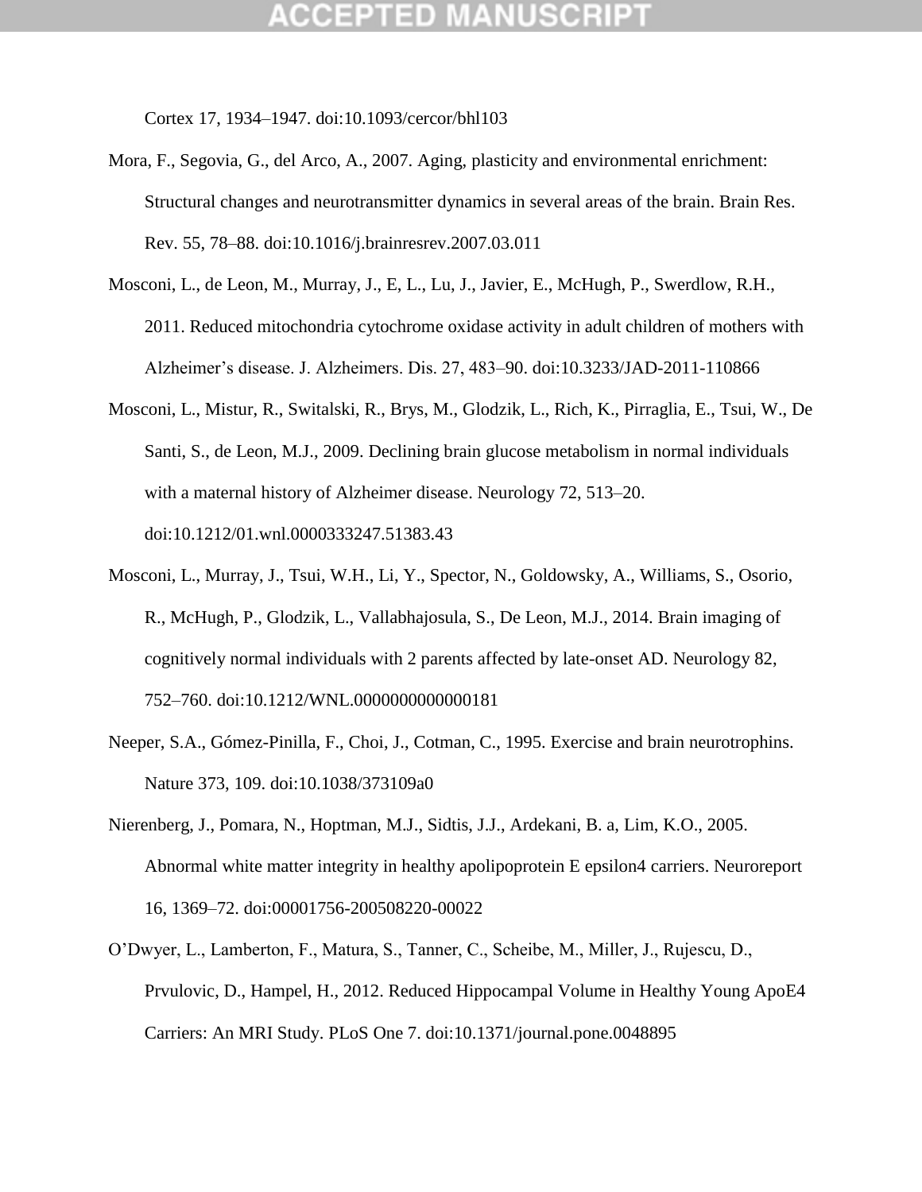Cortex 17, 1934–1947. doi:10.1093/cercor/bhl103

Mora, F., Segovia, G., del Arco, A., 2007. Aging, plasticity and environmental enrichment: Structural changes and neurotransmitter dynamics in several areas of the brain. Brain Res. Rev. 55, 78–88. doi:10.1016/j.brainresrev.2007.03.011

Mosconi, L., de Leon, M., Murray, J., E, L., Lu, J., Javier, E., McHugh, P., Swerdlow, R.H., 2011. Reduced mitochondria cytochrome oxidase activity in adult children of mothers with Alzheimer's disease. J. Alzheimers. Dis. 27, 483–90. doi:10.3233/JAD-2011-110866

Mosconi, L., Mistur, R., Switalski, R., Brys, M., Glodzik, L., Rich, K., Pirraglia, E., Tsui, W., De Santi, S., de Leon, M.J., 2009. Declining brain glucose metabolism in normal individuals with a maternal history of Alzheimer disease. Neurology 72, 513–20. doi:10.1212/01.wnl.0000333247.51383.43

Mosconi, L., Murray, J., Tsui, W.H., Li, Y., Spector, N., Goldowsky, A., Williams, S., Osorio, R., McHugh, P., Glodzik, L., Vallabhajosula, S., De Leon, M.J., 2014. Brain imaging of cognitively normal individuals with 2 parents affected by late-onset AD. Neurology 82, 752–760. doi:10.1212/WNL.0000000000000181

Neeper, S.A., Gómez-Pinilla, F., Choi, J., Cotman, C., 1995. Exercise and brain neurotrophins. Nature 373, 109. doi:10.1038/373109a0

Nierenberg, J., Pomara, N., Hoptman, M.J., Sidtis, J.J., Ardekani, B. a, Lim, K.O., 2005. Abnormal white matter integrity in healthy apolipoprotein E epsilon4 carriers. Neuroreport 16, 1369–72. doi:00001756-200508220-00022

O'Dwyer, L., Lamberton, F., Matura, S., Tanner, C., Scheibe, M., Miller, J., Rujescu, D., Prvulovic, D., Hampel, H., 2012. Reduced Hippocampal Volume in Healthy Young ApoE4 Carriers: An MRI Study. PLoS One 7. doi:10.1371/journal.pone.0048895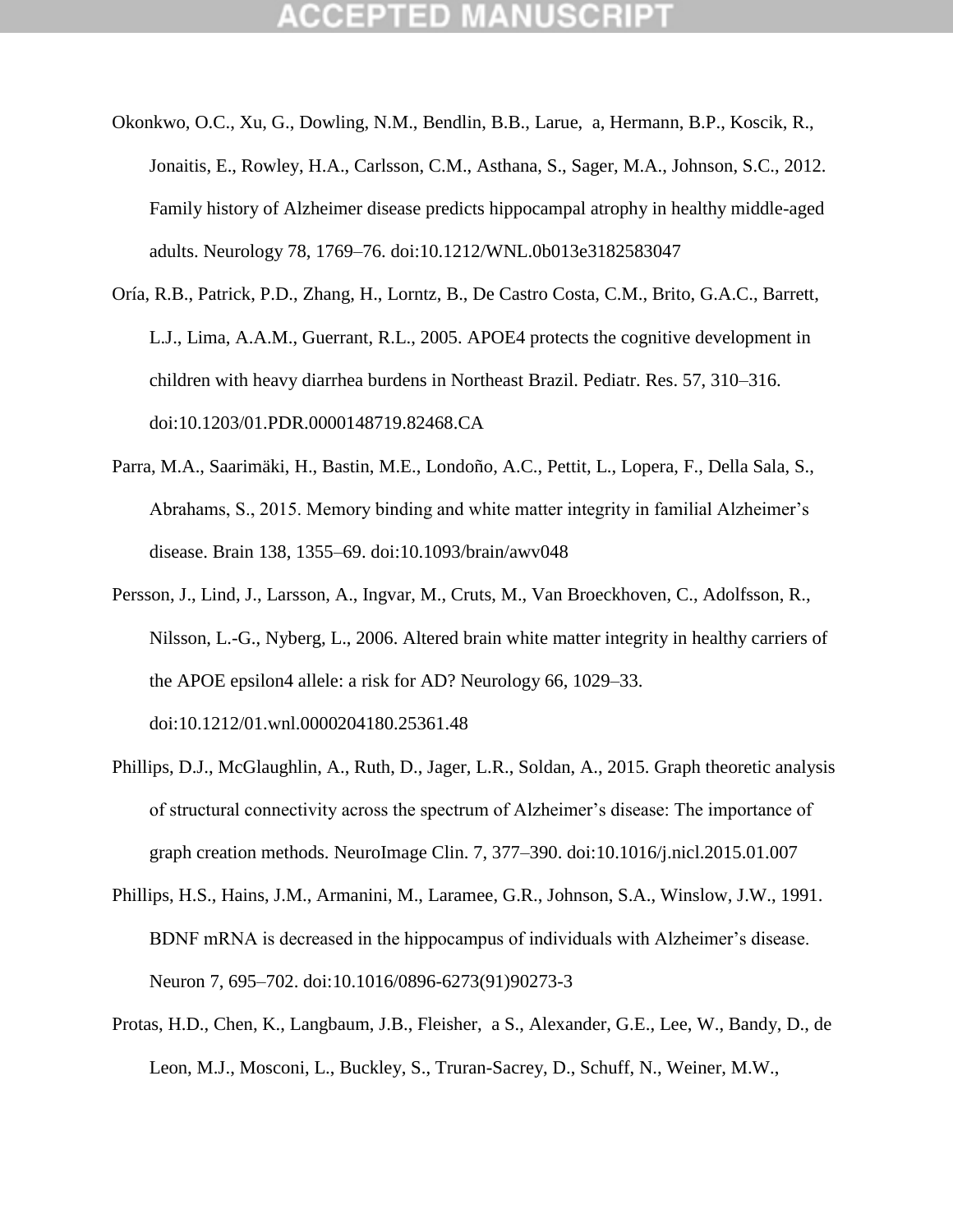Okonkwo, O.C., Xu, G., Dowling, N.M., Bendlin, B.B., Larue, a, Hermann, B.P., Koscik, R., Jonaitis, E., Rowley, H.A., Carlsson, C.M., Asthana, S., Sager, M.A., Johnson, S.C., 2012. Family history of Alzheimer disease predicts hippocampal atrophy in healthy middle-aged adults. Neurology 78, 1769–76. doi:10.1212/WNL.0b013e3182583047

Oría, R.B., Patrick, P.D., Zhang, H., Lorntz, B., De Castro Costa, C.M., Brito, G.A.C., Barrett, L.J., Lima, A.A.M., Guerrant, R.L., 2005. APOE4 protects the cognitive development in children with heavy diarrhea burdens in Northeast Brazil. Pediatr. Res. 57, 310–316. doi:10.1203/01.PDR.0000148719.82468.CA

Parra, M.A., Saarimäki, H., Bastin, M.E., Londoño, A.C., Pettit, L., Lopera, F., Della Sala, S., Abrahams, S., 2015. Memory binding and white matter integrity in familial Alzheimer's disease. Brain 138, 1355–69. doi:10.1093/brain/awv048

Persson, J., Lind, J., Larsson, A., Ingvar, M., Cruts, M., Van Broeckhoven, C., Adolfsson, R., Nilsson, L.-G., Nyberg, L., 2006. Altered brain white matter integrity in healthy carriers of the APOE epsilon4 allele: a risk for AD? Neurology 66, 1029–33. doi:10.1212/01.wnl.0000204180.25361.48

Phillips, D.J., McGlaughlin, A., Ruth, D., Jager, L.R., Soldan, A., 2015. Graph theoretic analysis of structural connectivity across the spectrum of Alzheimer's disease: The importance of graph creation methods. NeuroImage Clin. 7, 377–390. doi:10.1016/j.nicl.2015.01.007

Phillips, H.S., Hains, J.M., Armanini, M., Laramee, G.R., Johnson, S.A., Winslow, J.W., 1991. BDNF mRNA is decreased in the hippocampus of individuals with Alzheimer's disease. Neuron 7, 695–702. doi:10.1016/0896-6273(91)90273-3

Protas, H.D., Chen, K., Langbaum, J.B., Fleisher, a S., Alexander, G.E., Lee, W., Bandy, D., de Leon, M.J., Mosconi, L., Buckley, S., Truran-Sacrey, D., Schuff, N., Weiner, M.W.,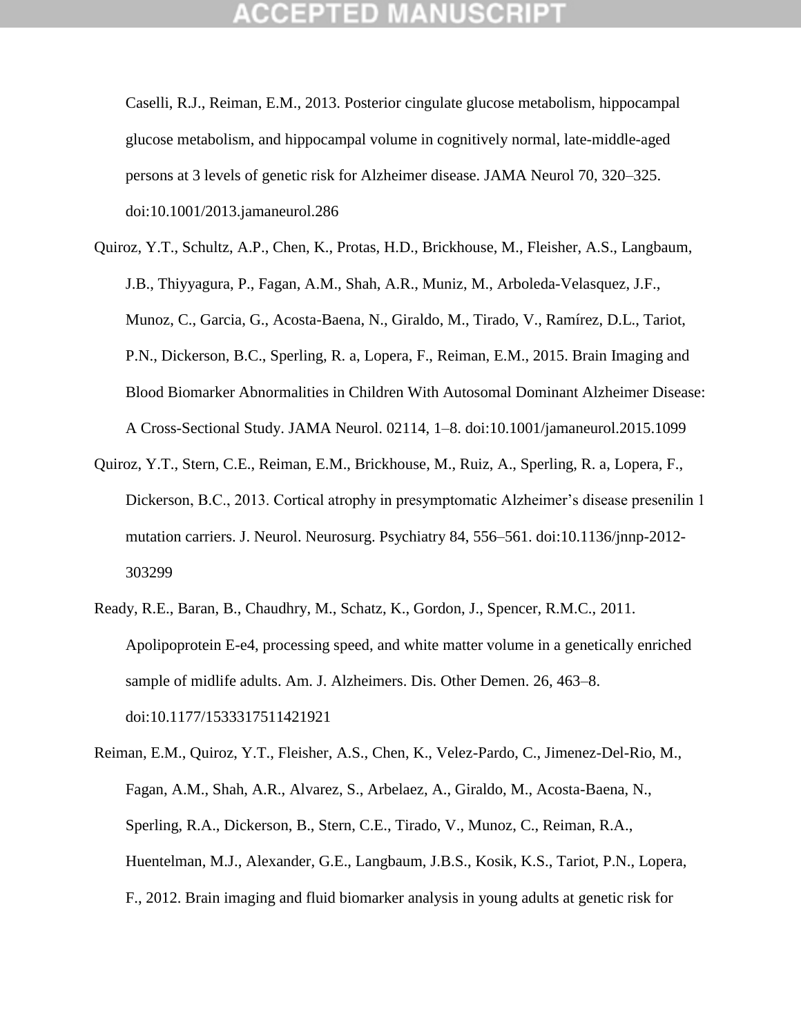Caselli, R.J., Reiman, E.M., 2013. Posterior cingulate glucose metabolism, hippocampal glucose metabolism, and hippocampal volume in cognitively normal, late-middle-aged persons at 3 levels of genetic risk for Alzheimer disease. JAMA Neurol 70, 320–325. doi:10.1001/2013.jamaneurol.286

Quiroz, Y.T., Schultz, A.P., Chen, K., Protas, H.D., Brickhouse, M., Fleisher, A.S., Langbaum, J.B., Thiyyagura, P., Fagan, A.M., Shah, A.R., Muniz, M., Arboleda-Velasquez, J.F., Munoz, C., Garcia, G., Acosta-Baena, N., Giraldo, M., Tirado, V., Ramírez, D.L., Tariot, P.N., Dickerson, B.C., Sperling, R. a, Lopera, F., Reiman, E.M., 2015. Brain Imaging and Blood Biomarker Abnormalities in Children With Autosomal Dominant Alzheimer Disease: A Cross-Sectional Study. JAMA Neurol. 02114, 1–8. doi:10.1001/jamaneurol.2015.1099

Quiroz, Y.T., Stern, C.E., Reiman, E.M., Brickhouse, M., Ruiz, A., Sperling, R. a, Lopera, F., Dickerson, B.C., 2013. Cortical atrophy in presymptomatic Alzheimer's disease presenilin 1 mutation carriers. J. Neurol. Neurosurg. Psychiatry 84, 556–561. doi:10.1136/jnnp-2012-303299

Ready, R.E., Baran, B., Chaudhry, M., Schatz, K., Gordon, J., Spencer, R.M.C., 2011. Apolipoprotein E-e4, processing speed, and white matter volume in a genetically enriched sample of midlife adults. Am. J. Alzheimers. Dis. Other Demen. 26, 463–8. doi:10.1177/1533317511421921

Reiman, E.M., Quiroz, Y.T., Fleisher, A.S., Chen, K., Velez-Pardo, C., Jimenez-Del-Rio, M., Fagan, A.M., Shah, A.R., Alvarez, S., Arbelaez, A., Giraldo, M., Acosta-Baena, N., Sperling, R.A., Dickerson, B., Stern, C.E., Tirado, V., Munoz, C., Reiman, R.A., Huentelman, M.J., Alexander, G.E., Langbaum, J.B.S., Kosik, K.S., Tariot, P.N., Lopera, F., 2012. Brain imaging and fluid biomarker analysis in young adults at genetic risk for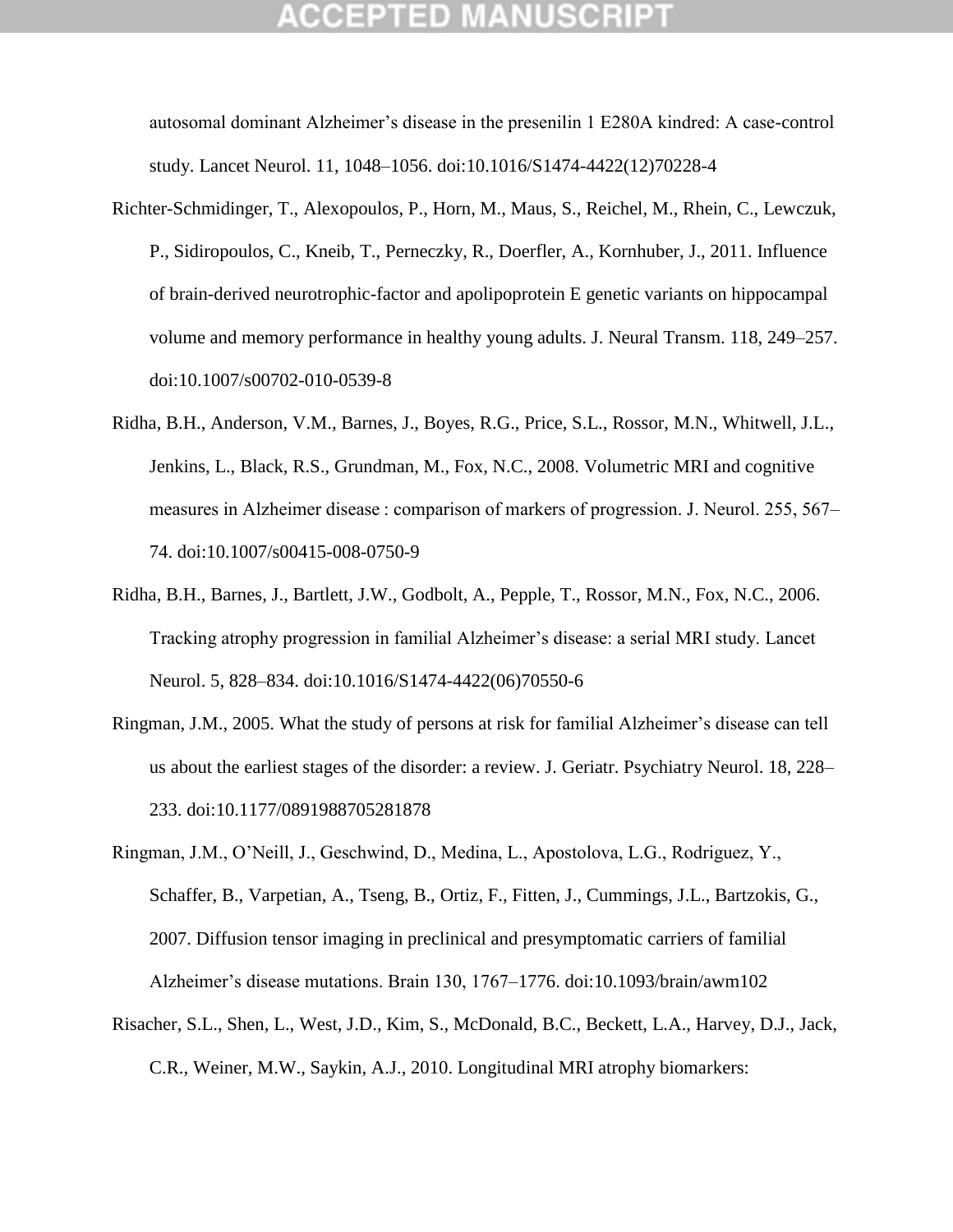autosomal dominant Alzheimer's disease in the presenilin 1 E280A kindred: A case-control study. Lancet Neurol. 11, 1048–1056. doi:10.1016/S1474-4422(12)70228-4

Richter-Schmidinger, T., Alexopoulos, P., Horn, M., Maus, S., Reichel, M., Rhein, C., Lewczuk, P., Sidiropoulos, C., Kneib, T., Perneczky, R., Doerfler, A., Kornhuber, J., 2011. Influence of brain-derived neurotrophic-factor and apolipoprotein E genetic variants on hippocampal volume and memory performance in healthy young adults. J. Neural Transm. 118, 249–257. doi:10.1007/s00702-010-0539-8

Ridha, B.H., Anderson, V.M., Barnes, J., Boyes, R.G., Price, S.L., Rossor, M.N., Whitwell, J.L., Jenkins, L., Black, R.S., Grundman, M., Fox, N.C., 2008. Volumetric MRI and cognitive measures in Alzheimer disease : comparison of markers of progression. J. Neurol. 255, 567–74. doi:10.1007/s00415-008-0750-9

Ridha, B.H., Barnes, J., Bartlett, J.W., Godbolt, A., Pepple, T., Rossor, M.N., Fox, N.C., 2006. Tracking atrophy progression in familial Alzheimer's disease: a serial MRI study. Lancet Neurol. 5, 828–834. doi:10.1016/S1474-4422(06)70550-6

Ringman, J.M., 2005. What the study of persons at risk for familial Alzheimer's disease can tell us about the earliest stages of the disorder: a review. J. Geriatr. Psychiatry Neurol. 18, 228–233. doi:10.1177/0891988705281878

Ringman, J.M., O'Neill, J., Geschwind, D., Medina, L., Apostolova, L.G., Rodriguez, Y., Schaffer, B., Varpetian, A., Tseng, B., Ortiz, F., Fitten, J., Cummings, J.L., Bartzokis, G., 2007. Diffusion tensor imaging in preclinical and presymptomatic carriers of familial Alzheimer's disease mutations. Brain 130, 1767–1776. doi:10.1093/brain/awm102

Risacher, S.L., Shen, L., West, J.D., Kim, S., McDonald, B.C., Beckett, L.A., Harvey, D.J., Jack, C.R., Weiner, M.W., Saykin, A.J., 2010. Longitudinal MRI atrophy biomarkers: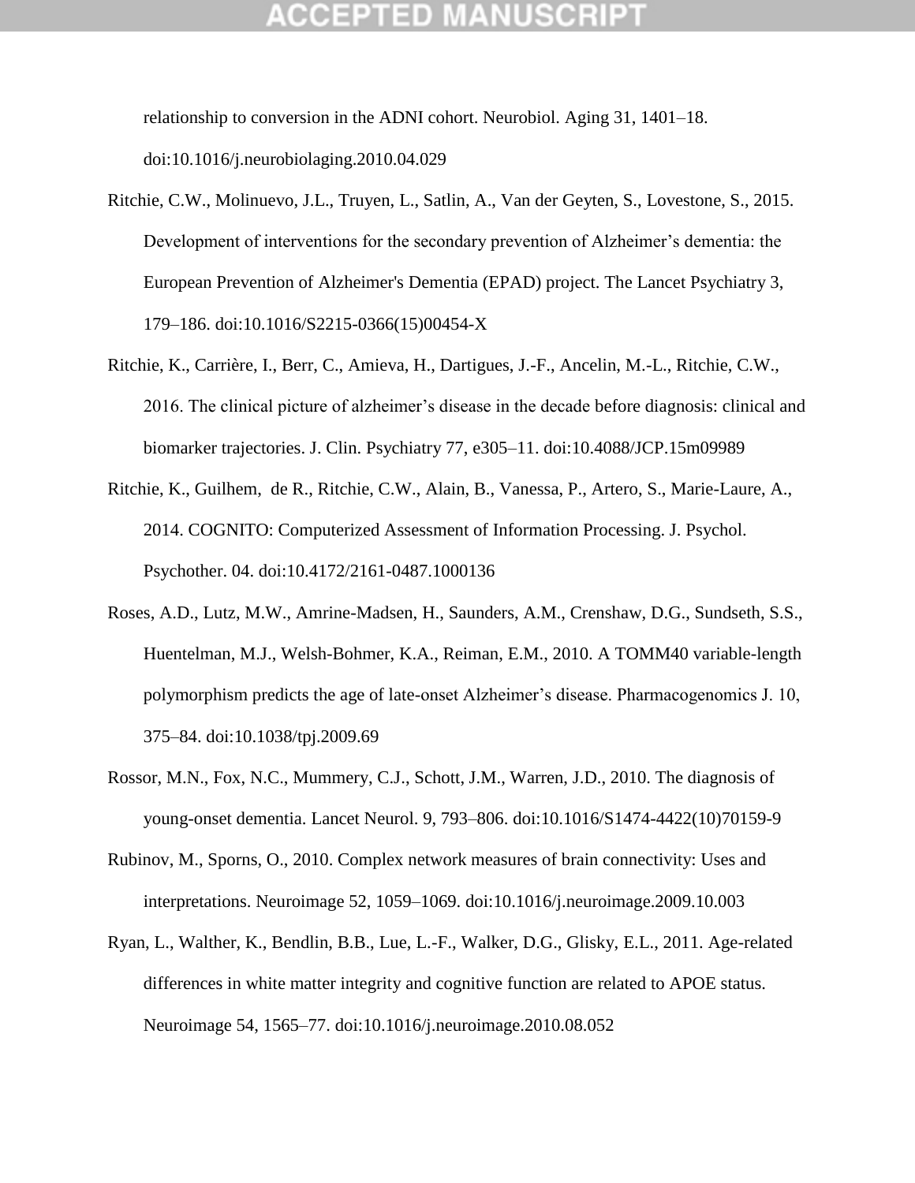relationship to conversion in the ADNI cohort. Neurobiol. Aging 31, 1401–18. doi:10.1016/j.neurobiolaging.2010.04.029

Ritchie, C.W., Molinuevo, J.L., Truyen, L., Satlin, A., Van der Geyten, S., Lovestone, S., 2015. Development of interventions for the secondary prevention of Alzheimer's dementia: the European Prevention of Alzheimer's Dementia (EPAD) project. The Lancet Psychiatry 3, 179–186. doi:10.1016/S2215-0366(15)00454-X

Ritchie, K., Carrière, I., Berr, C., Amieva, H., Dartigues, J.-F., Ancelin, M.-L., Ritchie, C.W., 2016. The clinical picture of alzheimer's disease in the decade before diagnosis: clinical and biomarker trajectories. J. Clin. Psychiatry 77, e305–11. doi:10.4088/JCP.15m09989

Ritchie, K., Guilhem, de R., Ritchie, C.W., Alain, B., Vanessa, P., Artero, S., Marie-Laure, A., 2014. COGNITO: Computerized Assessment of Information Processing. J. Psychol. Psychother. 04. doi:10.4172/2161-0487.1000136

Roses, A.D., Lutz, M.W., Amrine-Madsen, H., Saunders, A.M., Crenshaw, D.G., Sundseth, S.S., Huentelman, M.J., Welsh-Bohmer, K.A., Reiman, E.M., 2010. A TOMM40 variable-length polymorphism predicts the age of late-onset Alzheimer's disease. Pharmacogenomics J. 10, 375–84. doi:10.1038/tpj.2009.69

Rossor, M.N., Fox, N.C., Mummery, C.J., Schott, J.M., Warren, J.D., 2010. The diagnosis of young-onset dementia. Lancet Neurol. 9, 793–806. doi:10.1016/S1474-4422(10)70159-9

Rubinov, M., Sporns, O., 2010. Complex network measures of brain connectivity: Uses and interpretations. Neuroimage 52, 1059–1069. doi:10.1016/j.neuroimage.2009.10.003

Ryan, L., Walther, K., Bendlin, B.B., Lue, L.-F., Walker, D.G., Glisky, E.L., 2011. Age-related differences in white matter integrity and cognitive function are related to APOE status. Neuroimage 54, 1565–77. doi:10.1016/j.neuroimage.2010.08.052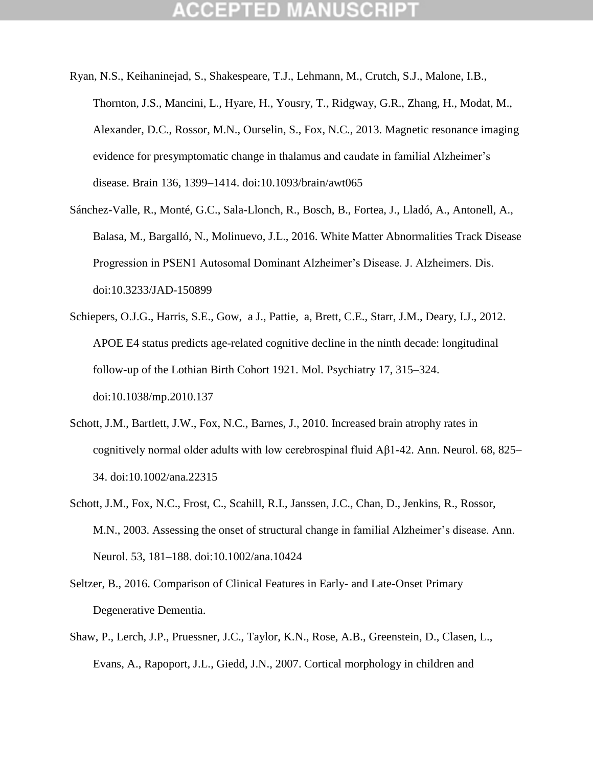Ryan, N.S., Keihaninejad, S., Shakespeare, T.J., Lehmann, M., Crutch, S.J., Malone, I.B., Thornton, J.S., Mancini, L., Hyare, H., Yousry, T., Ridgway, G.R., Zhang, H., Modat, M., Alexander, D.C., Rossor, M.N., Ourselin, S., Fox, N.C., 2013. Magnetic resonance imaging evidence for presymptomatic change in thalamus and caudate in familial Alzheimer's disease. Brain 136, 1399–1414. doi:10.1093/brain/awt065

Sánchez-Valle, R., Monté, G.C., Sala-Llonch, R., Bosch, B., Fortea, J., Lladó, A., Antonell, A., Balasa, M., Bargalló, N., Molinuevo, J.L., 2016. White Matter Abnormalities Track Disease Progression in PSEN1 Autosomal Dominant Alzheimer's Disease. J. Alzheimers. Dis. doi:10.3233/JAD-150899

Schiepers, O.J.G., Harris, S.E., Gow, a J., Pattie, a, Brett, C.E., Starr, J.M., Deary, I.J., 2012. APOE E4 status predicts age-related cognitive decline in the ninth decade: longitudinal follow-up of the Lothian Birth Cohort 1921. Mol. Psychiatry 17, 315–324. doi:10.1038/mp.2010.137

Schott, J.M., Bartlett, J.W., Fox, N.C., Barnes, J., 2010. Increased brain atrophy rates in cognitively normal older adults with low cerebrospinal fluid Aβ1-42. Ann. Neurol. 68, 825–34. doi:10.1002/ana.22315

Schott, J.M., Fox, N.C., Frost, C., Scahill, R.I., Janssen, J.C., Chan, D., Jenkins, R., Rossor, M.N., 2003. Assessing the onset of structural change in familial Alzheimer's disease. Ann. Neurol. 53, 181–188. doi:10.1002/ana.10424

Seltzer, B., 2016. Comparison of Clinical Features in Early- and Late-Onset Primary Degenerative Dementia.

Shaw, P., Lerch, J.P., Pruessner, J.C., Taylor, K.N., Rose, A.B., Greenstein, D., Clasen, L., Evans, A., Rapoport, J.L., Giedd, J.N., 2007. Cortical morphology in children and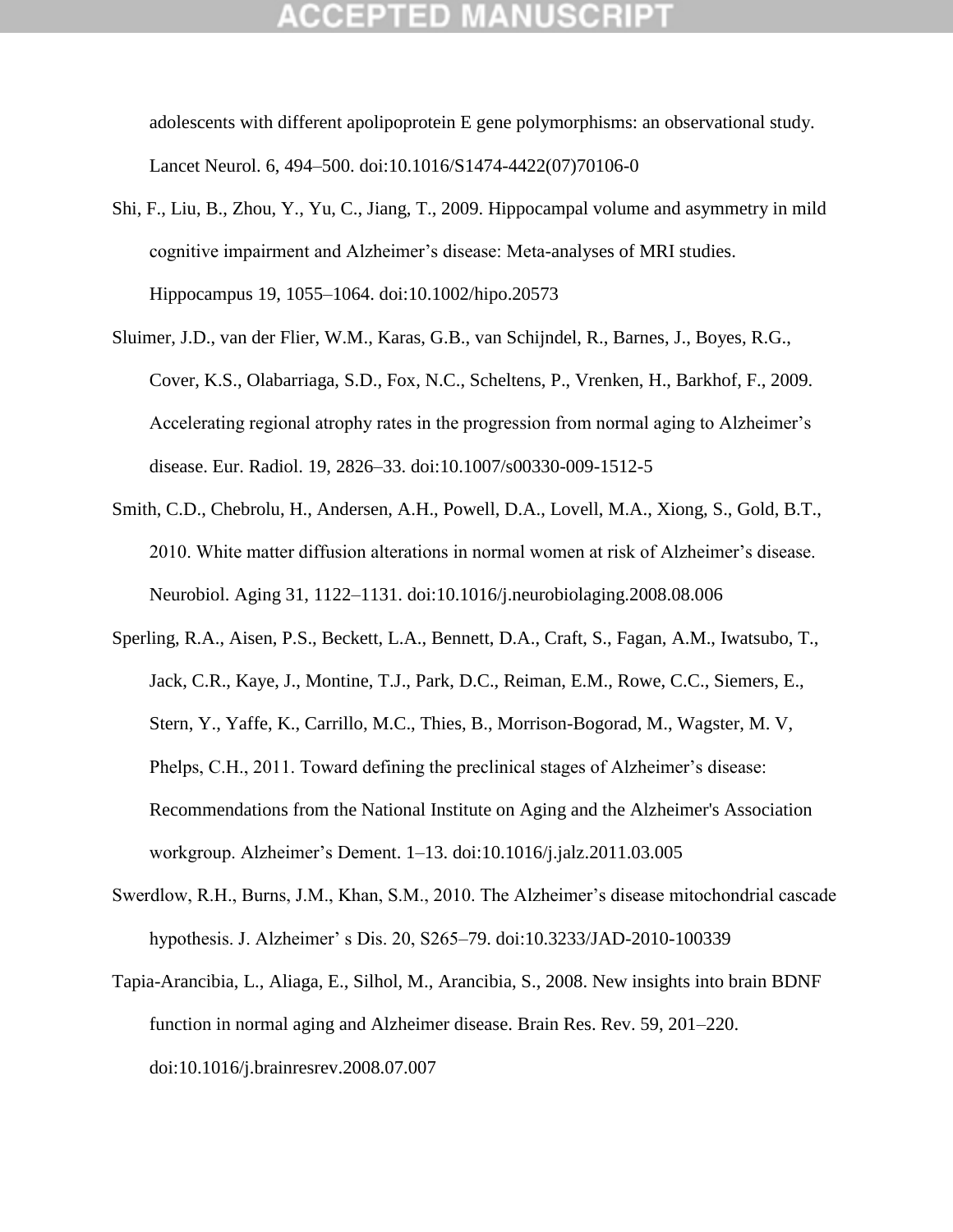adolescents with different apolipoprotein E gene polymorphisms: an observational study. Lancet Neurol. 6, 494–500. doi:10.1016/S1474-4422(07)70106-0

Shi, F., Liu, B., Zhou, Y., Yu, C., Jiang, T., 2009. Hippocampal volume and asymmetry in mild cognitive impairment and Alzheimer's disease: Meta-analyses of MRI studies. Hippocampus 19, 1055–1064. doi:10.1002/hipo.20573

Sluimer, J.D., van der Flier, W.M., Karas, G.B., van Schijndel, R., Barnes, J., Boyes, R.G., Cover, K.S., Olabarriaga, S.D., Fox, N.C., Scheltens, P., Vrenken, H., Barkhof, F., 2009. Accelerating regional atrophy rates in the progression from normal aging to Alzheimer's disease. Eur. Radiol. 19, 2826–33. doi:10.1007/s00330-009-1512-5

Smith, C.D., Chebrolu, H., Andersen, A.H., Powell, D.A., Lovell, M.A., Xiong, S., Gold, B.T., 2010. White matter diffusion alterations in normal women at risk of Alzheimer's disease. Neurobiol. Aging 31, 1122–1131. doi:10.1016/j.neurobiolaging.2008.08.006

Sperling, R.A., Aisen, P.S., Beckett, L.A., Bennett, D.A., Craft, S., Fagan, A.M., Iwatsubo, T., Jack, C.R., Kaye, J., Montine, T.J., Park, D.C., Reiman, E.M., Rowe, C.C., Siemers, E., Stern, Y., Yaffe, K., Carrillo, M.C., Thies, B., Morrison-Bogorad, M., Wagster, M. V, Phelps, C.H., 2011. Toward defining the preclinical stages of Alzheimer's disease: Recommendations from the National Institute on Aging and the Alzheimer's Association workgroup. Alzheimer's Dement. 1–13. doi:10.1016/j.jalz.2011.03.005

Swerdlow, R.H., Burns, J.M., Khan, S.M., 2010. The Alzheimer's disease mitochondrial cascade hypothesis. J. Alzheimer' s Dis. 20, S265–79. doi:10.3233/JAD-2010-100339

Tapia-Arancibia, L., Aliaga, E., Silhol, M., Arancibia, S., 2008. New insights into brain BDNF function in normal aging and Alzheimer disease. Brain Res. Rev. 59, 201–220. doi:10.1016/j.brainresrev.2008.07.007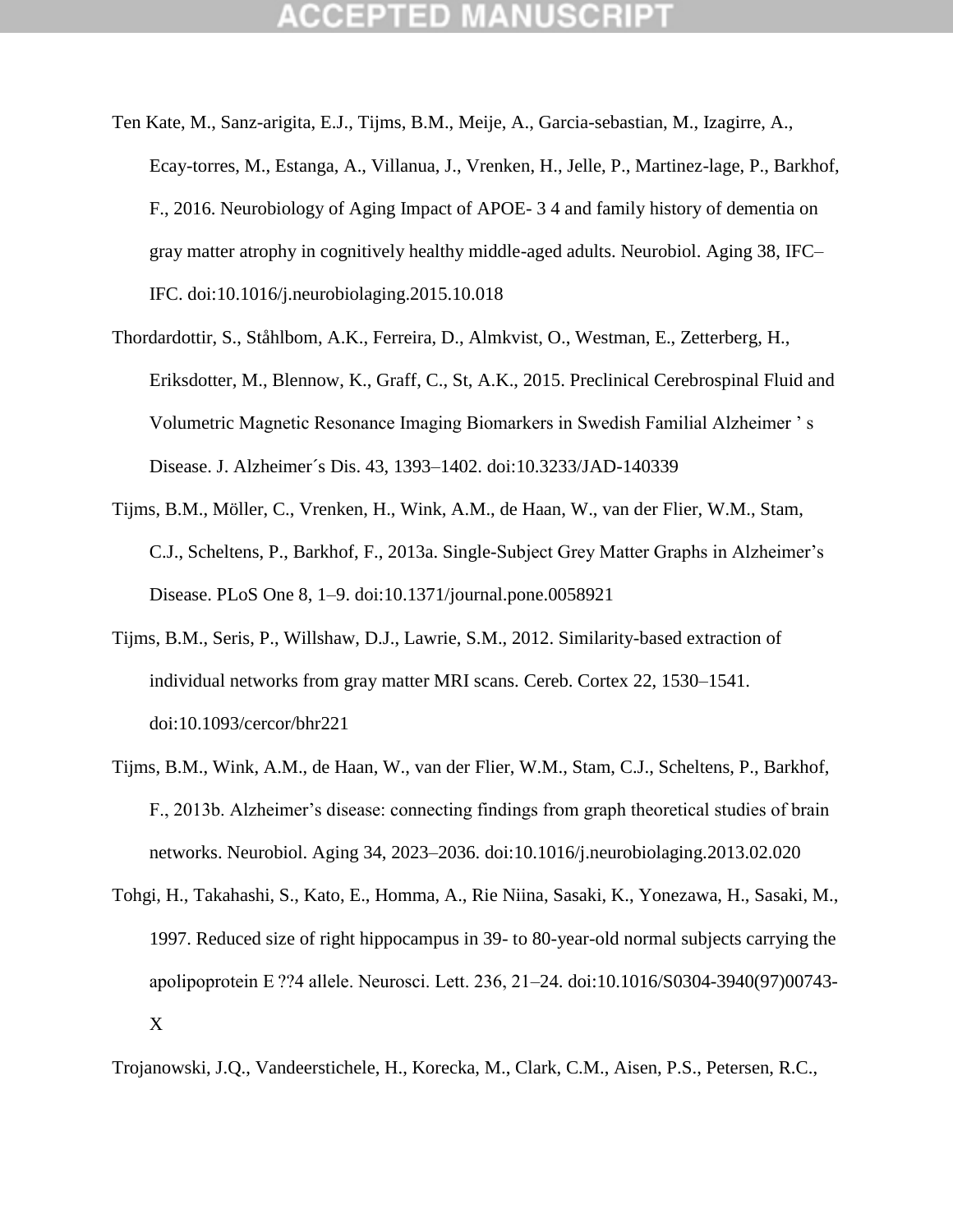Ten Kate, M., Sanz-arigita, E.J., Tijms, B.M., Meije, A., Garcia-sebastian, M., Izagirre, A., Ecay-torres, M., Estanga, A., Villanua, J., Vrenken, H., Jelle, P., Martinez-lage, P., Barkhof, F., 2016. Neurobiology of Aging Impact of APOE- 3 4 and family history of dementia on gray matter atrophy in cognitively healthy middle-aged adults. Neurobiol. Aging 38, IFC–IFC. doi:10.1016/j.neurobiolaging.2015.10.018

Thordardottir, S., Ståhlbom, A.K., Ferreira, D., Almkvist, O., Westman, E., Zetterberg, H., Eriksdotter, M., Blennow, K., Graff, C., St, A.K., 2015. Preclinical Cerebrospinal Fluid and Volumetric Magnetic Resonance Imaging Biomarkers in Swedish Familial Alzheimer ' s Disease. J. Alzheimer´s Dis. 43, 1393–1402. doi:10.3233/JAD-140339

Tijms, B.M., Möller, C., Vrenken, H., Wink, A.M., de Haan, W., van der Flier, W.M., Stam, C.J., Scheltens, P., Barkhof, F., 2013a. Single-Subject Grey Matter Graphs in Alzheimer's Disease. PLoS One 8, 1–9. doi:10.1371/journal.pone.0058921

Tijms, B.M., Seris, P., Willshaw, D.J., Lawrie, S.M., 2012. Similarity-based extraction of individual networks from gray matter MRI scans. Cereb. Cortex 22, 1530–1541. doi:10.1093/cercor/bhr221

Tijms, B.M., Wink, A.M., de Haan, W., van der Flier, W.M., Stam, C.J., Scheltens, P., Barkhof, F., 2013b. Alzheimer's disease: connecting findings from graph theoretical studies of brain networks. Neurobiol. Aging 34, 2023–2036. doi:10.1016/j.neurobiolaging.2013.02.020

Tohgi, H., Takahashi, S., Kato, E., Homma, A., Rie Niina, Sasaki, K., Yonezawa, H., Sasaki, M., 1997. Reduced size of right hippocampus in 39- to 80-year-old normal subjects carrying the apolipoprotein E ??4 allele. Neurosci. Lett. 236, 21–24. doi:10.1016/S0304-3940(97)00743-X

Trojanowski, J.Q., Vandeerstichele, H., Korecka, M., Clark, C.M., Aisen, P.S., Petersen, R.C.,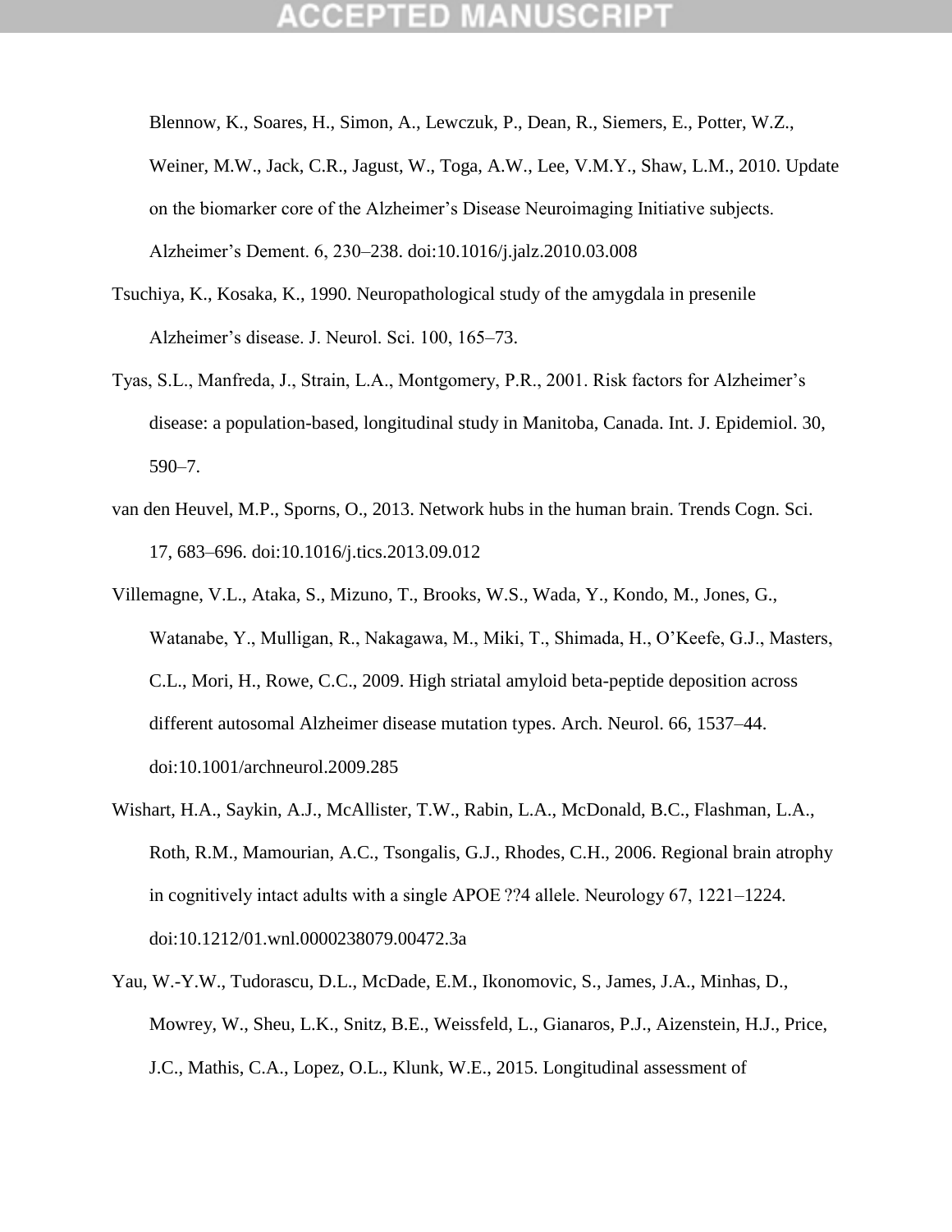Blennow, K., Soares, H., Simon, A., Lewczuk, P., Dean, R., Siemers, E., Potter, W.Z., Weiner, M.W., Jack, C.R., Jagust, W., Toga, A.W., Lee, V.M.Y., Shaw, L.M., 2010. Update on the biomarker core of the Alzheimer's Disease Neuroimaging Initiative subjects. Alzheimer's Dement. 6, 230–238. doi:10.1016/j.jalz.2010.03.008

Tsuchiya, K., Kosaka, K., 1990. Neuropathological study of the amygdala in presenile Alzheimer's disease. J. Neurol. Sci. 100, 165–73.

Tyas, S.L., Manfreda, J., Strain, L.A., Montgomery, P.R., 2001. Risk factors for Alzheimer's disease: a population-based, longitudinal study in Manitoba, Canada. Int. J. Epidemiol. 30, 590–7.

van den Heuvel, M.P., Sporns, O., 2013. Network hubs in the human brain. Trends Cogn. Sci. 17, 683–696. doi:10.1016/j.tics.2013.09.012

Villemagne, V.L., Ataka, S., Mizuno, T., Brooks, W.S., Wada, Y., Kondo, M., Jones, G., Watanabe, Y., Mulligan, R., Nakagawa, M., Miki, T., Shimada, H., O'Keefe, G.J., Masters, C.L., Mori, H., Rowe, C.C., 2009. High striatal amyloid beta-peptide deposition across different autosomal Alzheimer disease mutation types. Arch. Neurol. 66, 1537–44. doi:10.1001/archneurol.2009.285

Wishart, H.A., Saykin, A.J., McAllister, T.W., Rabin, L.A., McDonald, B.C., Flashman, L.A., Roth, R.M., Mamourian, A.C., Tsongalis, G.J., Rhodes, C.H., 2006. Regional brain atrophy in cognitively intact adults with a single APOE ??4 allele. Neurology 67, 1221–1224. doi:10.1212/01.wnl.0000238079.00472.3a

Yau, W.-Y.W., Tudorascu, D.L., McDade, E.M., Ikonomovic, S., James, J.A., Minhas, D., Mowrey, W., Sheu, L.K., Snitz, B.E., Weissfeld, L., Gianaros, P.J., Aizenstein, H.J., Price, J.C., Mathis, C.A., Lopez, O.L., Klunk, W.E., 2015. Longitudinal assessment of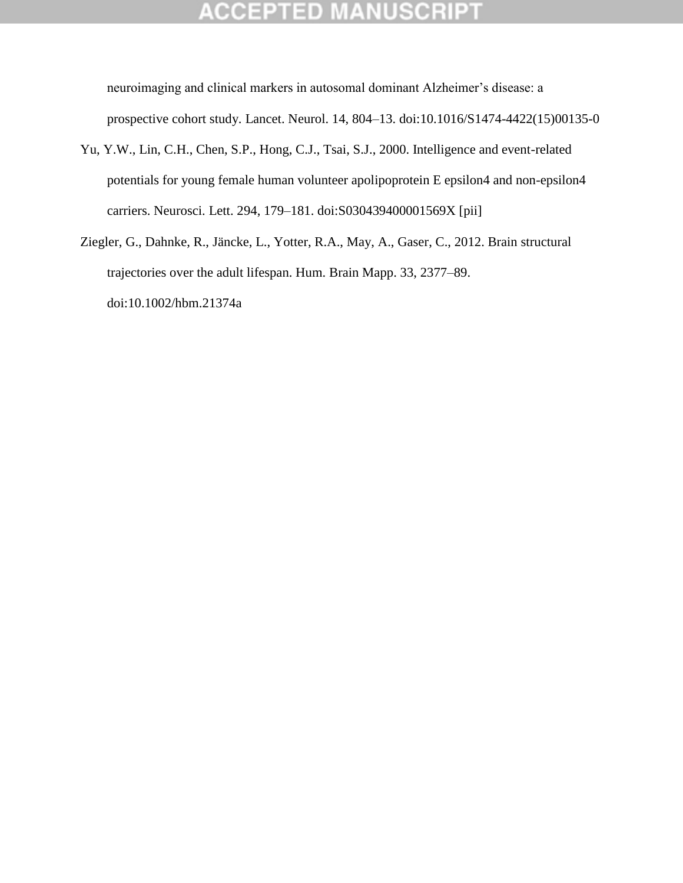neuroimaging and clinical markers in autosomal dominant Alzheimer's disease: a prospective cohort study. Lancet. Neurol. 14, 804–13. doi:10.1016/S1474-4422(15)00135-0

Yu, Y.W., Lin, C.H., Chen, S.P., Hong, C.J., Tsai, S.J., 2000. Intelligence and event-related potentials for young female human volunteer apolipoprotein E epsilon4 and non-epsilon4 carriers. Neurosci. Lett. 294, 179–181. doi:S030439400001569X [pii]

Ziegler, G., Dahnke, R., Jäncke, L., Yotter, R.A., May, A., Gaser, C., 2012. Brain structural trajectories over the adult lifespan. Hum. Brain Mapp. 33, 2377–89. doi:10.1002/hbm.21374a